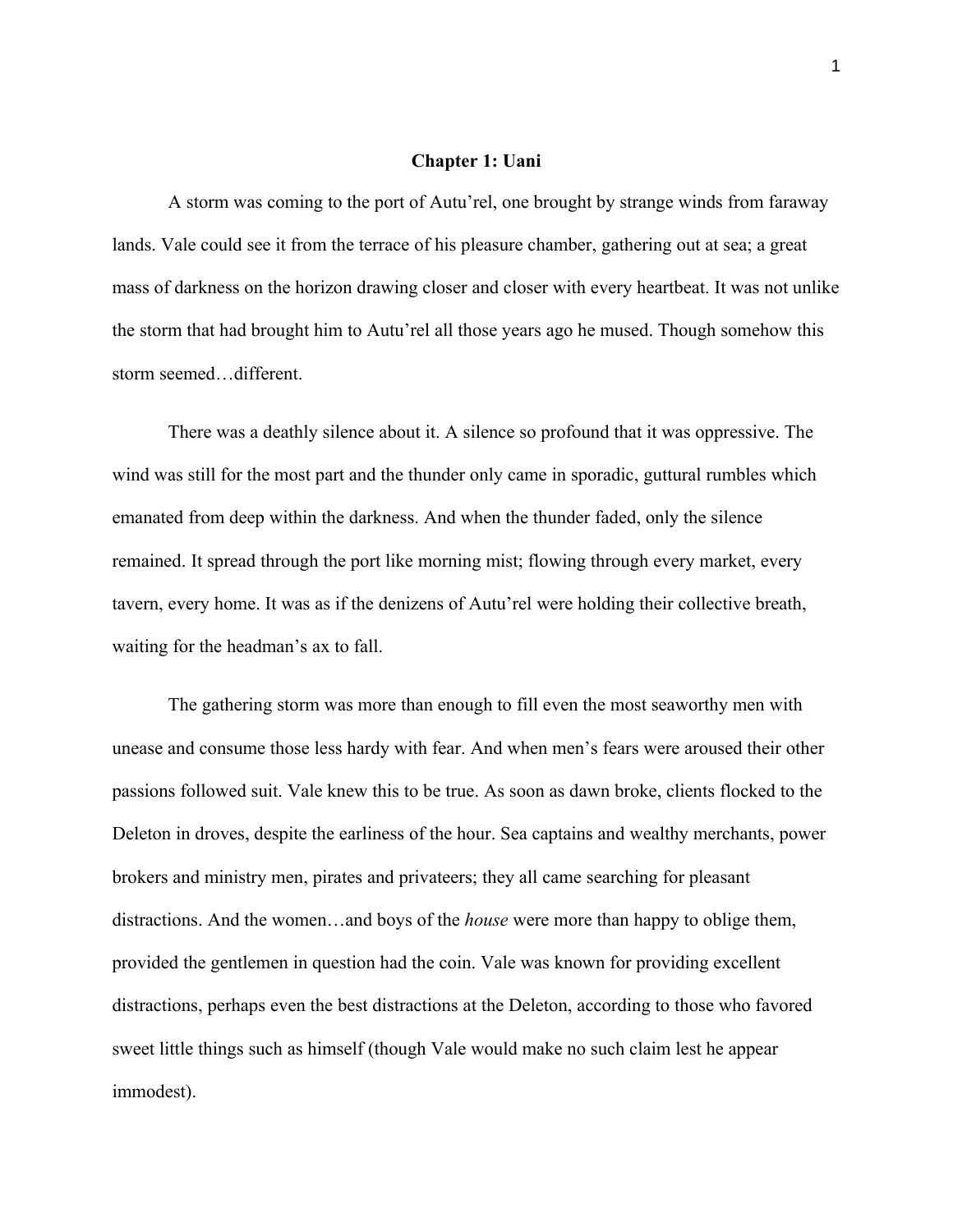## Chapter 1: Uani

A storm was coming to the port of Autu'rel, one brought by strange winds from faraway lands. Vale could see it from the terrace of his pleasure chamber, gathering out at sea; a great mass of darkness on the horizon drawing closer and closer with every heartbeat. It was not unlike the storm that had brought him to Autu'rel all those years ago he mused. Though somehow this storm seemed…different.

There was a deathly silence about it. A silence so profound that it was oppressive. The wind was still for the most part and the thunder only came in sporadic, guttural rumbles which emanated from deep within the darkness. And when the thunder faded, only the silence remained. It spread through the port like morning mist; flowing through every market, every tavern, every home. It was as if the denizens of Autu'rel were holding their collective breath, waiting for the headman's ax to fall.

The gathering storm was more than enough to fill even the most seaworthy men with unease and consume those less hardy with fear. And when men's fears were aroused their other passions followed suit. Vale knew this to be true. As soon as dawn broke, clients flocked to the Deleton in droves, despite the earliness of the hour. Sea captains and wealthy merchants, power brokers and ministry men, pirates and privateers; they all came searching for pleasant distractions. And the women…and boys of the *house* were more than happy to oblige them, provided the gentlemen in question had the coin. Vale was known for providing excellent distractions, perhaps even the best distractions at the Deleton, according to those who favored sweet little things such as himself (though Vale would make no such claim lest he appear immodest).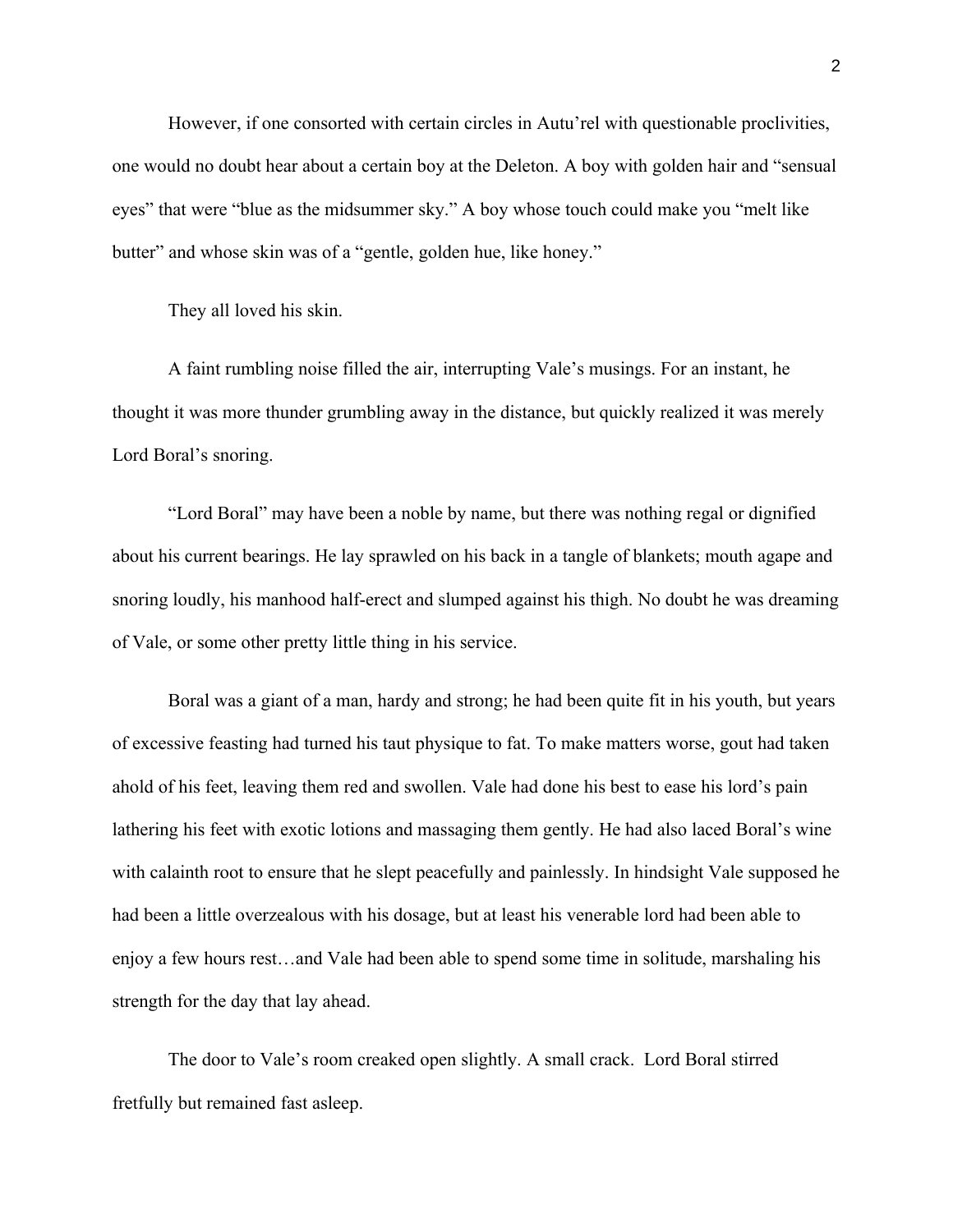However, if one consorted with certain circles in Autu'rel with questionable proclivities, one would no doubt hear about a certain boy at the Deleton. A boy with golden hair and "sensual eyes" that were "blue as the midsummer sky." A boy whose touch could make you "melt like butter" and whose skin was of a "gentle, golden hue, like honey."

They all loved his skin.

A faint rumbling noise filled the air, interrupting Vale's musings. For an instant, he thought it was more thunder grumbling away in the distance, but quickly realized it was merely Lord Boral's snoring.

"Lord Boral" may have been a noble by name, but there was nothing regal or dignified about his current bearings. He lay sprawled on his back in a tangle of blankets; mouth agape and snoring loudly, his manhood half-erect and slumped against his thigh. No doubt he was dreaming of Vale, or some other pretty little thing in his service.

Boral was a giant of a man, hardy and strong; he had been quite fit in his youth, but years of excessive feasting had turned his taut physique to fat. To make matters worse, gout had taken ahold of his feet, leaving them red and swollen. Vale had done his best to ease his lord's pain lathering his feet with exotic lotions and massaging them gently. He had also laced Boral's wine with calainth root to ensure that he slept peacefully and painlessly. In hindsight Vale supposed he had been a little overzealous with his dosage, but at least his venerable lord had been able to enjoy a few hours rest…and Vale had been able to spend some time in solitude, marshaling his strength for the day that lay ahead.

The door to Vale's room creaked open slightly. A small crack. Lord Boral stirred fretfully but remained fast asleep.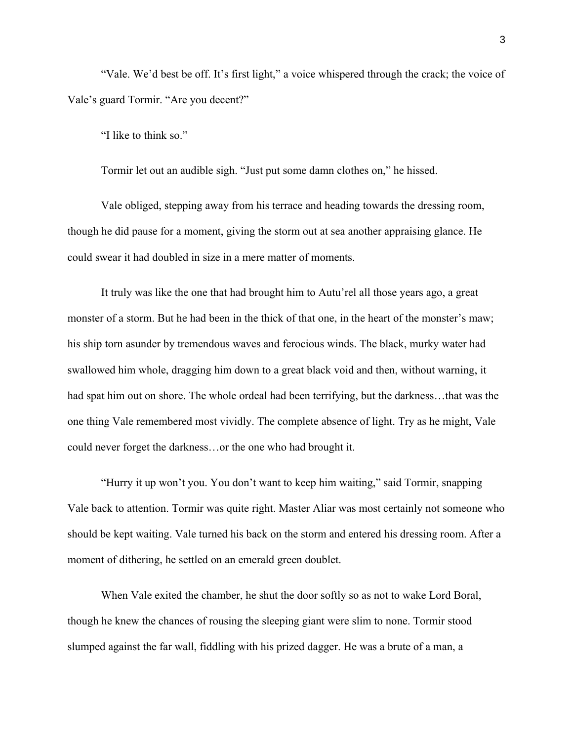"Vale. We'd best be off. It's first light," a voice whispered through the crack; the voice of Vale's guard Tormir. "Are you decent?"

"I like to think so."

Tormir let out an audible sigh. "Just put some damn clothes on," he hissed.

Vale obliged, stepping away from his terrace and heading towards the dressing room, though he did pause for a moment, giving the storm out at sea another appraising glance. He could swear it had doubled in size in a mere matter of moments.

It truly was like the one that had brought him to Autu'rel all those years ago, a great monster of a storm. But he had been in the thick of that one, in the heart of the monster's maw; his ship torn asunder by tremendous waves and ferocious winds. The black, murky water had swallowed him whole, dragging him down to a great black void and then, without warning, it had spat him out on shore. The whole ordeal had been terrifying, but the darkness…that was the one thing Vale remembered most vividly. The complete absence of light. Try as he might, Vale could never forget the darkness…or the one who had brought it.

"Hurry it up won't you. You don't want to keep him waiting," said Tormir, snapping Vale back to attention. Tormir was quite right. Master Aliar was most certainly not someone who should be kept waiting. Vale turned his back on the storm and entered his dressing room. After a moment of dithering, he settled on an emerald green doublet.

When Vale exited the chamber, he shut the door softly so as not to wake Lord Boral, though he knew the chances of rousing the sleeping giant were slim to none. Tormir stood slumped against the far wall, fiddling with his prized dagger. He was a brute of a man, a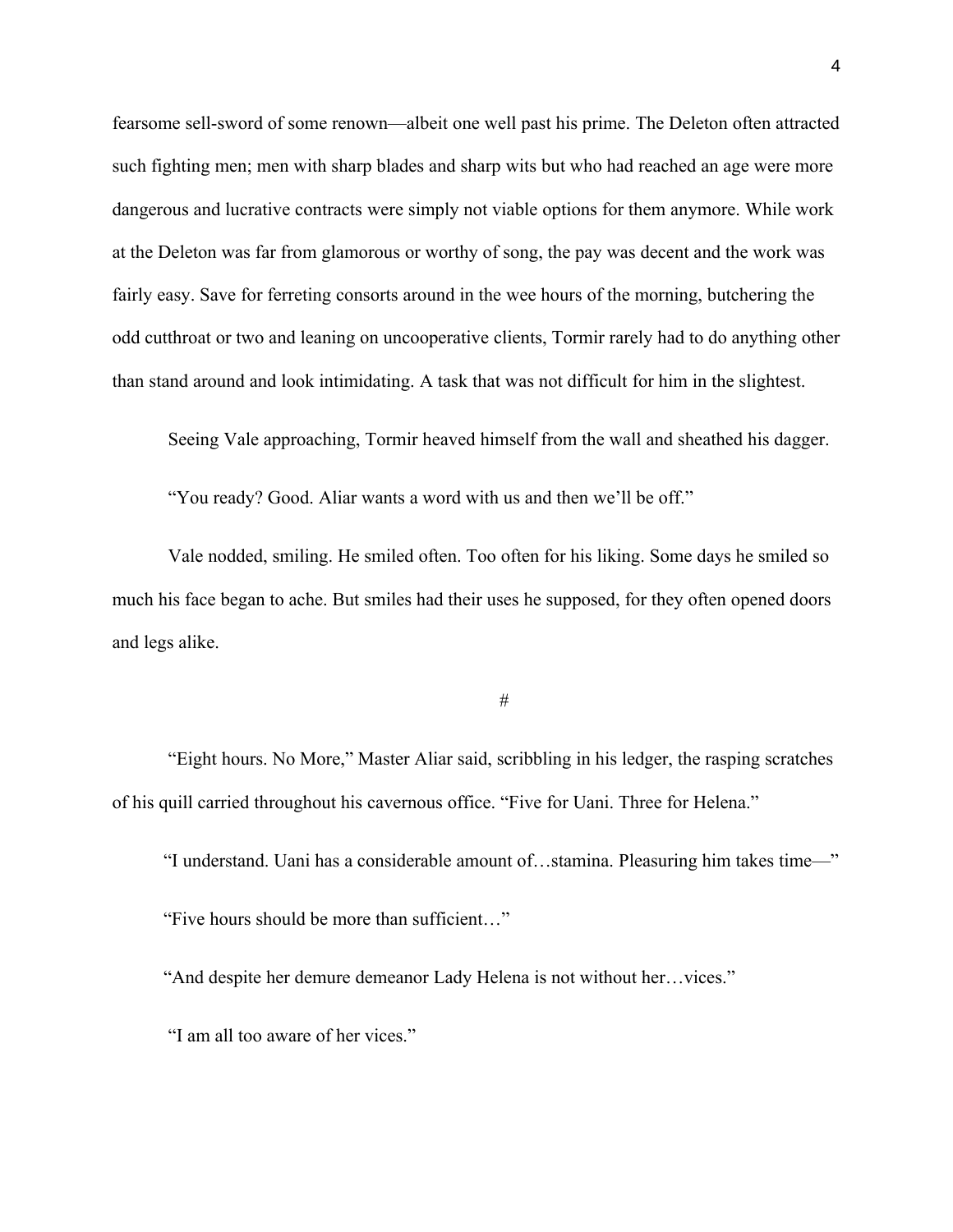fearsome sell-sword of some renown—albeit one well past his prime. The Deleton often attracted such fighting men; men with sharp blades and sharp wits but who had reached an age were more dangerous and lucrative contracts were simply not viable options for them anymore. While work at the Deleton was far from glamorous or worthy of song, the pay was decent and the work was fairly easy. Save for ferreting consorts around in the wee hours of the morning, butchering the odd cutthroat or two and leaning on uncooperative clients, Tormir rarely had to do anything other than stand around and look intimidating. A task that was not difficult for him in the slightest.

Seeing Vale approaching, Tormir heaved himself from the wall and sheathed his dagger.

"You ready? Good. Aliar wants a word with us and then we'll be off."

Vale nodded, smiling. He smiled often. Too often for his liking. Some days he smiled so much his face began to ache. But smiles had their uses he supposed, for they often opened doors and legs alike.

#

"Eight hours. No More," Master Aliar said, scribbling in his ledger, the rasping scratches of his quill carried throughout his cavernous office. "Five for Uani. Three for Helena."

"I understand. Uani has a considerable amount of…stamina. Pleasuring him takes time—"

"Five hours should be more than sufficient…"

"And despite her demure demeanor Lady Helena is not without her…vices."

"I am all too aware of her vices."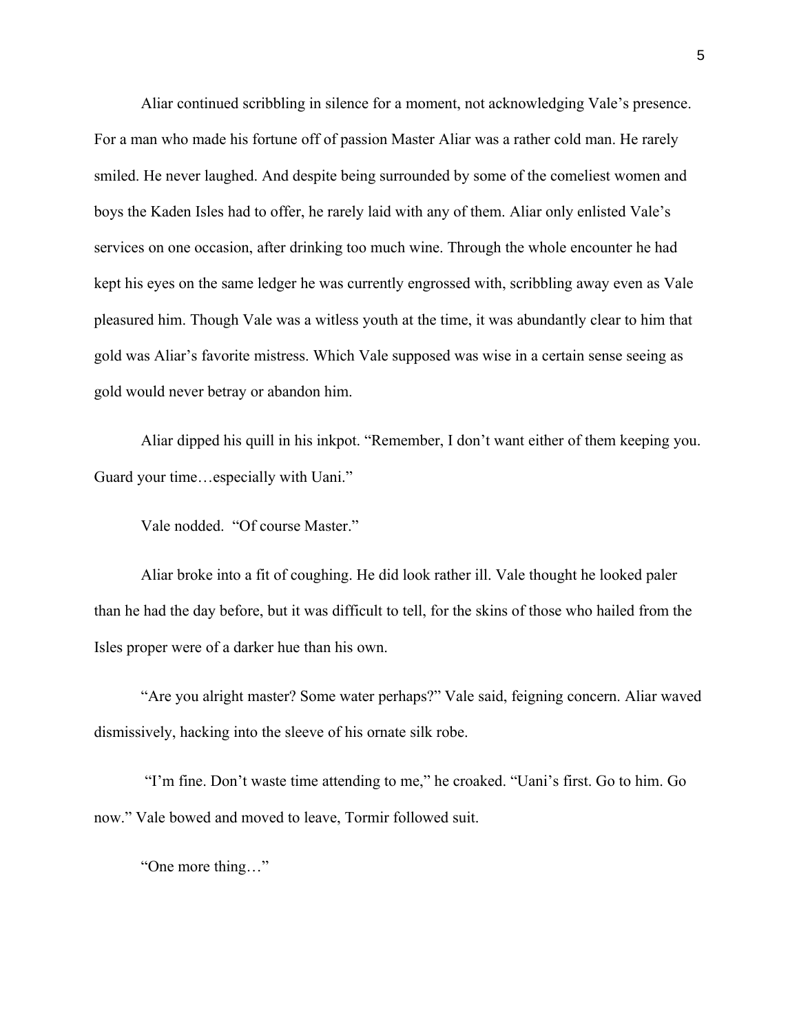Aliar continued scribbling in silence for a moment, not acknowledging Vale's presence. For a man who made his fortune off of passion Master Aliar was a rather cold man. He rarely smiled. He never laughed. And despite being surrounded by some of the comeliest women and boys the Kaden Isles had to offer, he rarely laid with any of them. Aliar only enlisted Vale's services on one occasion, after drinking too much wine. Through the whole encounter he had kept his eyes on the same ledger he was currently engrossed with, scribbling away even as Vale pleasured him. Though Vale was a witless youth at the time, it was abundantly clear to him that gold was Aliar's favorite mistress. Which Vale supposed was wise in a certain sense seeing as gold would never betray or abandon him.

Aliar dipped his quill in his inkpot. "Remember, I don't want either of them keeping you. Guard your time…especially with Uani."

Vale nodded. "Of course Master."

Aliar broke into a fit of coughing. He did look rather ill. Vale thought he looked paler than he had the day before, but it was difficult to tell, for the skins of those who hailed from the Isles proper were of a darker hue than his own.

"Are you alright master? Some water perhaps?" Vale said, feigning concern. Aliar waved dismissively, hacking into the sleeve of his ornate silk robe.

"I'm fine. Don't waste time attending to me," he croaked. "Uani's first. Go to him. Go now." Vale bowed and moved to leave, Tormir followed suit.

"One more thing…"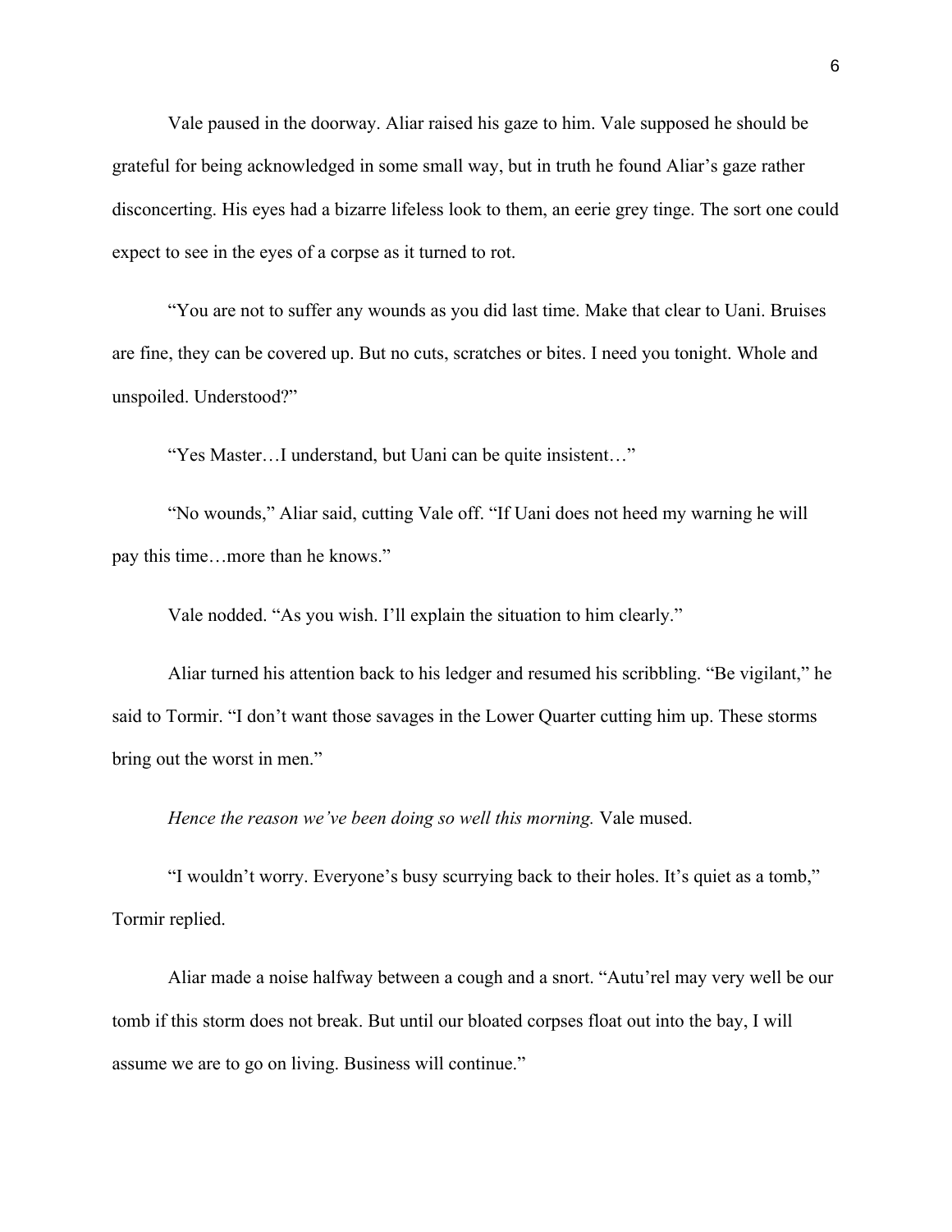Vale paused in the doorway. Aliar raised his gaze to him. Vale supposed he should be grateful for being acknowledged in some small way, but in truth he found Aliar's gaze rather disconcerting. His eyes had a bizarre lifeless look to them, an eerie grey tinge. The sort one could expect to see in the eyes of a corpse as it turned to rot.

"You are not to suffer any wounds as you did last time. Make that clear to Uani. Bruises are fine, they can be covered up. But no cuts, scratches or bites. I need you tonight. Whole and unspoiled. Understood?"

"Yes Master…I understand, but Uani can be quite insistent…"

"No wounds," Aliar said, cutting Vale off. "If Uani does not heed my warning he will pay this time…more than he knows."

Vale nodded. "As you wish. I'll explain the situation to him clearly."

Aliar turned his attention back to his ledger and resumed his scribbling. "Be vigilant," he said to Tormir. "I don't want those savages in the Lower Quarter cutting him up. These storms bring out the worst in men."

*Hence the reason we've been doing so well this morning.* Vale mused.

"I wouldn't worry. Everyone's busy scurrying back to their holes. It's quiet as a tomb," Tormir replied.

Aliar made a noise halfway between a cough and a snort. "Autu'rel may very well be our tomb if this storm does not break. But until our bloated corpses float out into the bay, I will assume we are to go on living. Business will continue."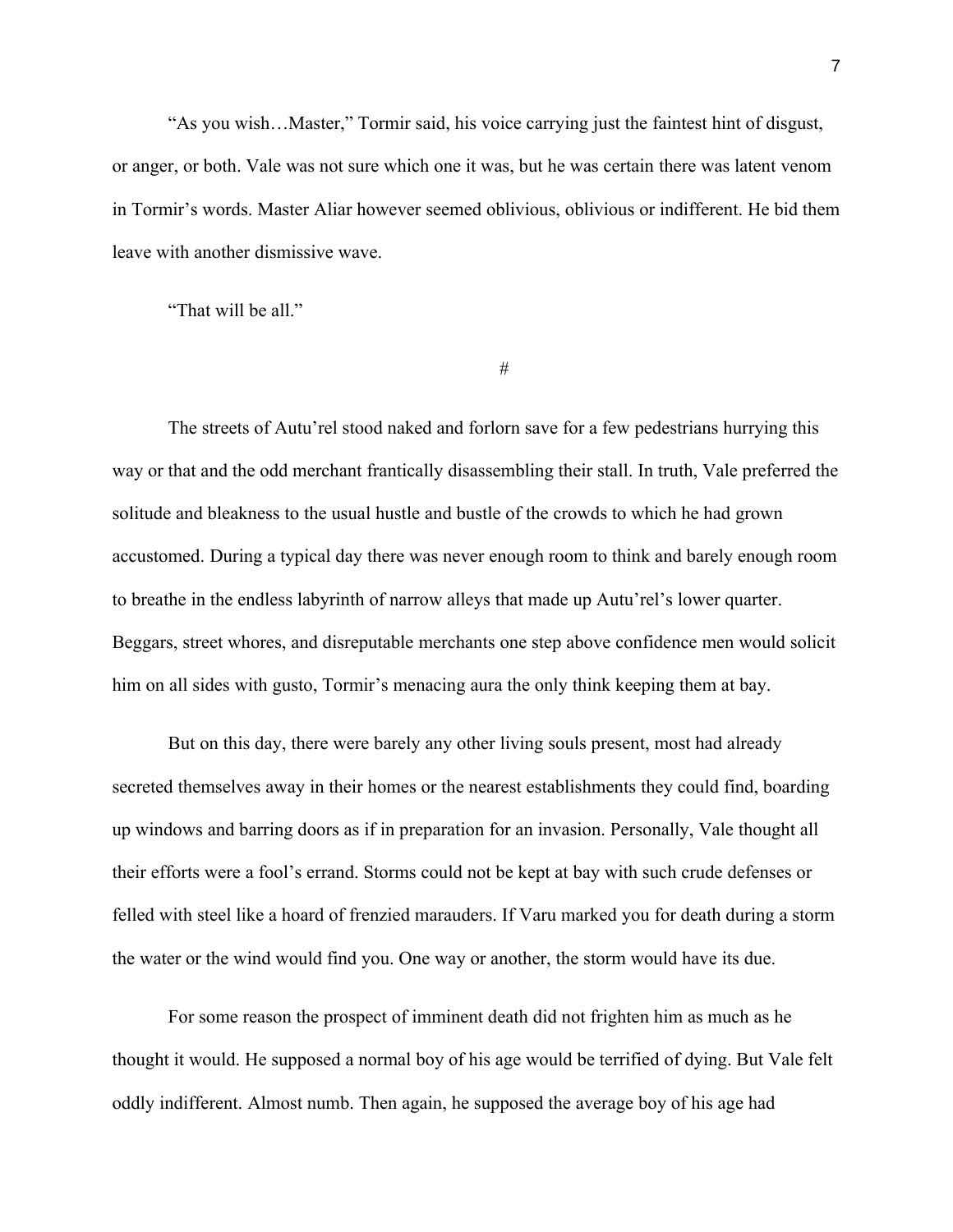"As you wish…Master," Tormir said, his voice carrying just the faintest hint of disgust, or anger, or both. Vale was not sure which one it was, but he was certain there was latent venom in Tormir's words. Master Aliar however seemed oblivious, oblivious or indifferent. He bid them leave with another dismissive wave.

"That will be all."

#

The streets of Autu'rel stood naked and forlorn save for a few pedestrians hurrying this way or that and the odd merchant frantically disassembling their stall. In truth, Vale preferred the solitude and bleakness to the usual hustle and bustle of the crowds to which he had grown accustomed. During a typical day there was never enough room to think and barely enough room to breathe in the endless labyrinth of narrow alleys that made up Autu'rel's lower quarter. Beggars, street whores, and disreputable merchants one step above confidence men would solicit him on all sides with gusto, Tormir's menacing aura the only think keeping them at bay.

But on this day, there were barely any other living souls present, most had already secreted themselves away in their homes or the nearest establishments they could find, boarding up windows and barring doors as if in preparation for an invasion. Personally, Vale thought all their efforts were a fool's errand. Storms could not be kept at bay with such crude defenses or felled with steel like a hoard of frenzied marauders. If Varu marked you for death during a storm the water or the wind would find you. One way or another, the storm would have its due.

For some reason the prospect of imminent death did not frighten him as much as he thought it would. He supposed a normal boy of his age would be terrified of dying. But Vale felt oddly indifferent. Almost numb. Then again, he supposed the average boy of his age had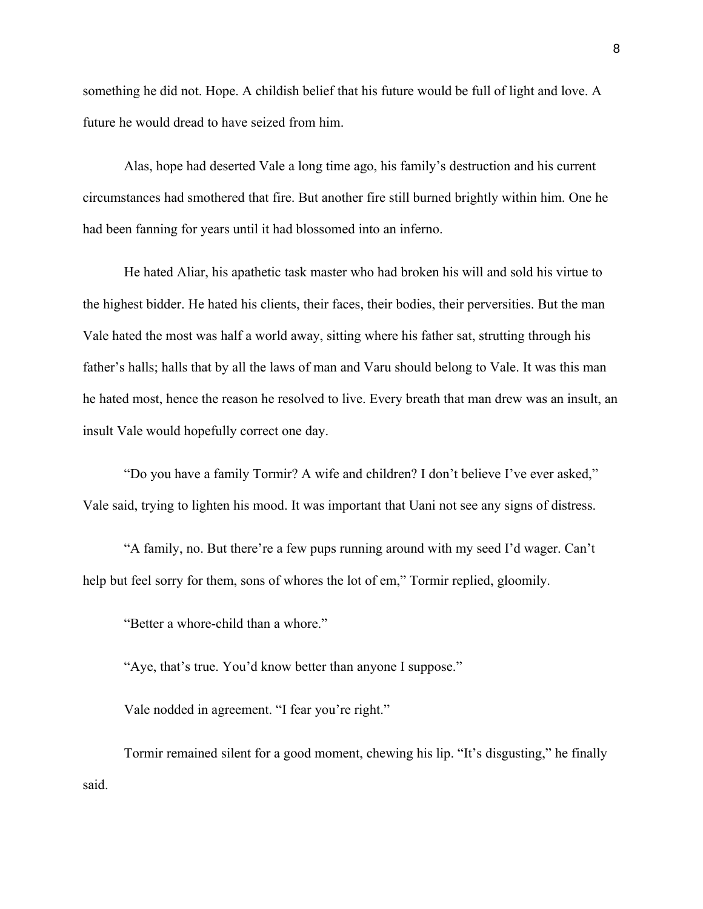something he did not. Hope. A childish belief that his future would be full of light and love. A future he would dread to have seized from him.

Alas, hope had deserted Vale a long time ago, his family's destruction and his current circumstances had smothered that fire. But another fire still burned brightly within him. One he had been fanning for years until it had blossomed into an inferno.

He hated Aliar, his apathetic task master who had broken his will and sold his virtue to the highest bidder. He hated his clients, their faces, their bodies, their perversities. But the man Vale hated the most was half a world away, sitting where his father sat, strutting through his father's halls; halls that by all the laws of man and Varu should belong to Vale. It was this man he hated most, hence the reason he resolved to live. Every breath that man drew was an insult, an insult Vale would hopefully correct one day.

"Do you have a family Tormir? A wife and children? I don't believe I've ever asked," Vale said, trying to lighten his mood. It was important that Uani not see any signs of distress.

"A family, no. But there're a few pups running around with my seed I'd wager. Can't help but feel sorry for them, sons of whores the lot of em," Tormir replied, gloomily.

"Better a whore-child than a whore."

"Aye, that's true. You'd know better than anyone I suppose."

Vale nodded in agreement. "I fear you're right."

Tormir remained silent for a good moment, chewing his lip. "It's disgusting," he finally said.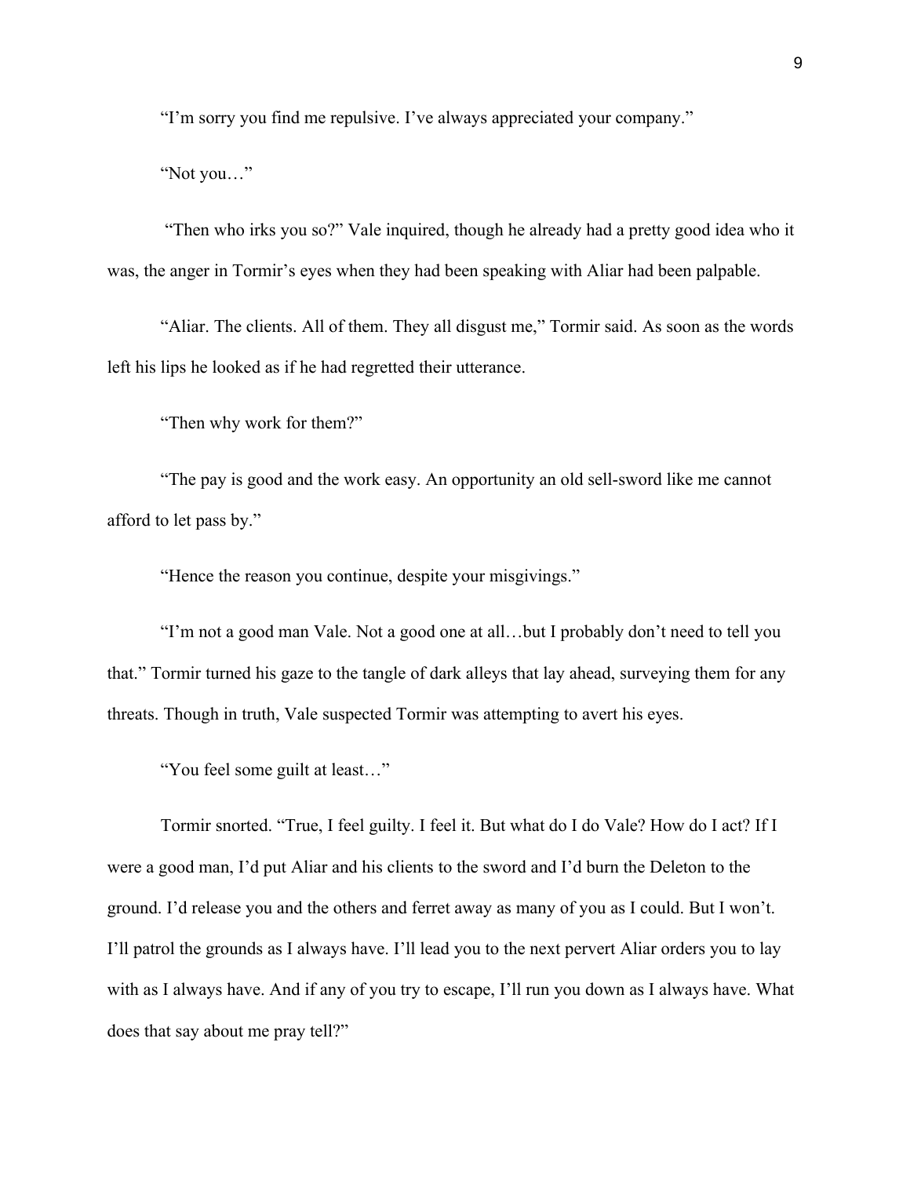"I'm sorry you find me repulsive. I've always appreciated your company."

"Not you…"

"Then who irks you so?" Vale inquired, though he already had a pretty good idea who it was, the anger in Tormir's eyes when they had been speaking with Aliar had been palpable.

"Aliar. The clients. All of them. They all disgust me," Tormir said. As soon as the words left his lips he looked as if he had regretted their utterance.

"Then why work for them?"

"The pay is good and the work easy. An opportunity an old sell-sword like me cannot afford to let pass by."

"Hence the reason you continue, despite your misgivings."

"I'm not a good man Vale. Not a good one at all…but I probably don't need to tell you that." Tormir turned his gaze to the tangle of dark alleys that lay ahead, surveying them for any threats. Though in truth, Vale suspected Tormir was attempting to avert his eyes.

"You feel some guilt at least…"

Tormir snorted. "True, I feel guilty. I feel it. But what do I do Vale? How do I act? If I were a good man, I'd put Aliar and his clients to the sword and I'd burn the Deleton to the ground. I'd release you and the others and ferret away as many of you as I could. But I won't. I'll patrol the grounds as I always have. I'll lead you to the next pervert Aliar orders you to lay with as I always have. And if any of you try to escape, I'll run you down as I always have. What does that say about me pray tell?"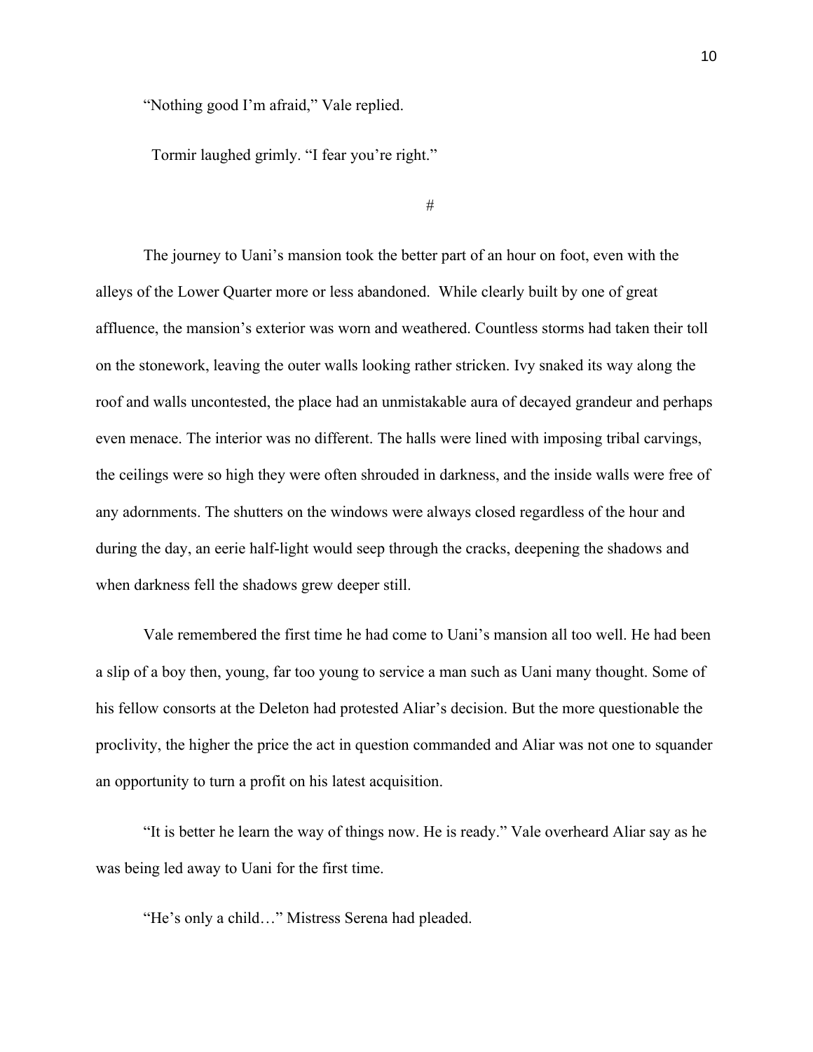"Nothing good I'm afraid," Vale replied.

Tormir laughed grimly. "I fear you're right."

#

The journey to Uani's mansion took the better part of an hour on foot, even with the alleys of the Lower Quarter more or less abandoned. While clearly built by one of great affluence, the mansion's exterior was worn and weathered. Countless storms had taken their toll on the stonework, leaving the outer walls looking rather stricken. Ivy snaked its way along the roof and walls uncontested, the place had an unmistakable aura of decayed grandeur and perhaps even menace. The interior was no different. The halls were lined with imposing tribal carvings, the ceilings were so high they were often shrouded in darkness, and the inside walls were free of any adornments. The shutters on the windows were always closed regardless of the hour and during the day, an eerie half-light would seep through the cracks, deepening the shadows and when darkness fell the shadows grew deeper still.

Vale remembered the first time he had come to Uani's mansion all too well. He had been a slip of a boy then, young, far too young to service a man such as Uani many thought. Some of his fellow consorts at the Deleton had protested Aliar's decision. But the more questionable the proclivity, the higher the price the act in question commanded and Aliar was not one to squander an opportunity to turn a profit on his latest acquisition.

"It is better he learn the way of things now. He is ready." Vale overheard Aliar say as he was being led away to Uani for the first time.

"He's only a child…" Mistress Serena had pleaded.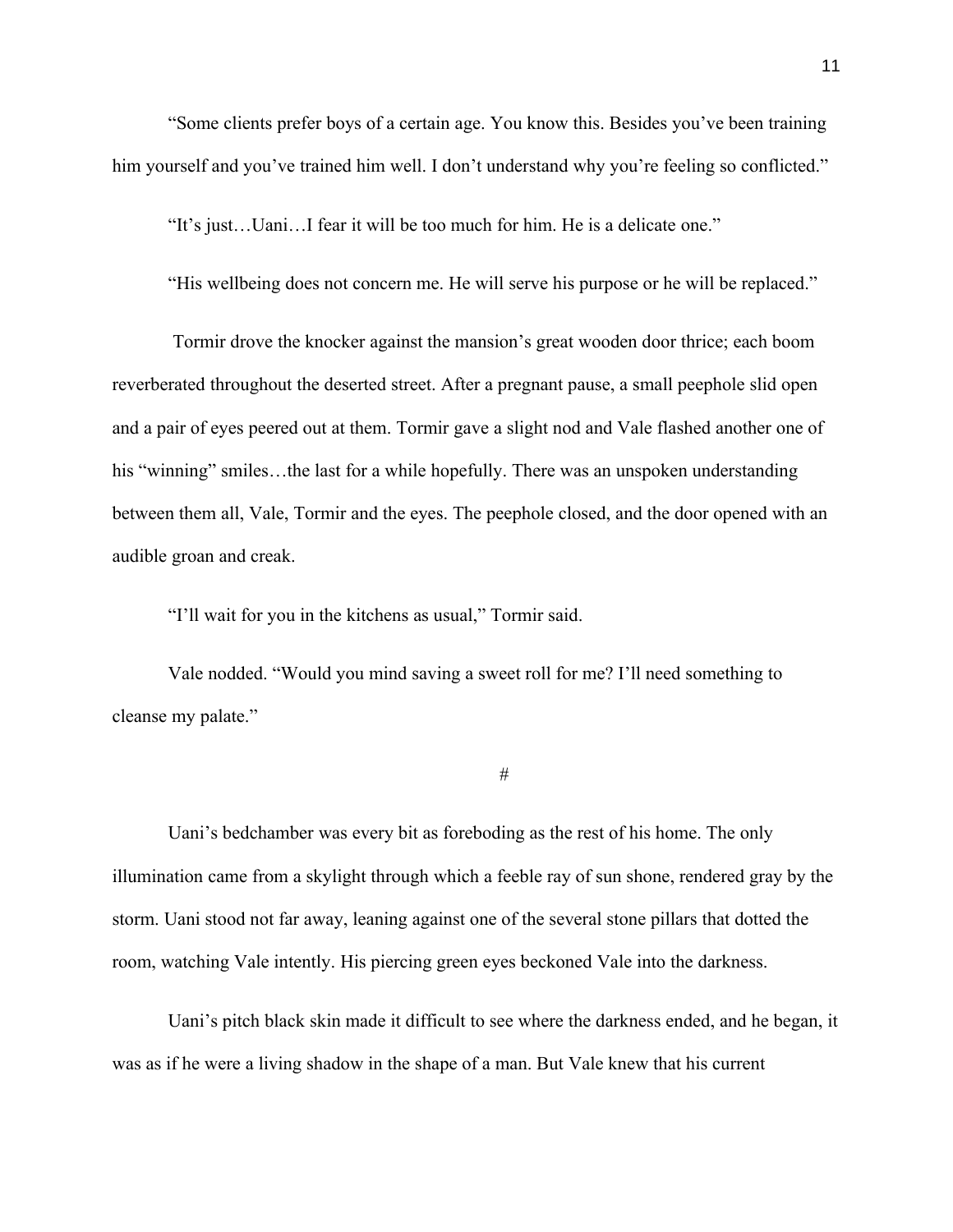"Some clients prefer boys of a certain age. You know this. Besides you've been training him yourself and you've trained him well. I don't understand why you're feeling so conflicted."

"It's just…Uani…I fear it will be too much for him. He is a delicate one."

"His wellbeing does not concern me. He will serve his purpose or he will be replaced."

Tormir drove the knocker against the mansion's great wooden door thrice; each boom reverberated throughout the deserted street. After a pregnant pause, a small peephole slid open and a pair of eyes peered out at them. Tormir gave a slight nod and Vale flashed another one of his "winning" smiles…the last for a while hopefully. There was an unspoken understanding between them all, Vale, Tormir and the eyes. The peephole closed, and the door opened with an audible groan and creak.

"I'll wait for you in the kitchens as usual," Tormir said.

Vale nodded. "Would you mind saving a sweet roll for me? I'll need something to cleanse my palate."

#

Uani's bedchamber was every bit as foreboding as the rest of his home. The only illumination came from a skylight through which a feeble ray of sun shone, rendered gray by the storm. Uani stood not far away, leaning against one of the several stone pillars that dotted the room, watching Vale intently. His piercing green eyes beckoned Vale into the darkness.

Uani's pitch black skin made it difficult to see where the darkness ended, and he began, it was as if he were a living shadow in the shape of a man. But Vale knew that his current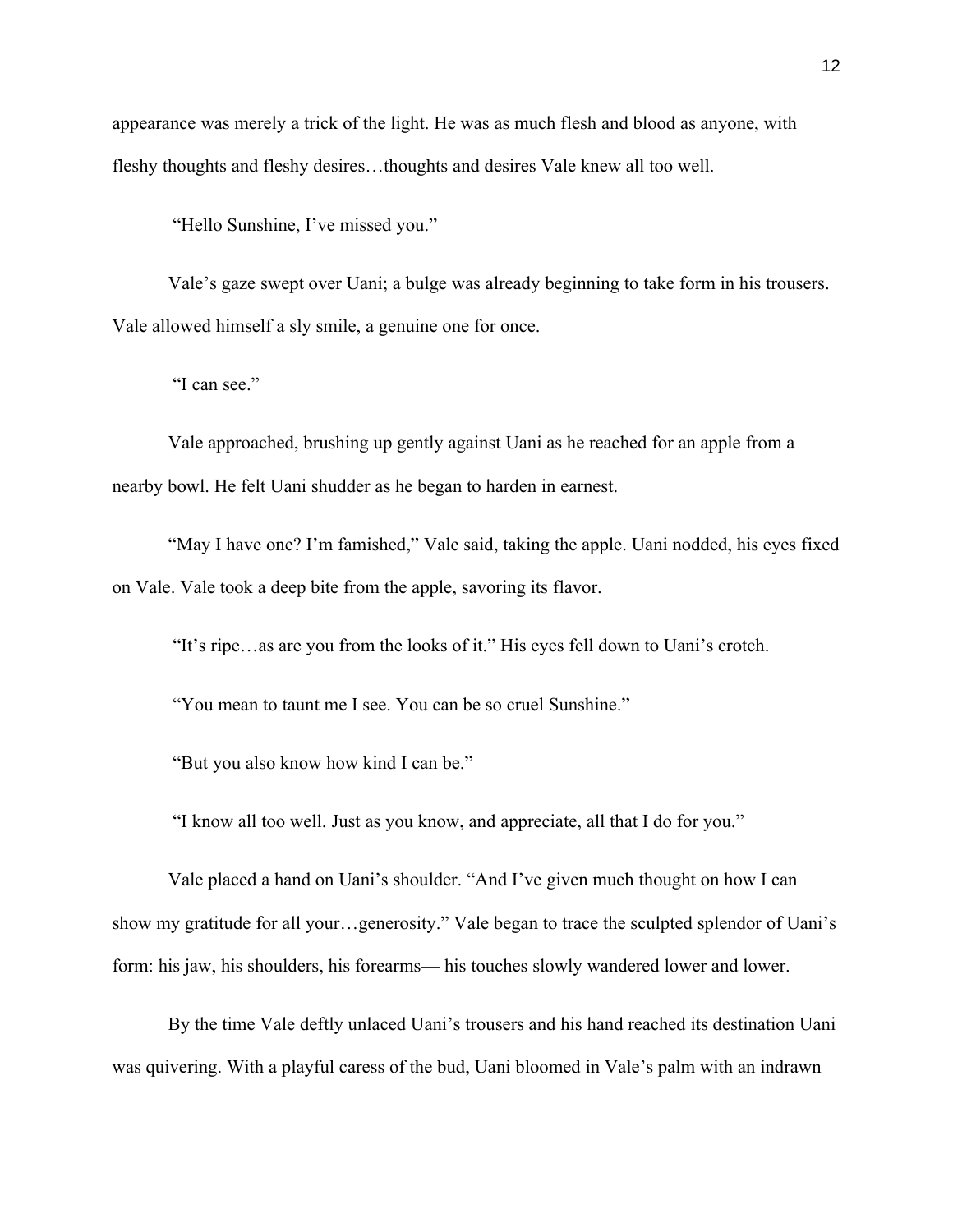appearance was merely a trick of the light. He was as much flesh and blood as anyone, with fleshy thoughts and fleshy desires…thoughts and desires Vale knew all too well.

"Hello Sunshine, I've missed you."

Vale's gaze swept over Uani; a bulge was already beginning to take form in his trousers. Vale allowed himself a sly smile, a genuine one for once.

"I can see."

Vale approached, brushing up gently against Uani as he reached for an apple from a nearby bowl. He felt Uani shudder as he began to harden in earnest.

"May I have one? I'm famished," Vale said, taking the apple. Uani nodded, his eyes fixed on Vale. Vale took a deep bite from the apple, savoring its flavor.

"It's ripe…as are you from the looks of it." His eyes fell down to Uani's crotch.

"You mean to taunt me I see. You can be so cruel Sunshine."

"But you also know how kind I can be."

"I know all too well. Just as you know, and appreciate, all that I do for you."

Vale placed a hand on Uani's shoulder. "And I've given much thought on how I can show my gratitude for all your…generosity." Vale began to trace the sculpted splendor of Uani's form: his jaw, his shoulders, his forearms— his touches slowly wandered lower and lower.

By the time Vale deftly unlaced Uani's trousers and his hand reached its destination Uani was quivering. With a playful caress of the bud, Uani bloomed in Vale's palm with an indrawn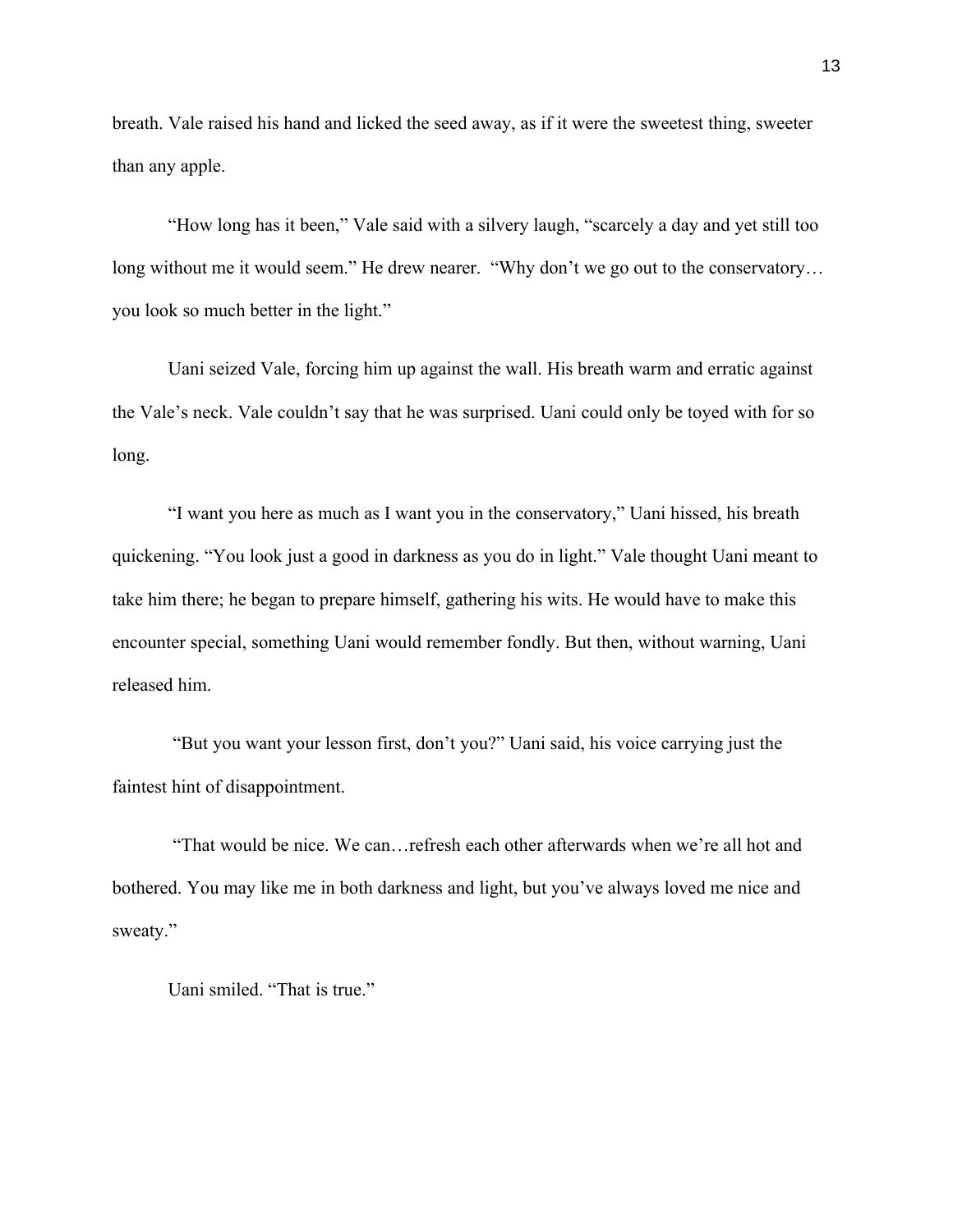breath. Vale raised his hand and licked the seed away, as if it were the sweetest thing, sweeter than any apple.

"How long has it been," Vale said with a silvery laugh, "scarcely a day and yet still too long without me it would seem." He drew nearer. "Why don't we go out to the conservatory… you look so much better in the light."

Uani seized Vale, forcing him up against the wall. His breath warm and erratic against the Vale's neck. Vale couldn't say that he was surprised. Uani could only be toyed with for so long.

"I want you here as much as I want you in the conservatory," Uani hissed, his breath quickening. "You look just a good in darkness as you do in light." Vale thought Uani meant to take him there; he began to prepare himself, gathering his wits. He would have to make this encounter special, something Uani would remember fondly. But then, without warning, Uani released him.

"But you want your lesson first, don't you?" Uani said, his voice carrying just the faintest hint of disappointment.

"That would be nice. We can…refresh each other afterwards when we're all hot and bothered. You may like me in both darkness and light, but you've always loved me nice and sweaty."

Uani smiled. "That is true."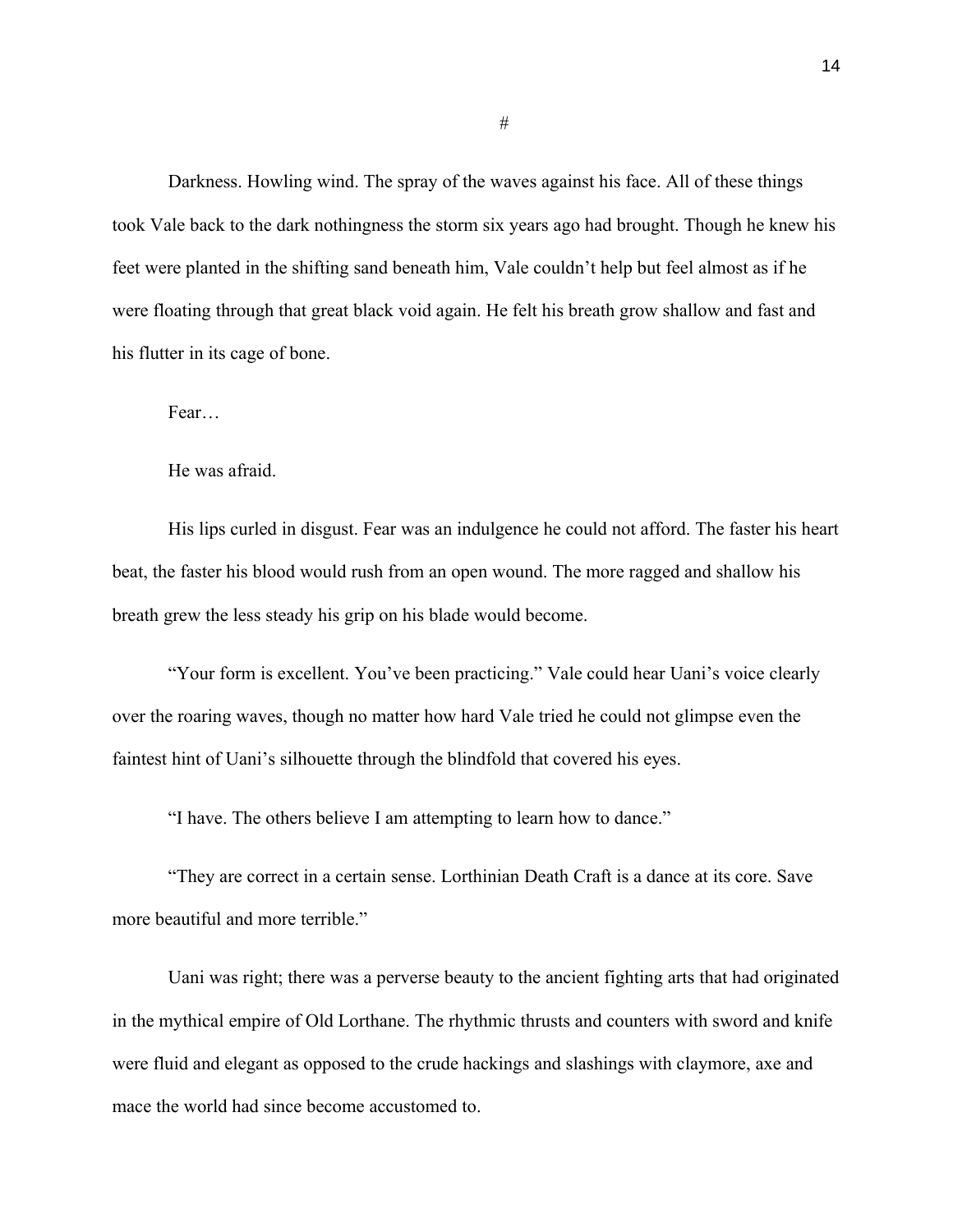#

Darkness. Howling wind. The spray of the waves against his face. All of these things took Vale back to the dark nothingness the storm six years ago had brought. Though he knew his feet were planted in the shifting sand beneath him, Vale couldn't help but feel almost as if he were floating through that great black void again. He felt his breath grow shallow and fast and his flutter in its cage of bone.

Fear…

He was afraid.

His lips curled in disgust. Fear was an indulgence he could not afford. The faster his heart beat, the faster his blood would rush from an open wound. The more ragged and shallow his breath grew the less steady his grip on his blade would become.

"Your form is excellent. You've been practicing." Vale could hear Uani's voice clearly over the roaring waves, though no matter how hard Vale tried he could not glimpse even the faintest hint of Uani's silhouette through the blindfold that covered his eyes.

"I have. The others believe I am attempting to learn how to dance."

"They are correct in a certain sense. Lorthinian Death Craft is a dance at its core. Save more beautiful and more terrible."

Uani was right; there was a perverse beauty to the ancient fighting arts that had originated in the mythical empire of Old Lorthane. The rhythmic thrusts and counters with sword and knife were fluid and elegant as opposed to the crude hackings and slashings with claymore, axe and mace the world had since become accustomed to.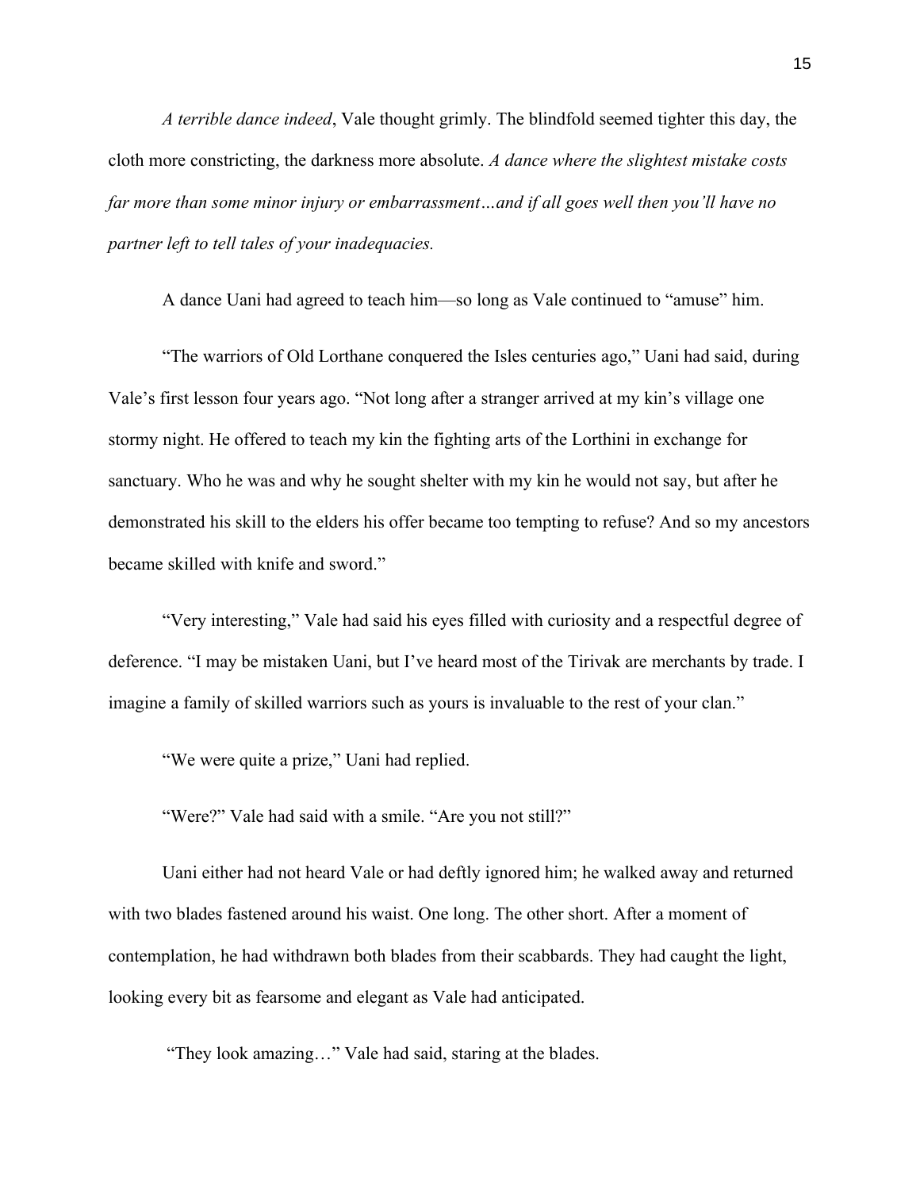*A terrible dance indeed*, Vale thought grimly. The blindfold seemed tighter this day, the cloth more constricting, the darkness more absolute. *A dance where the slightest mistake costs far more than some minor injury or embarrassment…and if all goes well then you'll have no partner left to tell tales of your inadequacies.*

A dance Uani had agreed to teach him—so long as Vale continued to "amuse" him.

"The warriors of Old Lorthane conquered the Isles centuries ago," Uani had said, during Vale's first lesson four years ago. "Not long after a stranger arrived at my kin's village one stormy night. He offered to teach my kin the fighting arts of the Lorthini in exchange for sanctuary. Who he was and why he sought shelter with my kin he would not say, but after he demonstrated his skill to the elders his offer became too tempting to refuse? And so my ancestors became skilled with knife and sword."

"Very interesting," Vale had said his eyes filled with curiosity and a respectful degree of deference. "I may be mistaken Uani, but I've heard most of the Tirivak are merchants by trade. I imagine a family of skilled warriors such as yours is invaluable to the rest of your clan."

"We were quite a prize," Uani had replied.

"Were?" Vale had said with a smile. "Are you not still?"

Uani either had not heard Vale or had deftly ignored him; he walked away and returned with two blades fastened around his waist. One long. The other short. After a moment of contemplation, he had withdrawn both blades from their scabbards. They had caught the light, looking every bit as fearsome and elegant as Vale had anticipated.

"They look amazing…" Vale had said, staring at the blades.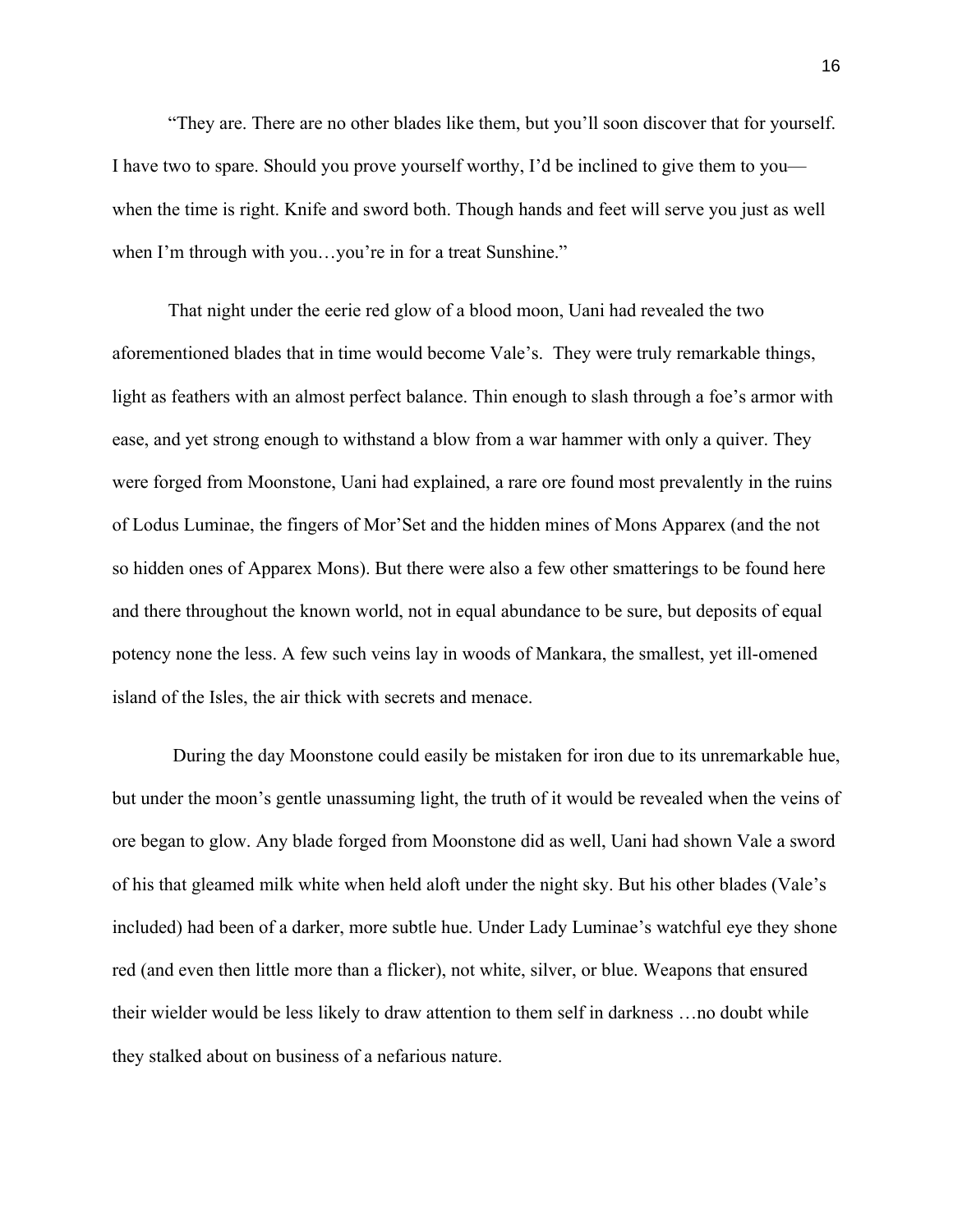"They are. There are no other blades like them, but you'll soon discover that for yourself. I have two to spare. Should you prove yourself worthy, I'd be inclined to give them to you—when the time is right. Knife and sword both. Though hands and feet will serve you just as well when I'm through with you…you're in for a treat Sunshine."

That night under the eerie red glow of a blood moon, Uani had revealed the two aforementioned blades that in time would become Vale's.  They were truly remarkable things, light as feathers with an almost perfect balance. Thin enough to slash through a foe's armor with ease, and yet strong enough to withstand a blow from a war hammer with only a quiver. They were forged from Moonstone, Uani had explained, a rare ore found most prevalently in the ruins of Lodus Luminae, the fingers of Mor'Set and the hidden mines of Mons Apparex (and the not so hidden ones of Apparex Mons). But there were also a few other smatterings to be found here and there throughout the known world, not in equal abundance to be sure, but deposits of equal potency none the less. A few such veins lay in woods of Mankara, the smallest, yet ill-omened island of the Isles, the air thick with secrets and menace.

During the day Moonstone could easily be mistaken for iron due to its unremarkable hue, but under the moon's gentle unassuming light, the truth of it would be revealed when the veins of ore began to glow. Any blade forged from Moonstone did as well, Uani had shown Vale a sword of his that gleamed milk white when held aloft under the night sky. But his other blades (Vale's included) had been of a darker, more subtle hue. Under Lady Luminae's watchful eye they shone red (and even then little more than a flicker), not white, silver, or blue. Weapons that ensured their wielder would be less likely to draw attention to them self in darkness …no doubt while they stalked about on business of a nefarious nature.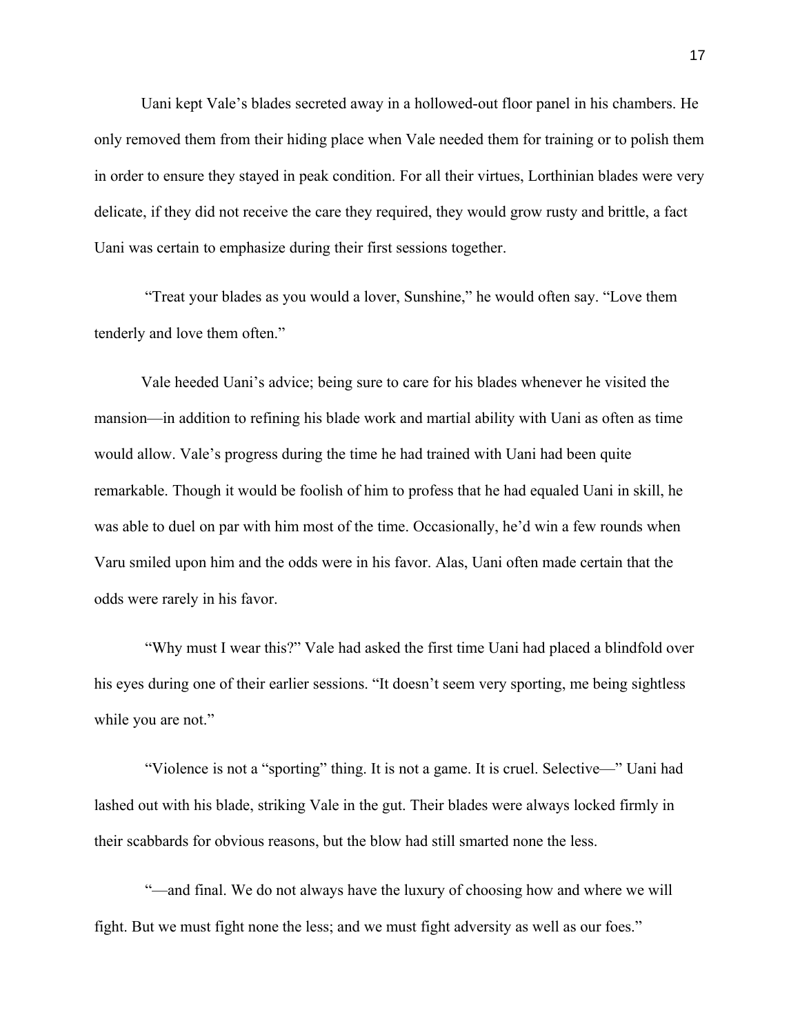Uani kept Vale's blades secreted away in a hollowed-out floor panel in his chambers. He only removed them from their hiding place when Vale needed them for training or to polish them in order to ensure they stayed in peak condition. For all their virtues, Lorthinian blades were very delicate, if they did not receive the care they required, they would grow rusty and brittle, a fact Uani was certain to emphasize during their first sessions together.

"Treat your blades as you would a lover, Sunshine," he would often say. "Love them tenderly and love them often."

Vale heeded Uani's advice; being sure to care for his blades whenever he visited the mansion—in addition to refining his blade work and martial ability with Uani as often as time would allow. Vale's progress during the time he had trained with Uani had been quite remarkable. Though it would be foolish of him to profess that he had equaled Uani in skill, he was able to duel on par with him most of the time. Occasionally, he'd win a few rounds when Varu smiled upon him and the odds were in his favor. Alas, Uani often made certain that the odds were rarely in his favor.

"Why must I wear this?" Vale had asked the first time Uani had placed a blindfold over his eyes during one of their earlier sessions. "It doesn't seem very sporting, me being sightless while you are not."

"Violence is not a "sporting" thing. It is not a game. It is cruel. Selective—" Uani had lashed out with his blade, striking Vale in the gut. Their blades were always locked firmly in their scabbards for obvious reasons, but the blow had still smarted none the less.

"—and final. We do not always have the luxury of choosing how and where we will fight. But we must fight none the less; and we must fight adversity as well as our foes."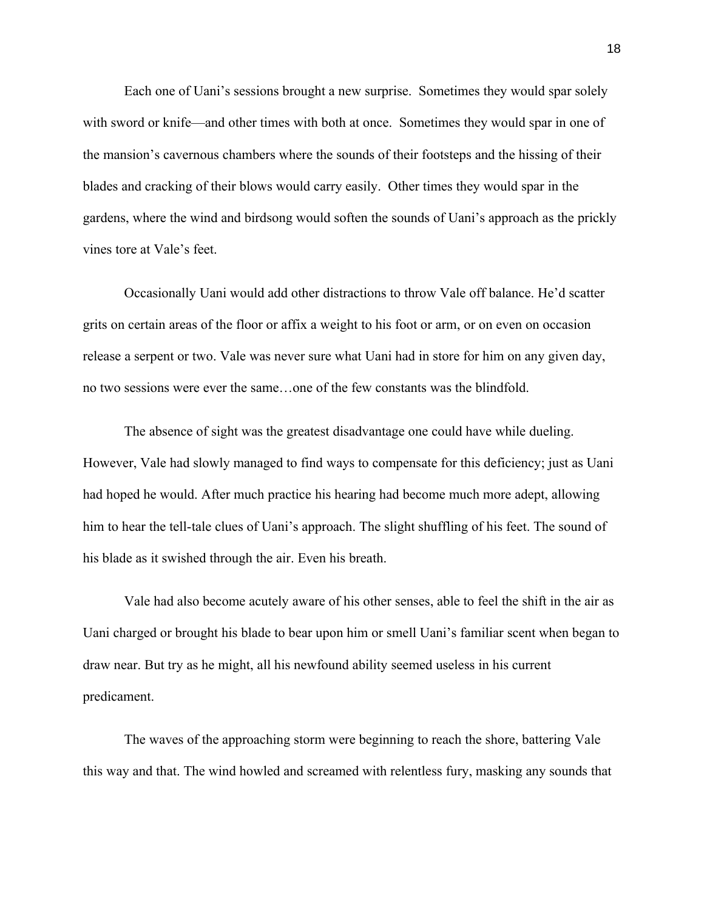Each one of Uani's sessions brought a new surprise. Sometimes they would spar solely with sword or knife—and other times with both at once. Sometimes they would spar in one of the mansion's cavernous chambers where the sounds of their footsteps and the hissing of their blades and cracking of their blows would carry easily. Other times they would spar in the gardens, where the wind and birdsong would soften the sounds of Uani's approach as the prickly vines tore at Vale's feet.

Occasionally Uani would add other distractions to throw Vale off balance. He'd scatter grits on certain areas of the floor or affix a weight to his foot or arm, or on even on occasion release a serpent or two. Vale was never sure what Uani had in store for him on any given day, no two sessions were ever the same…one of the few constants was the blindfold.

The absence of sight was the greatest disadvantage one could have while dueling. However, Vale had slowly managed to find ways to compensate for this deficiency; just as Uani had hoped he would. After much practice his hearing had become much more adept, allowing him to hear the tell-tale clues of Uani's approach. The slight shuffling of his feet. The sound of his blade as it swished through the air. Even his breath.

Vale had also become acutely aware of his other senses, able to feel the shift in the air as Uani charged or brought his blade to bear upon him or smell Uani's familiar scent when began to draw near. But try as he might, all his newfound ability seemed useless in his current predicament.

The waves of the approaching storm were beginning to reach the shore, battering Vale this way and that. The wind howled and screamed with relentless fury, masking any sounds that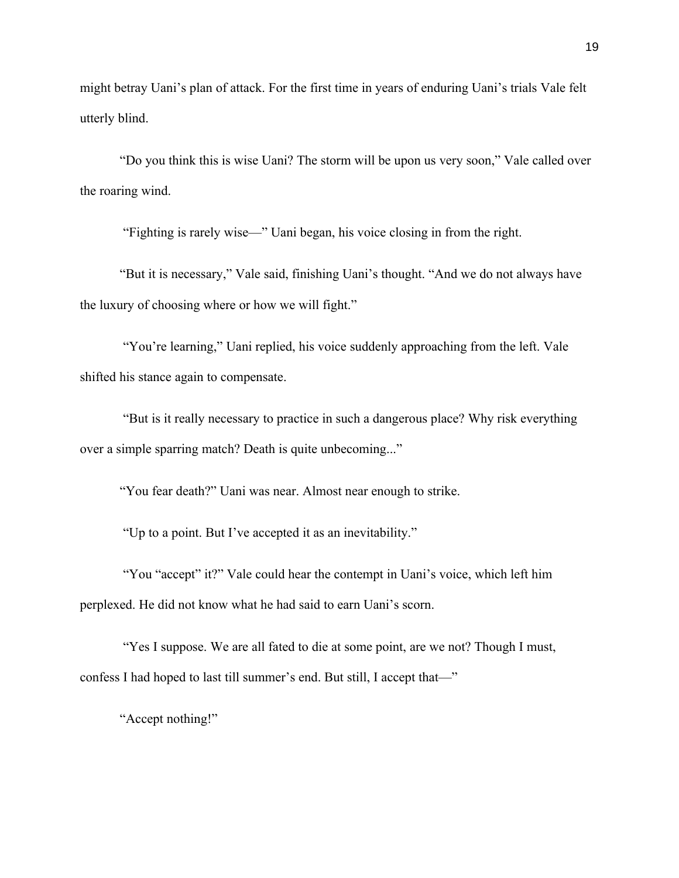might betray Uani's plan of attack. For the first time in years of enduring Uani's trials Vale felt utterly blind.

"Do you think this is wise Uani? The storm will be upon us very soon," Vale called over the roaring wind.

"Fighting is rarely wise—" Uani began, his voice closing in from the right.

"But it is necessary," Vale said, finishing Uani's thought. "And we do not always have the luxury of choosing where or how we will fight."

"You're learning," Uani replied, his voice suddenly approaching from the left. Vale shifted his stance again to compensate.

"But is it really necessary to practice in such a dangerous place? Why risk everything over a simple sparring match? Death is quite unbecoming..."

"You fear death?" Uani was near. Almost near enough to strike.

"Up to a point. But I've accepted it as an inevitability."

"You "accept" it?" Vale could hear the contempt in Uani's voice, which left him perplexed. He did not know what he had said to earn Uani's scorn.

"Yes I suppose. We are all fated to die at some point, are we not? Though I must, confess I had hoped to last till summer's end. But still, I accept that—"

"Accept nothing!"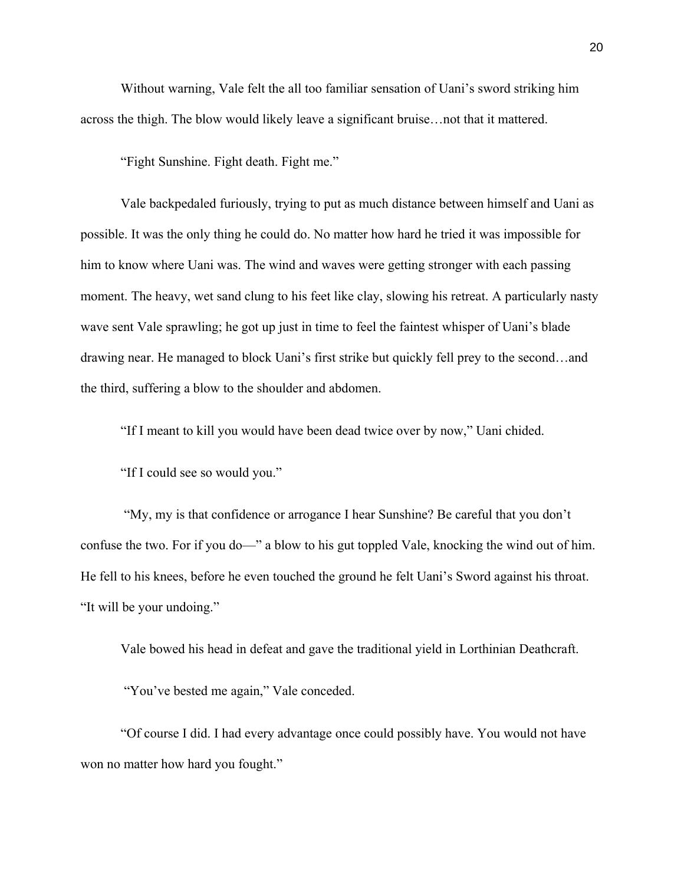Without warning, Vale felt the all too familiar sensation of Uani's sword striking him across the thigh. The blow would likely leave a significant bruise…not that it mattered.

"Fight Sunshine. Fight death. Fight me."

Vale backpedaled furiously, trying to put as much distance between himself and Uani as possible. It was the only thing he could do. No matter how hard he tried it was impossible for him to know where Uani was. The wind and waves were getting stronger with each passing moment. The heavy, wet sand clung to his feet like clay, slowing his retreat. A particularly nasty wave sent Vale sprawling; he got up just in time to feel the faintest whisper of Uani's blade drawing near. He managed to block Uani's first strike but quickly fell prey to the second…and the third, suffering a blow to the shoulder and abdomen.

"If I meant to kill you would have been dead twice over by now," Uani chided.

"If I could see so would you."

"My, my is that confidence or arrogance I hear Sunshine? Be careful that you don't confuse the two. For if you do—" a blow to his gut toppled Vale, knocking the wind out of him. He fell to his knees, before he even touched the ground he felt Uani's Sword against his throat. "It will be your undoing."

Vale bowed his head in defeat and gave the traditional yield in Lorthinian Deathcraft.

"You've bested me again," Vale conceded.

"Of course I did. I had every advantage once could possibly have. You would not have won no matter how hard you fought."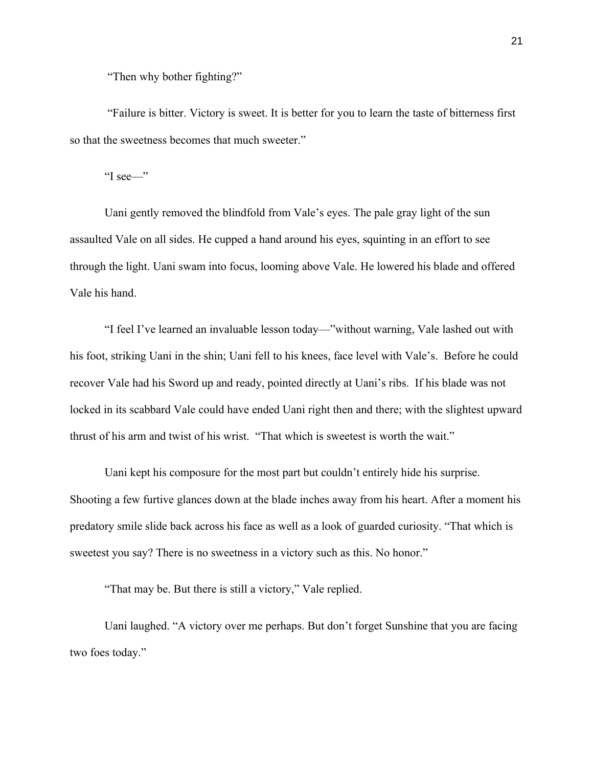"Then why bother fighting?"

"Failure is bitter. Victory is sweet. It is better for you to learn the taste of bitterness first so that the sweetness becomes that much sweeter."

"I see—"

Uani gently removed the blindfold from Vale's eyes. The pale gray light of the sun assaulted Vale on all sides. He cupped a hand around his eyes, squinting in an effort to see through the light. Uani swam into focus, looming above Vale. He lowered his blade and offered Vale his hand.

"I feel I've learned an invaluable lesson today—"without warning, Vale lashed out with his foot, striking Uani in the shin; Uani fell to his knees, face level with Vale's. Before he could recover Vale had his Sword up and ready, pointed directly at Uani's ribs. If his blade was not locked in its scabbard Vale could have ended Uani right then and there; with the slightest upward thrust of his arm and twist of his wrist. "That which is sweetest is worth the wait."

Uani kept his composure for the most part but couldn't entirely hide his surprise. Shooting a few furtive glances down at the blade inches away from his heart. After a moment his predatory smile slide back across his face as well as a look of guarded curiosity. "That which is sweetest you say? There is no sweetness in a victory such as this. No honor."

"That may be. But there is still a victory," Vale replied.

Uani laughed. "A victory over me perhaps. But don't forget Sunshine that you are facing two foes today."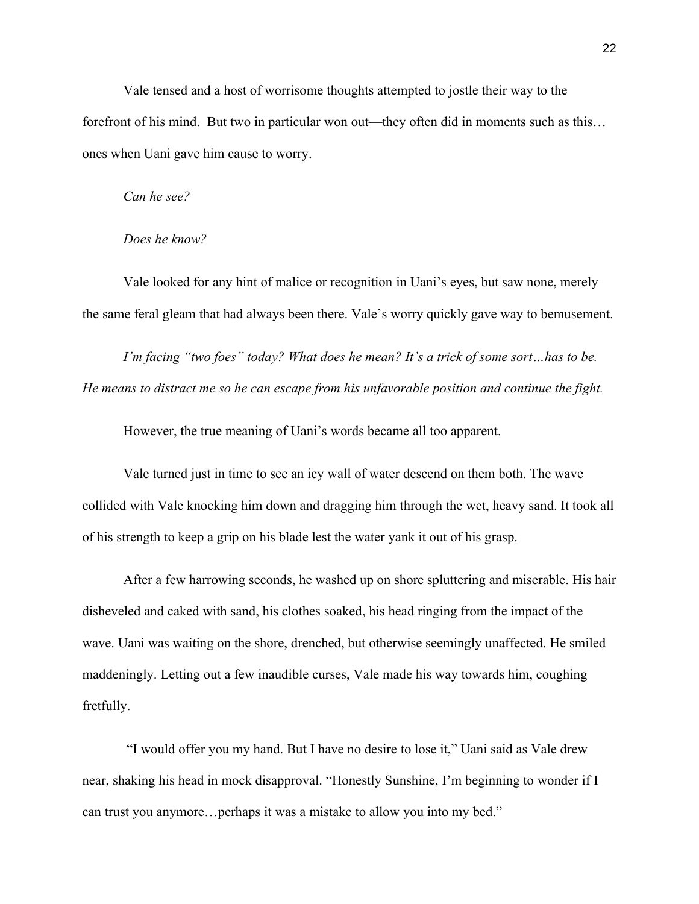Vale tensed and a host of worrisome thoughts attempted to jostle their way to the forefront of his mind. But two in particular won out—they often did in moments such as this… ones when Uani gave him cause to worry.

*Can he see?*

*Does he know?*

Vale looked for any hint of malice or recognition in Uani's eyes, but saw none, merely the same feral gleam that had always been there. Vale's worry quickly gave way to bemusement.

*I'm facing "two foes" today? What does he mean? It's a trick of some sort…has to be. He means to distract me so he can escape from his unfavorable position and continue the fight.*

However, the true meaning of Uani's words became all too apparent.

Vale turned just in time to see an icy wall of water descend on them both. The wave collided with Vale knocking him down and dragging him through the wet, heavy sand. It took all of his strength to keep a grip on his blade lest the water yank it out of his grasp.

After a few harrowing seconds, he washed up on shore spluttering and miserable. His hair disheveled and caked with sand, his clothes soaked, his head ringing from the impact of the wave. Uani was waiting on the shore, drenched, but otherwise seemingly unaffected. He smiled maddeningly. Letting out a few inaudible curses, Vale made his way towards him, coughing fretfully.

"I would offer you my hand. But I have no desire to lose it," Uani said as Vale drew near, shaking his head in mock disapproval. "Honestly Sunshine, I'm beginning to wonder if I can trust you anymore…perhaps it was a mistake to allow you into my bed."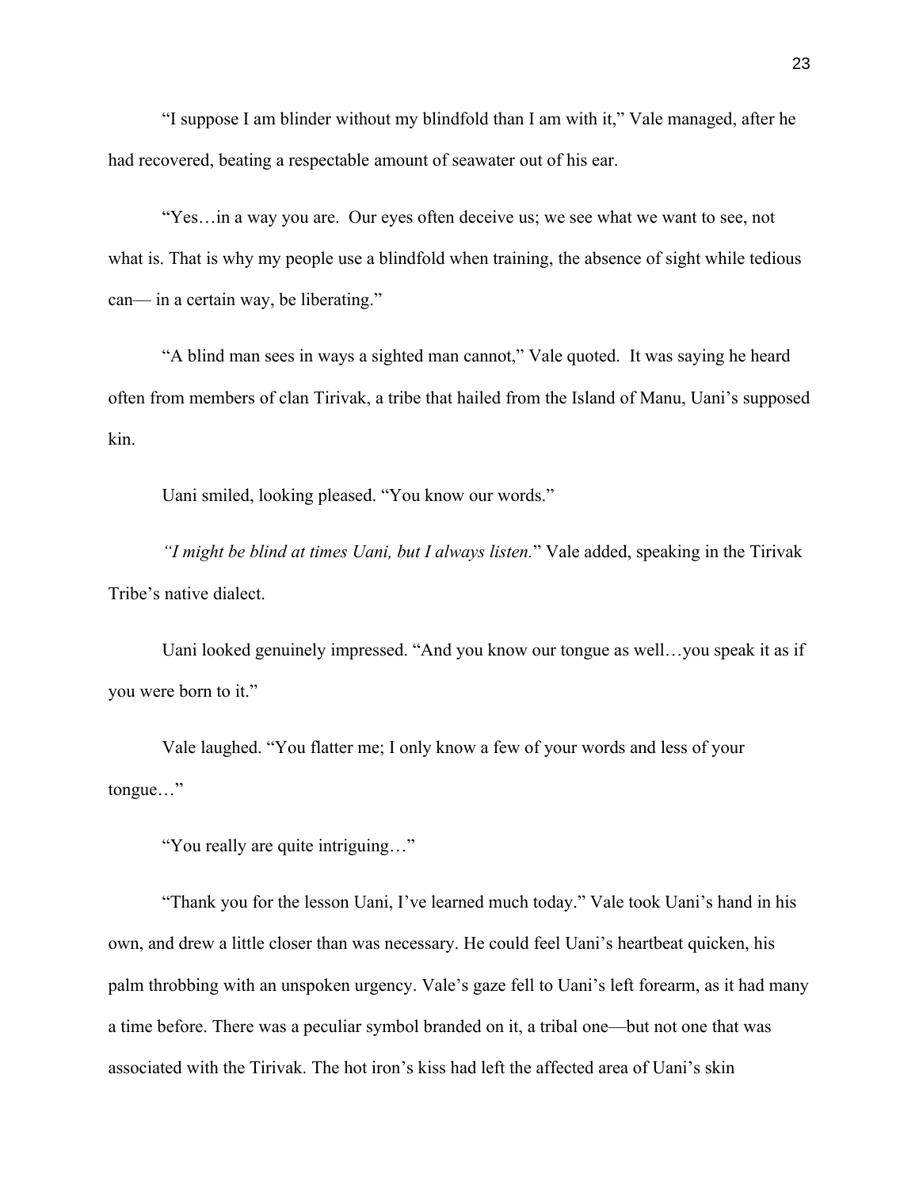"I suppose I am blinder without my blindfold than I am with it," Vale managed, after he had recovered, beating a respectable amount of seawater out of his ear.

"Yes…in a way you are.  Our eyes often deceive us; we see what we want to see, not what is. That is why my people use a blindfold when training, the absence of sight while tedious can— in a certain way, be liberating."

"A blind man sees in ways a sighted man cannot," Vale quoted.  It was saying he heard often from members of clan Tirivak, a tribe that hailed from the Island of Manu, Uani's supposed kin.

Uani smiled, looking pleased. "You know our words."

*"I might be blind at times Uani, but I always listen.*" Vale added, speaking in the Tirivak Tribe's native dialect.

Uani looked genuinely impressed. "And you know our tongue as well…you speak it as if you were born to it."

Vale laughed. "You flatter me; I only know a few of your words and less of your tongue…"

"You really are quite intriguing…"

"Thank you for the lesson Uani, I've learned much today." Vale took Uani's hand in his own, and drew a little closer than was necessary. He could feel Uani's heartbeat quicken, his palm throbbing with an unspoken urgency. Vale's gaze fell to Uani's left forearm, as it had many a time before. There was a peculiar symbol branded on it, a tribal one—but not one that was associated with the Tirivak. The hot iron's kiss had left the affected area of Uani's skin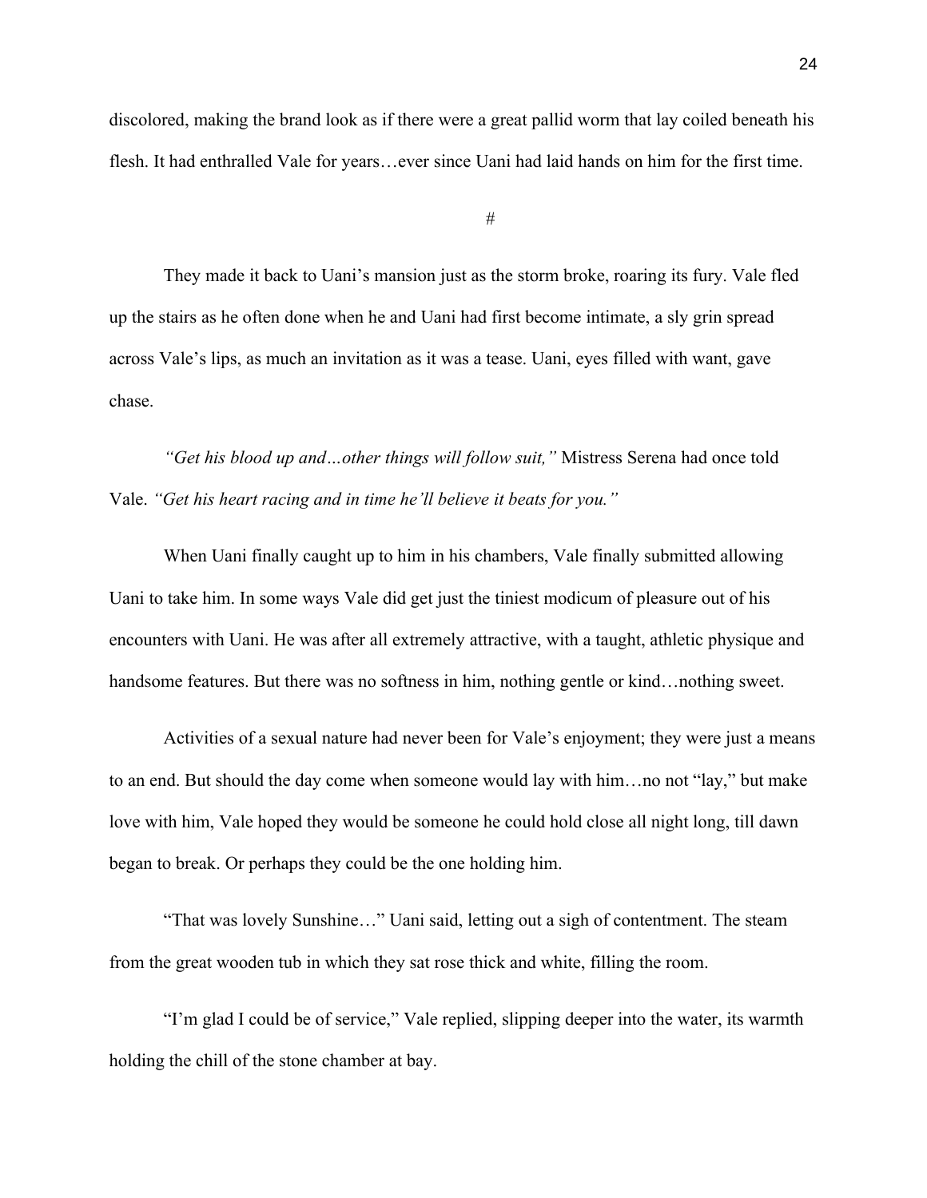discolored, making the brand look as if there were a great pallid worm that lay coiled beneath his flesh. It had enthralled Vale for years…ever since Uani had laid hands on him for the first time.

#

They made it back to Uani's mansion just as the storm broke, roaring its fury. Vale fled up the stairs as he often done when he and Uani had first become intimate, a sly grin spread across Vale's lips, as much an invitation as it was a tease. Uani, eyes filled with want, gave chase.

*"Get his blood up and…other things will follow suit,"* Mistress Serena had once told Vale. *"Get his heart racing and in time he'll believe it beats for you."*

When Uani finally caught up to him in his chambers, Vale finally submitted allowing Uani to take him. In some ways Vale did get just the tiniest modicum of pleasure out of his encounters with Uani. He was after all extremely attractive, with a taught, athletic physique and handsome features. But there was no softness in him, nothing gentle or kind…nothing sweet.

Activities of a sexual nature had never been for Vale's enjoyment; they were just a means to an end. But should the day come when someone would lay with him…no not "lay," but make love with him, Vale hoped they would be someone he could hold close all night long, till dawn began to break. Or perhaps they could be the one holding him.

"That was lovely Sunshine…" Uani said, letting out a sigh of contentment. The steam from the great wooden tub in which they sat rose thick and white, filling the room.

"I'm glad I could be of service," Vale replied, slipping deeper into the water, its warmth holding the chill of the stone chamber at bay.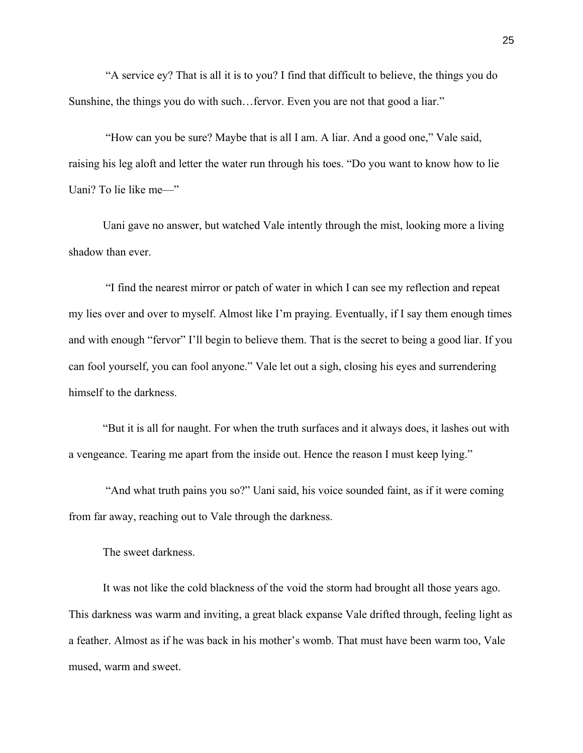"A service ey? That is all it is to you? I find that difficult to believe, the things you do Sunshine, the things you do with such…fervor. Even you are not that good a liar."

"How can you be sure? Maybe that is all I am. A liar. And a good one," Vale said, raising his leg aloft and letter the water run through his toes. "Do you want to know how to lie Uani? To lie like me—"

Uani gave no answer, but watched Vale intently through the mist, looking more a living shadow than ever.

"I find the nearest mirror or patch of water in which I can see my reflection and repeat my lies over and over to myself. Almost like I'm praying. Eventually, if I say them enough times and with enough "fervor" I'll begin to believe them. That is the secret to being a good liar. If you can fool yourself, you can fool anyone." Vale let out a sigh, closing his eyes and surrendering himself to the darkness.

"But it is all for naught. For when the truth surfaces and it always does, it lashes out with a vengeance. Tearing me apart from the inside out. Hence the reason I must keep lying."

"And what truth pains you so?" Uani said, his voice sounded faint, as if it were coming from far away, reaching out to Vale through the darkness.

The sweet darkness.

It was not like the cold blackness of the void the storm had brought all those years ago. This darkness was warm and inviting, a great black expanse Vale drifted through, feeling light as a feather. Almost as if he was back in his mother's womb. That must have been warm too, Vale mused, warm and sweet.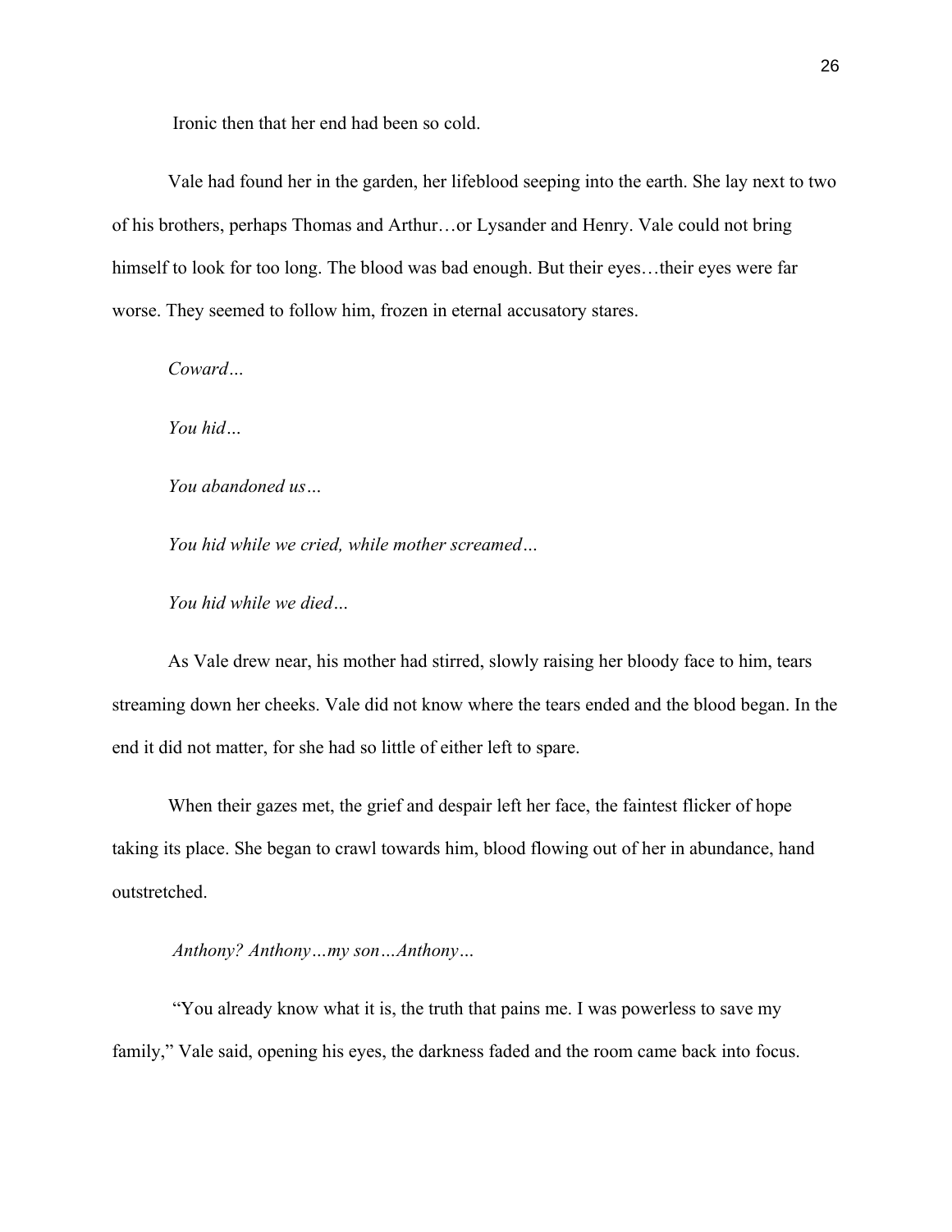Ironic then that her end had been so cold.

Vale had found her in the garden, her lifeblood seeping into the earth. She lay next to two of his brothers, perhaps Thomas and Arthur…or Lysander and Henry. Vale could not bring himself to look for too long. The blood was bad enough. But their eyes…their eyes were far worse. They seemed to follow him, frozen in eternal accusatory stares.

*Coward…*

*You hid…*

*You abandoned us…*

*You hid while we cried, while mother screamed…*

*You hid while we died…*

As Vale drew near, his mother had stirred, slowly raising her bloody face to him, tears streaming down her cheeks. Vale did not know where the tears ended and the blood began. In the end it did not matter, for she had so little of either left to spare.

When their gazes met, the grief and despair left her face, the faintest flicker of hope taking its place. She began to crawl towards him, blood flowing out of her in abundance, hand outstretched.

*Anthony? Anthony…my son…Anthony…*

"You already know what it is, the truth that pains me. I was powerless to save my family," Vale said, opening his eyes, the darkness faded and the room came back into focus.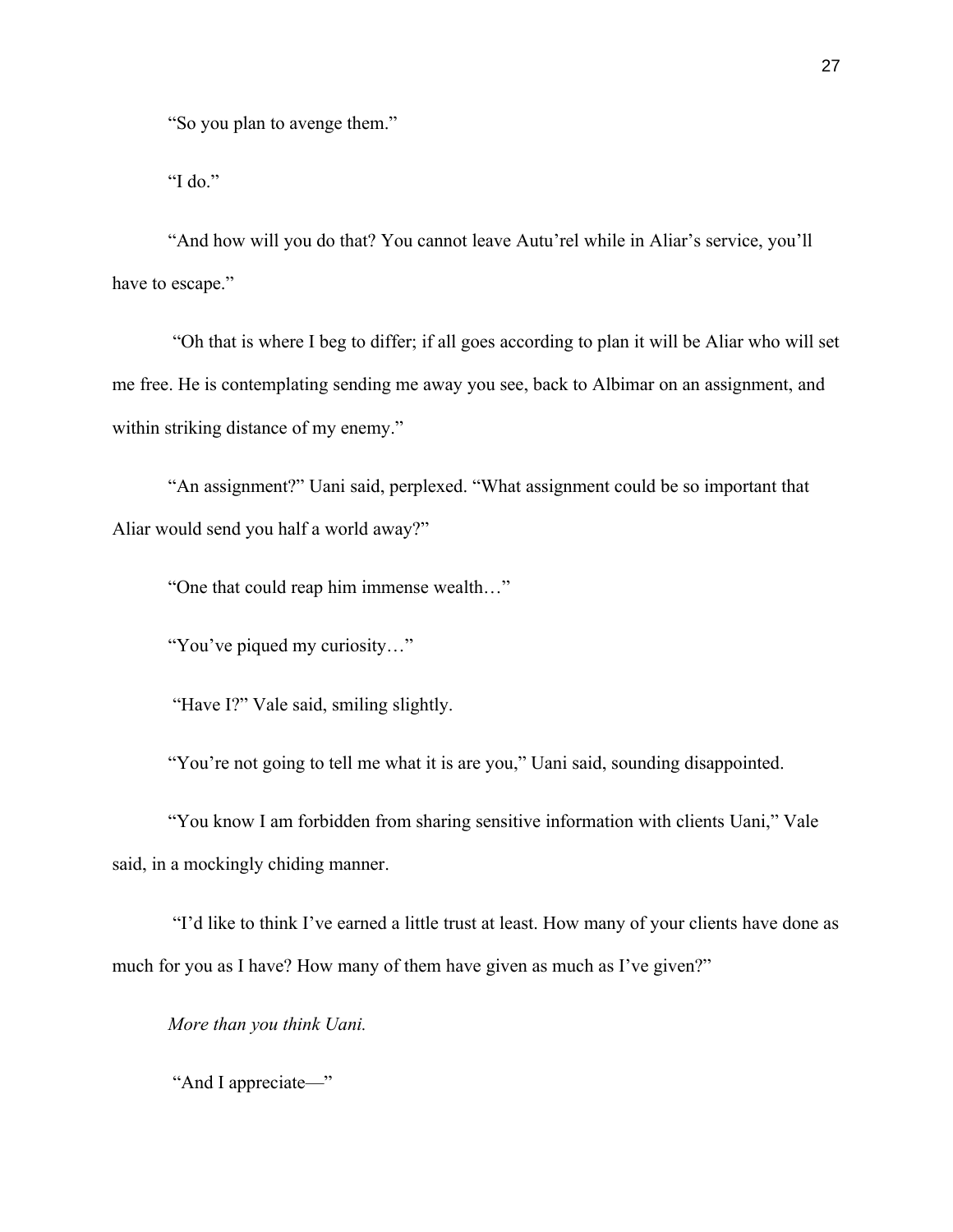“So you plan to avenge them.”

“I do.”

“And how will you do that? You cannot leave Autu’rel while in Aliar’s service, you’ll have to escape.”

“Oh that is where I beg to differ; if all goes according to plan it will be Aliar who will set me free. He is contemplating sending me away you see, back to Albimar on an assignment, and within striking distance of my enemy.”

“An assignment?” Uani said, perplexed. “What assignment could be so important that Aliar would send you half a world away?”

“One that could reap him immense wealth…”

“You’ve piqued my curiosity…”

“Have I?” Vale said, smiling slightly.

“You’re not going to tell me what it is are you,” Uani said, sounding disappointed.

“You know I am forbidden from sharing sensitive information with clients Uani,” Vale said, in a mockingly chiding manner.

“I’d like to think I’ve earned a little trust at least. How many of your clients have done as much for you as I have? How many of them have given as much as I’ve given?”

*More than you think Uani.*

“And I appreciate—”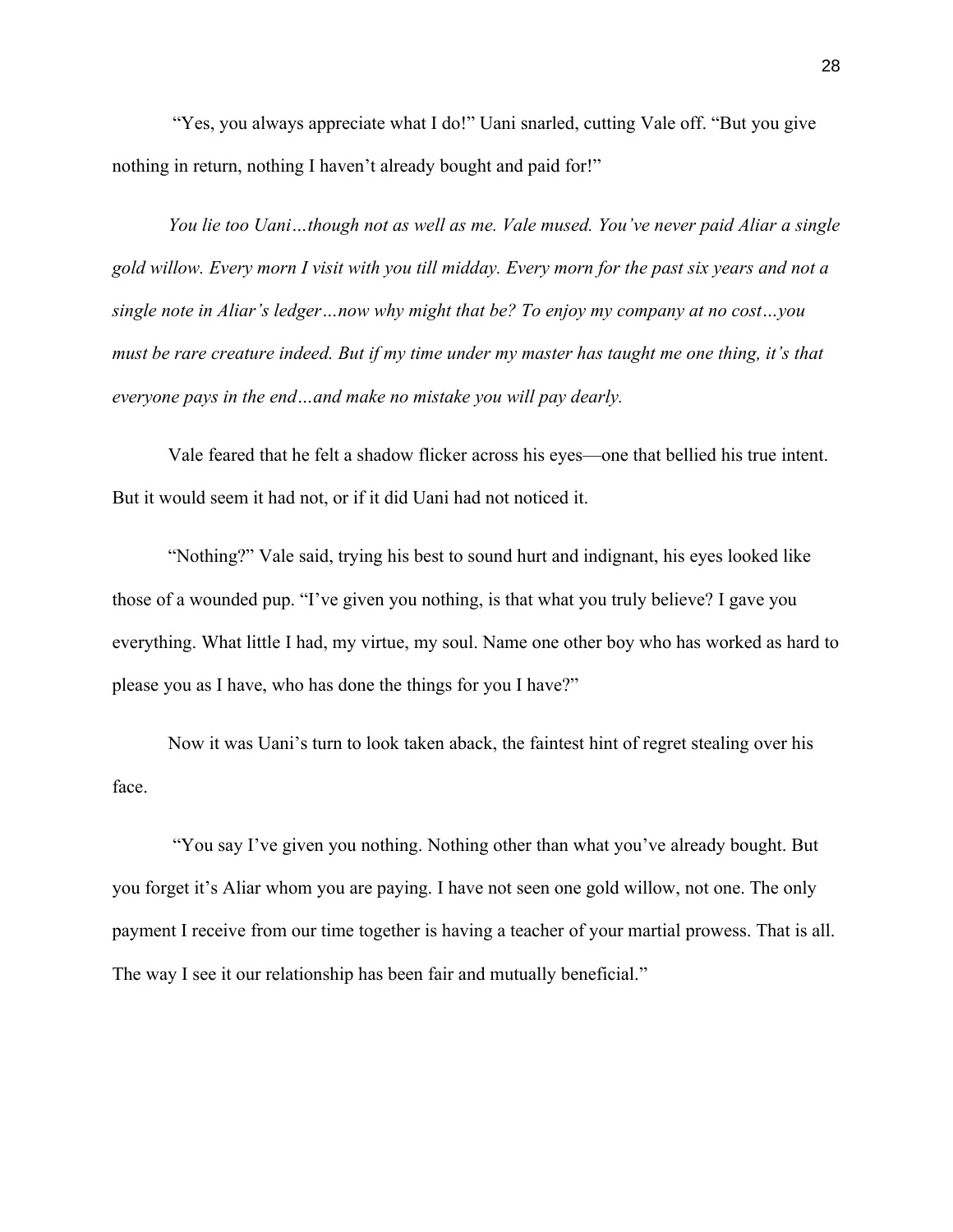"Yes, you always appreciate what I do!" Uani snarled, cutting Vale off. "But you give nothing in return, nothing I haven't already bought and paid for!"

*You lie too Uani…though not as well as me. Vale mused. You've never paid Aliar a single gold willow. Every morn I visit with you till midday. Every morn for the past six years and not a single note in Aliar's ledger…now why might that be? To enjoy my company at no cost…you must be rare creature indeed. But if my time under my master has taught me one thing, it's that everyone pays in the end…and make no mistake you will pay dearly.*

Vale feared that he felt a shadow flicker across his eyes—one that bellied his true intent. But it would seem it had not, or if it did Uani had not noticed it.

"Nothing?" Vale said, trying his best to sound hurt and indignant, his eyes looked like those of a wounded pup. "I've given you nothing, is that what you truly believe? I gave you everything. What little I had, my virtue, my soul. Name one other boy who has worked as hard to please you as I have, who has done the things for you I have?"

Now it was Uani's turn to look taken aback, the faintest hint of regret stealing over his face.

"You say I've given you nothing. Nothing other than what you've already bought. But you forget it's Aliar whom you are paying. I have not seen one gold willow, not one. The only payment I receive from our time together is having a teacher of your martial prowess. That is all. The way I see it our relationship has been fair and mutually beneficial."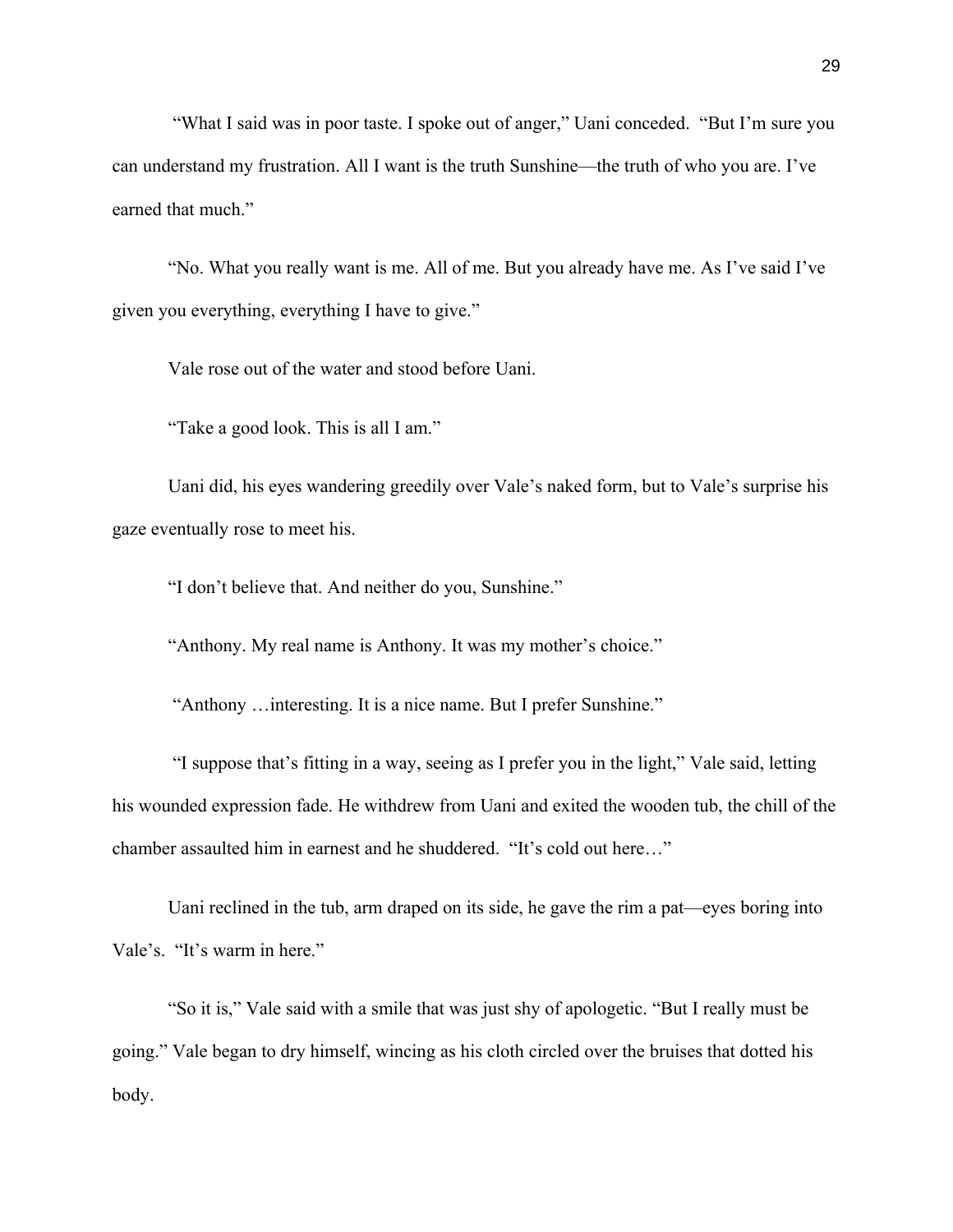"What I said was in poor taste. I spoke out of anger," Uani conceded. "But I'm sure you can understand my frustration. All I want is the truth Sunshine—the truth of who you are. I've earned that much."

"No. What you really want is me. All of me. But you already have me. As I've said I've given you everything, everything I have to give."

Vale rose out of the water and stood before Uani.

"Take a good look. This is all I am."

Uani did, his eyes wandering greedily over Vale's naked form, but to Vale's surprise his gaze eventually rose to meet his.

"I don't believe that. And neither do you, Sunshine."

"Anthony. My real name is Anthony. It was my mother's choice."

"Anthony …interesting. It is a nice name. But I prefer Sunshine."

"I suppose that's fitting in a way, seeing as I prefer you in the light," Vale said, letting his wounded expression fade. He withdrew from Uani and exited the wooden tub, the chill of the chamber assaulted him in earnest and he shuddered. "It's cold out here…"

Uani reclined in the tub, arm draped on its side, he gave the rim a pat—eyes boring into Vale's. "It's warm in here."

"So it is," Vale said with a smile that was just shy of apologetic. "But I really must be going." Vale began to dry himself, wincing as his cloth circled over the bruises that dotted his body.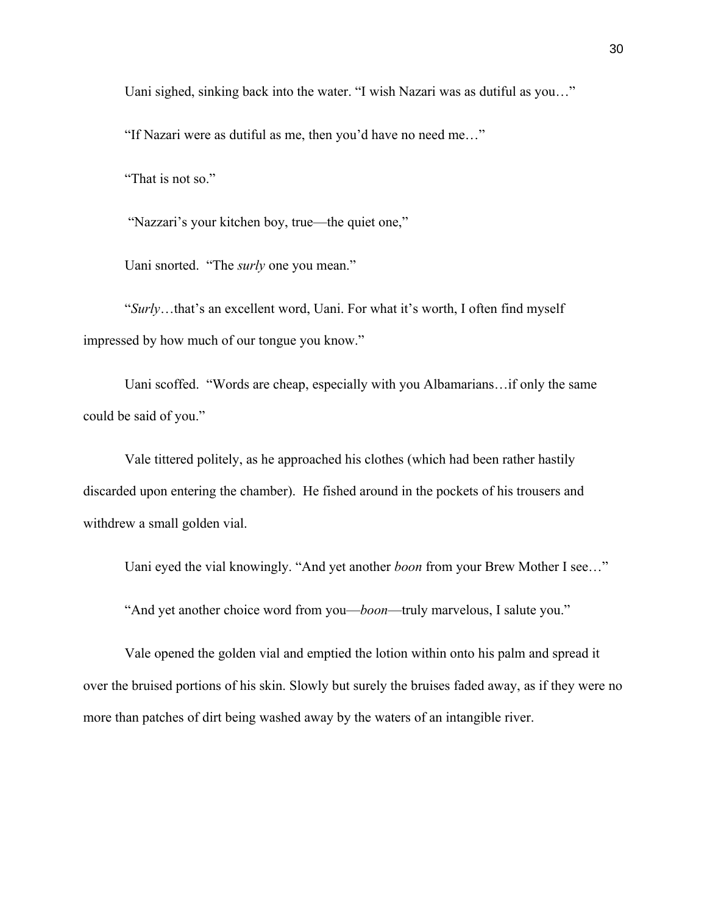Uani sighed, sinking back into the water. “I wish Nazari was as dutiful as you…”

“If Nazari were as dutiful as me, then you’d have no need me…”

“That is not so.”

“Nazzari’s your kitchen boy, true—the quiet one,”

Uani snorted. “The *surly* one you mean.”

“*Surly*…that’s an excellent word, Uani. For what it’s worth, I often find myself impressed by how much of our tongue you know.”

Uani scoffed. “Words are cheap, especially with you Albamarians…if only the same could be said of you.”

Vale tittered politely, as he approached his clothes (which had been rather hastily discarded upon entering the chamber). He fished around in the pockets of his trousers and withdrew a small golden vial.

Uani eyed the vial knowingly. “And yet another *boon* from your Brew Mother I see…”

“And yet another choice word from you—*boon*—truly marvelous, I salute you.”

Vale opened the golden vial and emptied the lotion within onto his palm and spread it over the bruised portions of his skin. Slowly but surely the bruises faded away, as if they were no more than patches of dirt being washed away by the waters of an intangible river.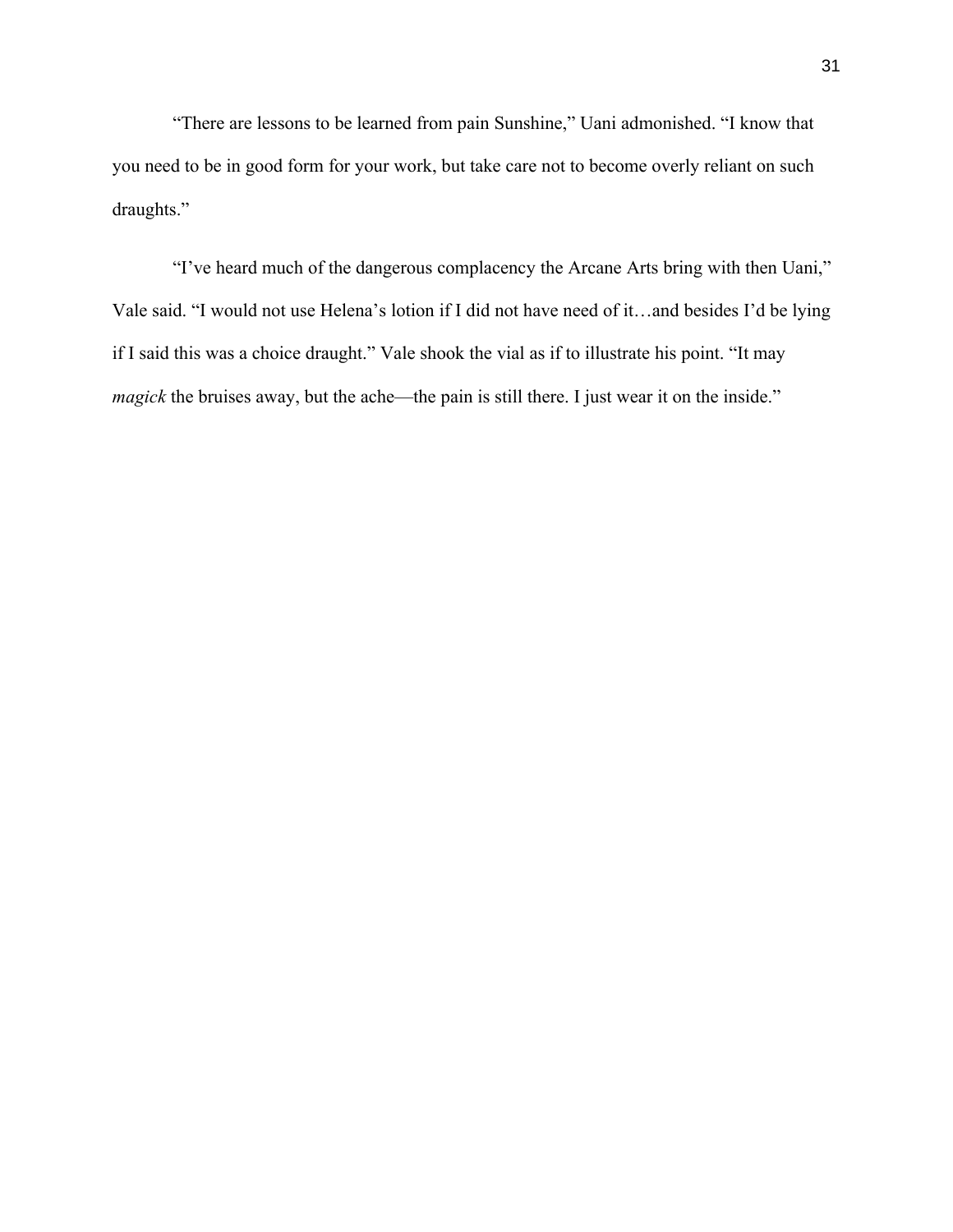"There are lessons to be learned from pain Sunshine," Uani admonished. "I know that you need to be in good form for your work, but take care not to become overly reliant on such draughts."

"I've heard much of the dangerous complacency the Arcane Arts bring with then Uani," Vale said. "I would not use Helena's lotion if I did not have need of it…and besides I'd be lying if I said this was a choice draught." Vale shook the vial as if to illustrate his point. "It may *magick* the bruises away, but the ache—the pain is still there. I just wear it on the inside."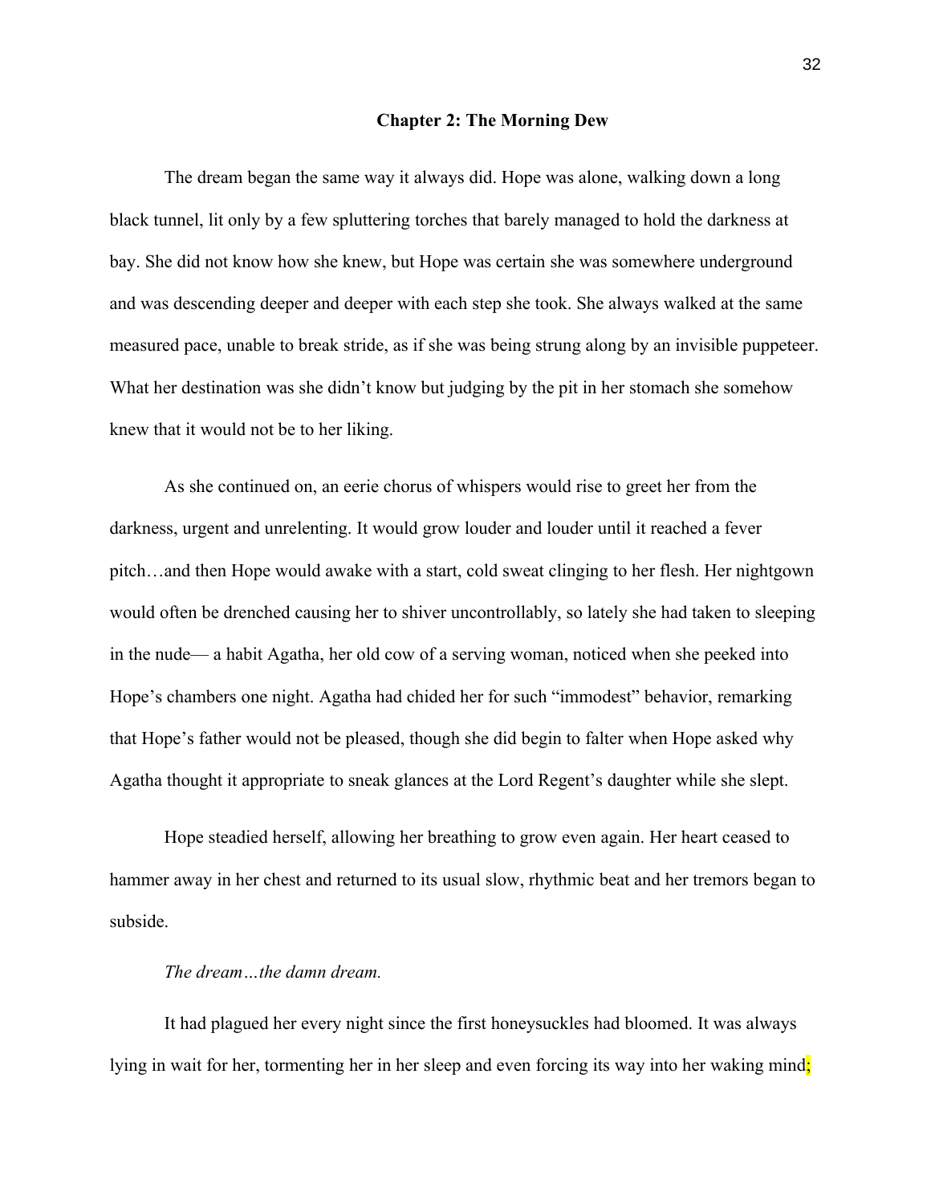## Chapter 2: The Morning Dew

The dream began the same way it always did. Hope was alone, walking down a long black tunnel, lit only by a few spluttering torches that barely managed to hold the darkness at bay. She did not know how she knew, but Hope was certain she was somewhere underground and was descending deeper and deeper with each step she took. She always walked at the same measured pace, unable to break stride, as if she was being strung along by an invisible puppeteer. What her destination was she didn't know but judging by the pit in her stomach she somehow knew that it would not be to her liking.

As she continued on, an eerie chorus of whispers would rise to greet her from the darkness, urgent and unrelenting. It would grow louder and louder until it reached a fever pitch…and then Hope would awake with a start, cold sweat clinging to her flesh. Her nightgown would often be drenched causing her to shiver uncontrollablly, so lately she had taken to sleeping in the nude— a habit Agatha, her old cow of a serving woman, noticed when she peeked into Hope's chambers one night. Agatha had chided her for such "immodest" behavior, remarking that Hope's father would not be pleased, though she did begin to falter when Hope asked why Agatha thought it appropriate to sneak glances at the Lord Regent's daughter while she slept.

Hope steadied herself, allowing her breathing to grow even again. Her heart ceased to hammer away in her chest and returned to its usual slow, rhythmic beat and her tremors began to subside.

*The dream…the damn dream.*

It had plagued her every night since the first honeysuckles had bloomed. It was always lying in wait for her, tormenting her in her sleep and even forcing its way into her waking mind;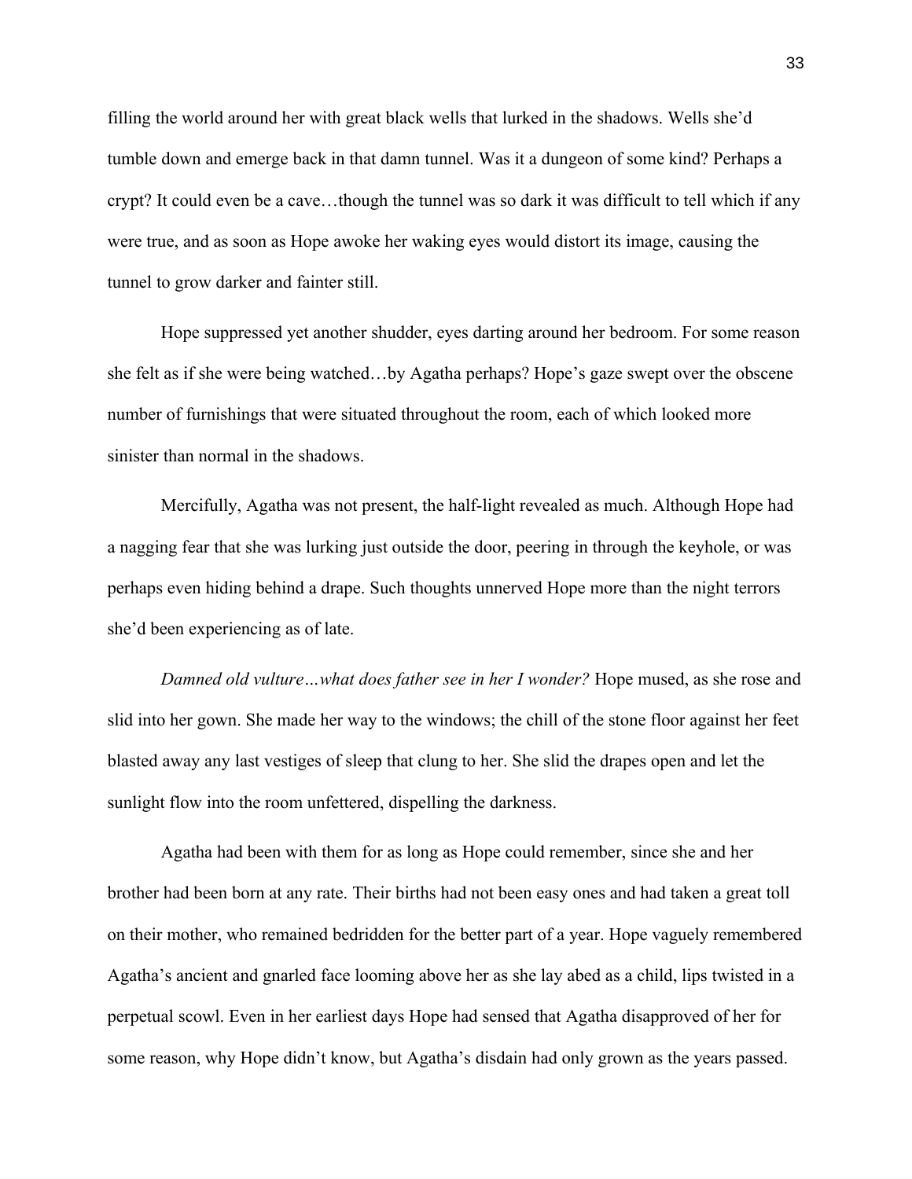filling the world around her with great black wells that lurked in the shadows. Wells she'd tumble down and emerge back in that damn tunnel. Was it a dungeon of some kind? Perhaps a crypt? It could even be a cave…though the tunnel was so dark it was difficult to tell which if any were true, and as soon as Hope awoke her waking eyes would distort its image, causing the tunnel to grow darker and fainter still.

Hope suppressed yet another shudder, eyes darting around her bedroom. For some reason she felt as if she were being watched…by Agatha perhaps? Hope's gaze swept over the obscene number of furnishings that were situated throughout the room, each of which looked more sinister than normal in the shadows.

Mercifully, Agatha was not present, the half-light revealed as much. Although Hope had a nagging fear that she was lurking just outside the door, peering in through the keyhole, or was perhaps even hiding behind a drape. Such thoughts unnerved Hope more than the night terrors she'd been experiencing as of late.

*Damned old vulture…what does father see in her I wonder?* Hope mused, as she rose and slid into her gown. She made her way to the windows; the chill of the stone floor against her feet blasted away any last vestiges of sleep that clung to her. She slid the drapes open and let the sunlight flow into the room unfettered, dispelling the darkness.

Agatha had been with them for as long as Hope could remember, since she and her brother had been born at any rate. Their births had not been easy ones and had taken a great toll on their mother, who remained bedridden for the better part of a year. Hope vaguely remembered Agatha's ancient and gnarled face looming above her as she lay abed as a child, lips twisted in a perpetual scowl. Even in her earliest days Hope had sensed that Agatha disapproved of her for some reason, why Hope didn't know, but Agatha's disdain had only grown as the years passed.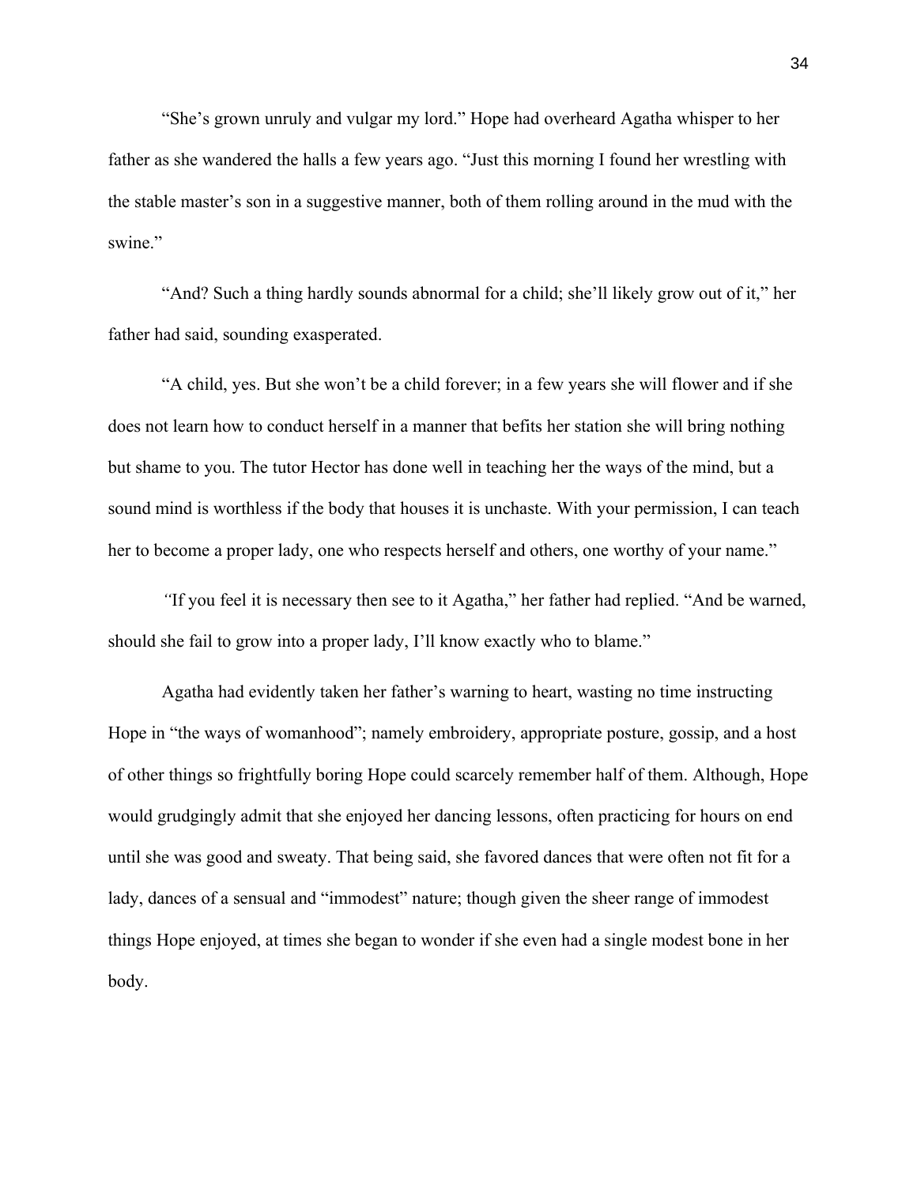"She's grown unruly and vulgar my lord." Hope had overheard Agatha whisper to her father as she wandered the halls a few years ago. "Just this morning I found her wrestling with the stable master's son in a suggestive manner, both of them rolling around in the mud with the swine."

"And? Such a thing hardly sounds abnormal for a child; she'll likely grow out of it," her father had said, sounding exasperated.

"A child, yes. But she won't be a child forever; in a few years she will flower and if she does not learn how to conduct herself in a manner that befits her station she will bring nothing but shame to you. The tutor Hector has done well in teaching her the ways of the mind, but a sound mind is worthless if the body that houses it is unchaste. With your permission, I can teach her to become a proper lady, one who respects herself and others, one worthy of your name."

*"*If you feel it is necessary then see to it Agatha," her father had replied. "And be warned, should she fail to grow into a proper lady, I'll know exactly who to blame."

Agatha had evidently taken her father's warning to heart, wasting no time instructing Hope in "the ways of womanhood"; namely embroidery, appropriate posture, gossip, and a host of other things so frightfully boring Hope could scarcely remember half of them. Although, Hope would grudgingly admit that she enjoyed her dancing lessons, often practicing for hours on end until she was good and sweaty. That being said, she favored dances that were often not fit for a lady, dances of a sensual and "immodest" nature; though given the sheer range of immodest things Hope enjoyed, at times she began to wonder if she even had a single modest bone in her body.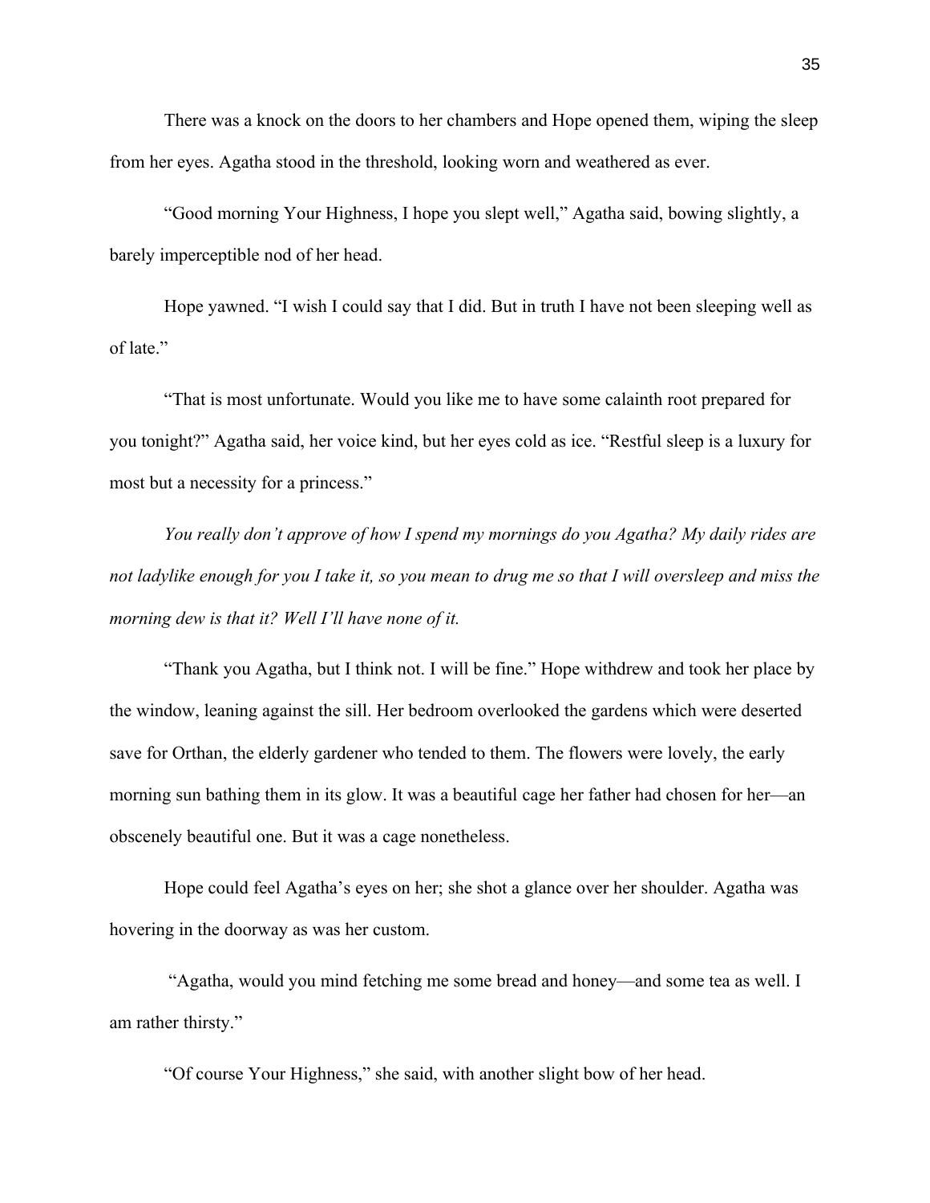There was a knock on the doors to her chambers and Hope opened them, wiping the sleep from her eyes. Agatha stood in the threshold, looking worn and weathered as ever.

"Good morning Your Highness, I hope you slept well," Agatha said, bowing slightly, a barely imperceptible nod of her head.

Hope yawned. "I wish I could say that I did. But in truth I have not been sleeping well as of late."

"That is most unfortunate. Would you like me to have some calainth root prepared for you tonight?" Agatha said, her voice kind, but her eyes cold as ice. "Restful sleep is a luxury for most but a necessity for a princess."

*You really don't approve of how I spend my mornings do you Agatha? My daily rides are not ladylike enough for you I take it, so you mean to drug me so that I will oversleep and miss the morning dew is that it? Well I'll have none of it.*

"Thank you Agatha, but I think not. I will be fine." Hope withdrew and took her place by the window, leaning against the sill. Her bedroom overlooked the gardens which were deserted save for Orthan, the elderly gardener who tended to them. The flowers were lovely, the early morning sun bathing them in its glow. It was a beautiful cage her father had chosen for her—an obscenely beautiful one. But it was a cage nonetheless.

Hope could feel Agatha's eyes on her; she shot a glance over her shoulder. Agatha was hovering in the doorway as was her custom.

"Agatha, would you mind fetching me some bread and honey—and some tea as well. I am rather thirsty."

"Of course Your Highness," she said, with another slight bow of her head.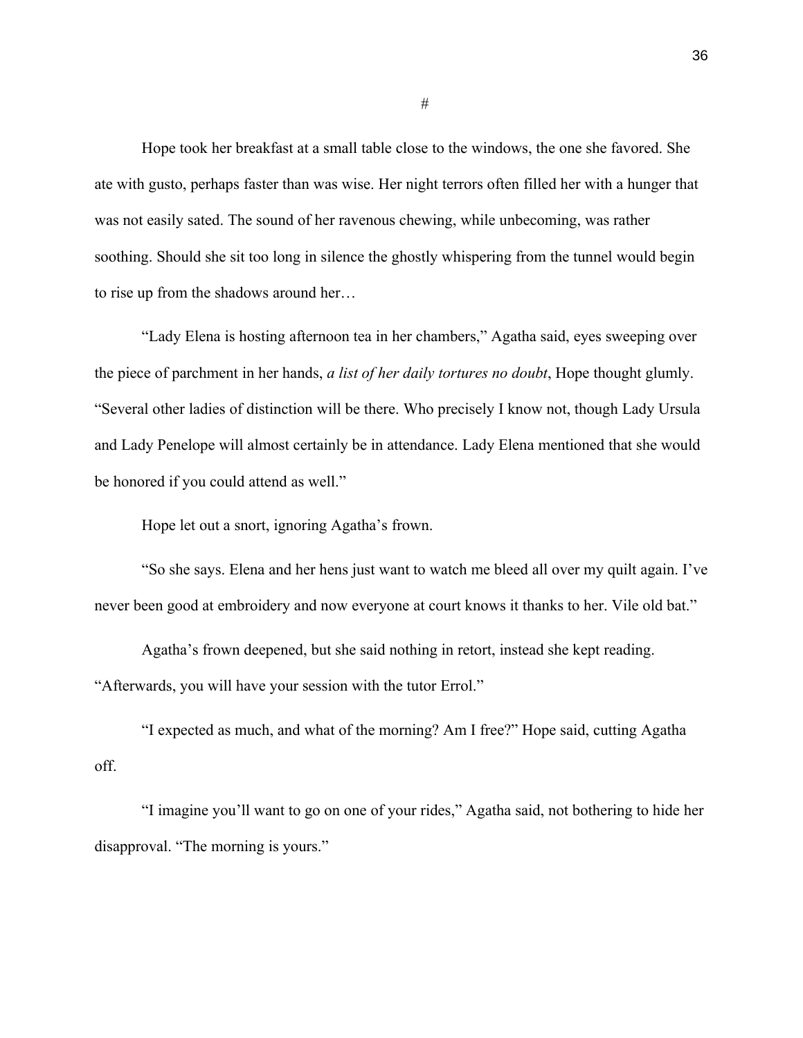#

Hope took her breakfast at a small table close to the windows, the one she favored. She ate with gusto, perhaps faster than was wise. Her night terrors often filled her with a hunger that was not easily sated. The sound of her ravenous chewing, while unbecoming, was rather soothing. Should she sit too long in silence the ghostly whispering from the tunnel would begin to rise up from the shadows around her…

"Lady Elena is hosting afternoon tea in her chambers," Agatha said, eyes sweeping over the piece of parchment in her hands, *a list of her daily tortures no doubt*, Hope thought glumly. "Several other ladies of distinction will be there. Who precisely I know not, though Lady Ursula and Lady Penelope will almost certainly be in attendance. Lady Elena mentioned that she would be honored if you could attend as well."

Hope let out a snort, ignoring Agatha's frown.

"So she says. Elena and her hens just want to watch me bleed all over my quilt again. I've never been good at embroidery and now everyone at court knows it thanks to her. Vile old bat."

Agatha's frown deepened, but she said nothing in retort, instead she kept reading. "Afterwards, you will have your session with the tutor Errol."

"I expected as much, and what of the morning? Am I free?" Hope said, cutting Agatha off.

"I imagine you'll want to go on one of your rides," Agatha said, not bothering to hide her disapproval. "The morning is yours."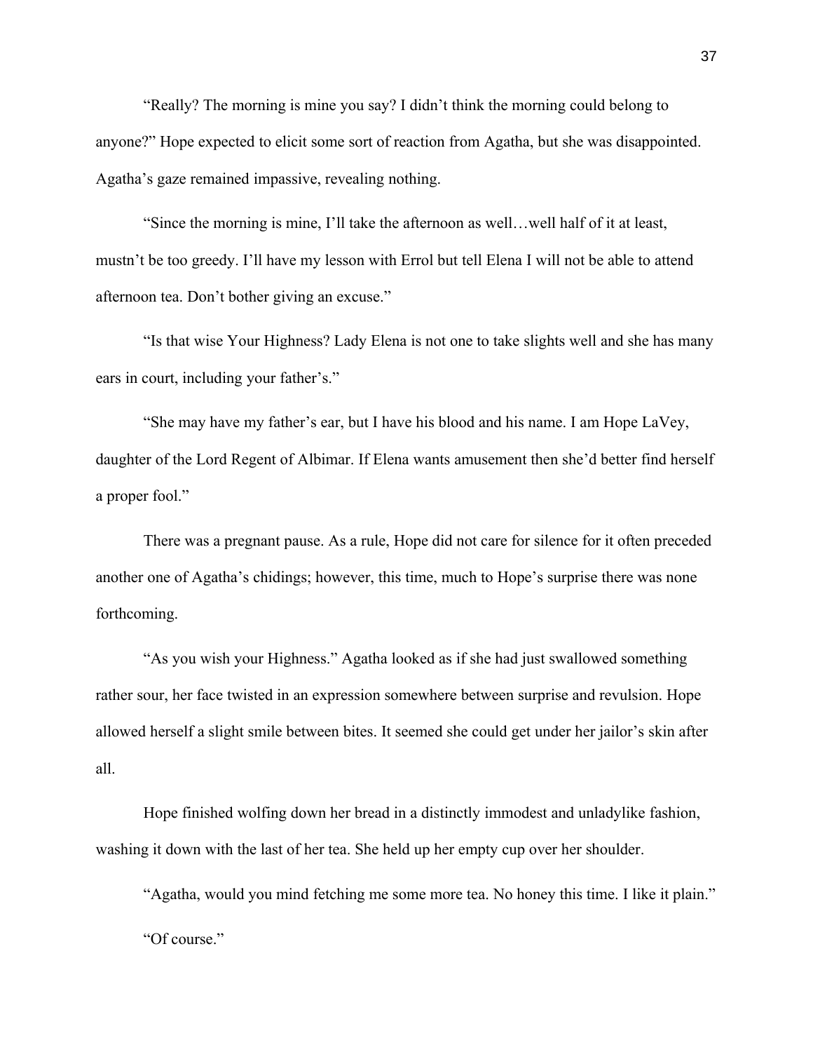"Really? The morning is mine you say? I didn't think the morning could belong to anyone?" Hope expected to elicit some sort of reaction from Agatha, but she was disappointed. Agatha's gaze remained impassive, revealing nothing.

"Since the morning is mine, I'll take the afternoon as well…well half of it at least, mustn't be too greedy. I'll have my lesson with Errol but tell Elena I will not be able to attend afternoon tea. Don't bother giving an excuse."

"Is that wise Your Highness? Lady Elena is not one to take slights well and she has many ears in court, including your father's."

"She may have my father's ear, but I have his blood and his name. I am Hope LaVey, daughter of the Lord Regent of Albimar. If Elena wants amusement then she'd better find herself a proper fool."

There was a pregnant pause. As a rule, Hope did not care for silence for it often preceded another one of Agatha's chidings; however, this time, much to Hope's surprise there was none forthcoming.

"As you wish your Highness." Agatha looked as if she had just swallowed something rather sour, her face twisted in an expression somewhere between surprise and revulsion. Hope allowed herself a slight smile between bites. It seemed she could get under her jailor's skin after all.

Hope finished wolfing down her bread in a distinctly immodest and unladylike fashion, washing it down with the last of her tea. She held up her empty cup over her shoulder.

"Agatha, would you mind fetching me some more tea. No honey this time. I like it plain."

"Of course."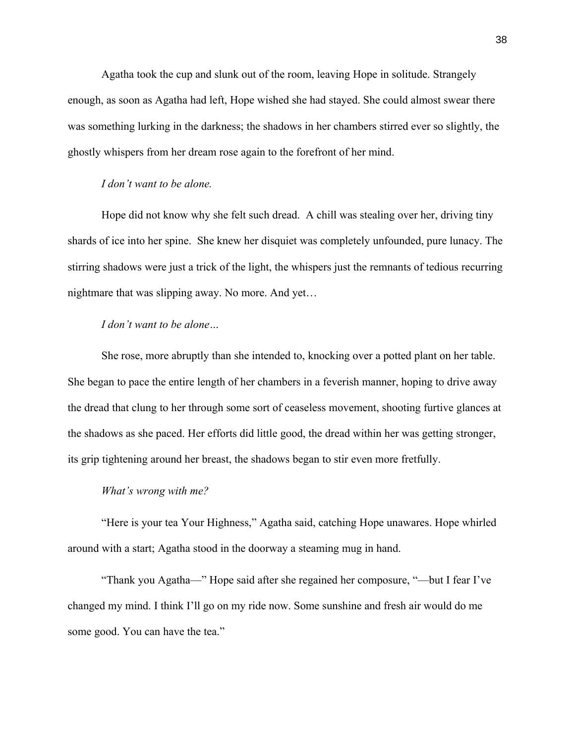Agatha took the cup and slunk out of the room, leaving Hope in solitude. Strangely enough, as soon as Agatha had left, Hope wished she had stayed. She could almost swear there was something lurking in the darkness; the shadows in her chambers stirred ever so slightly, the ghostly whispers from her dream rose again to the forefront of her mind.

*I don't want to be alone.*

Hope did not know why she felt such dread. A chill was stealing over her, driving tiny shards of ice into her spine. She knew her disquiet was completely unfounded, pure lunacy. The stirring shadows were just a trick of the light, the whispers just the remnants of tedious recurring nightmare that was slipping away. No more. And yet…

*I don't want to be alone…*

She rose, more abruptly than she intended to, knocking over a potted plant on her table. She began to pace the entire length of her chambers in a feverish manner, hoping to drive away the dread that clung to her through some sort of ceaseless movement, shooting furtive glances at the shadows as she paced. Her efforts did little good, the dread within her was getting stronger, its grip tightening around her breast, the shadows began to stir even more fretfully.

*What's wrong with me?*

"Here is your tea Your Highness," Agatha said, catching Hope unawares. Hope whirled around with a start; Agatha stood in the doorway a steaming mug in hand.

"Thank you Agatha—" Hope said after she regained her composure, "—but I fear I've changed my mind. I think I'll go on my ride now. Some sunshine and fresh air would do me some good. You can have the tea."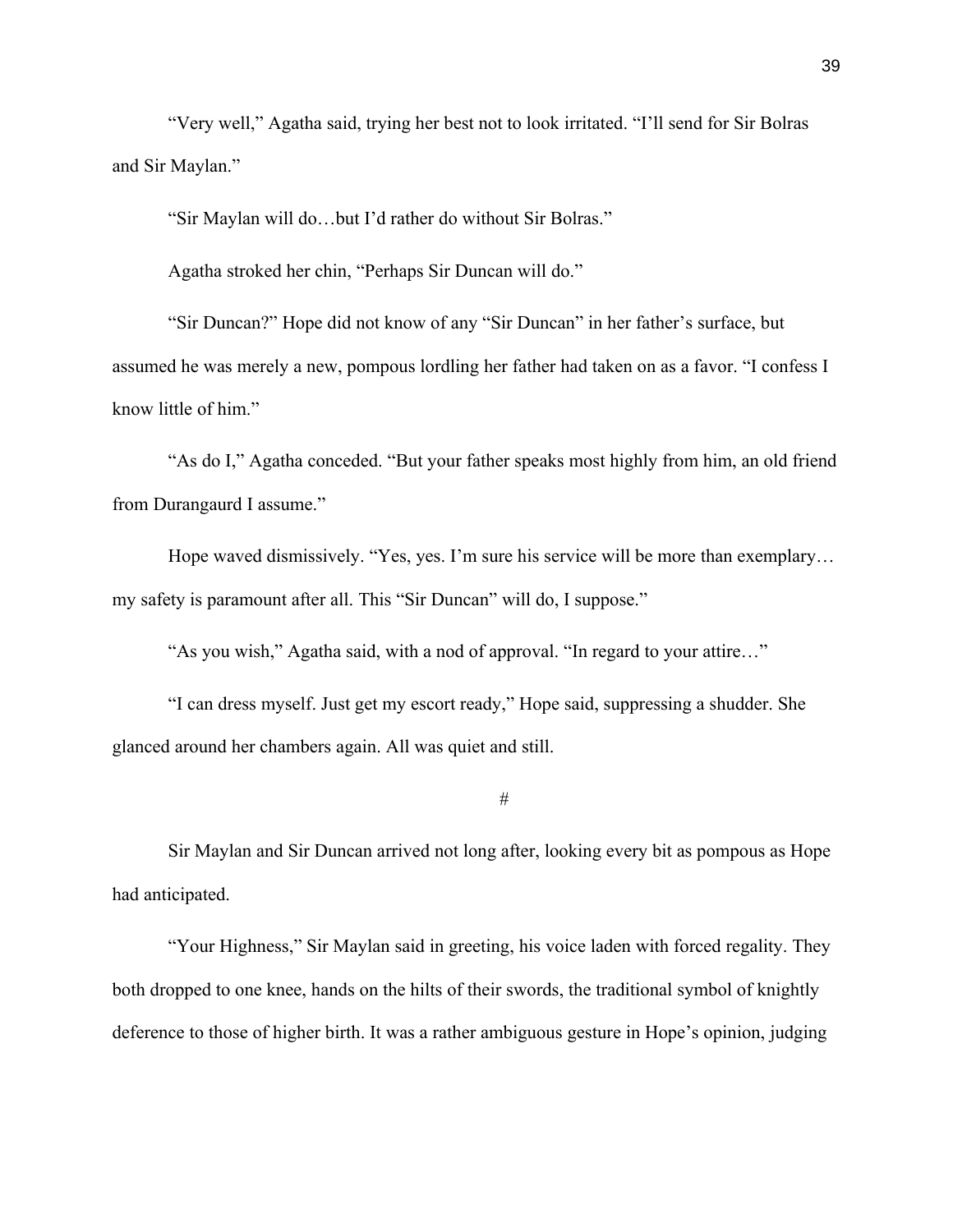"Very well," Agatha said, trying her best not to look irritated. "I'll send for Sir Bolras and Sir Maylan."

"Sir Maylan will do…but I'd rather do without Sir Bolras."

Agatha stroked her chin, "Perhaps Sir Duncan will do."

"Sir Duncan?" Hope did not know of any "Sir Duncan" in her father's surface, but assumed he was merely a new, pompous lordling her father had taken on as a favor. "I confess I know little of him."

"As do I," Agatha conceded. "But your father speaks most highly from him, an old friend from Durangaurd I assume."

Hope waved dismissively. "Yes, yes. I'm sure his service will be more than exemplary… my safety is paramount after all. This "Sir Duncan" will do, I suppose."

"As you wish," Agatha said, with a nod of approval. "In regard to your attire…"

"I can dress myself. Just get my escort ready," Hope said, suppressing a shudder. She glanced around her chambers again. All was quiet and still.

#

Sir Maylan and Sir Duncan arrived not long after, looking every bit as pompous as Hope had anticipated.

"Your Highness," Sir Maylan said in greeting, his voice laden with forced regality. They both dropped to one knee, hands on the hilts of their swords, the traditional symbol of knightly deference to those of higher birth. It was a rather ambiguous gesture in Hope's opinion, judging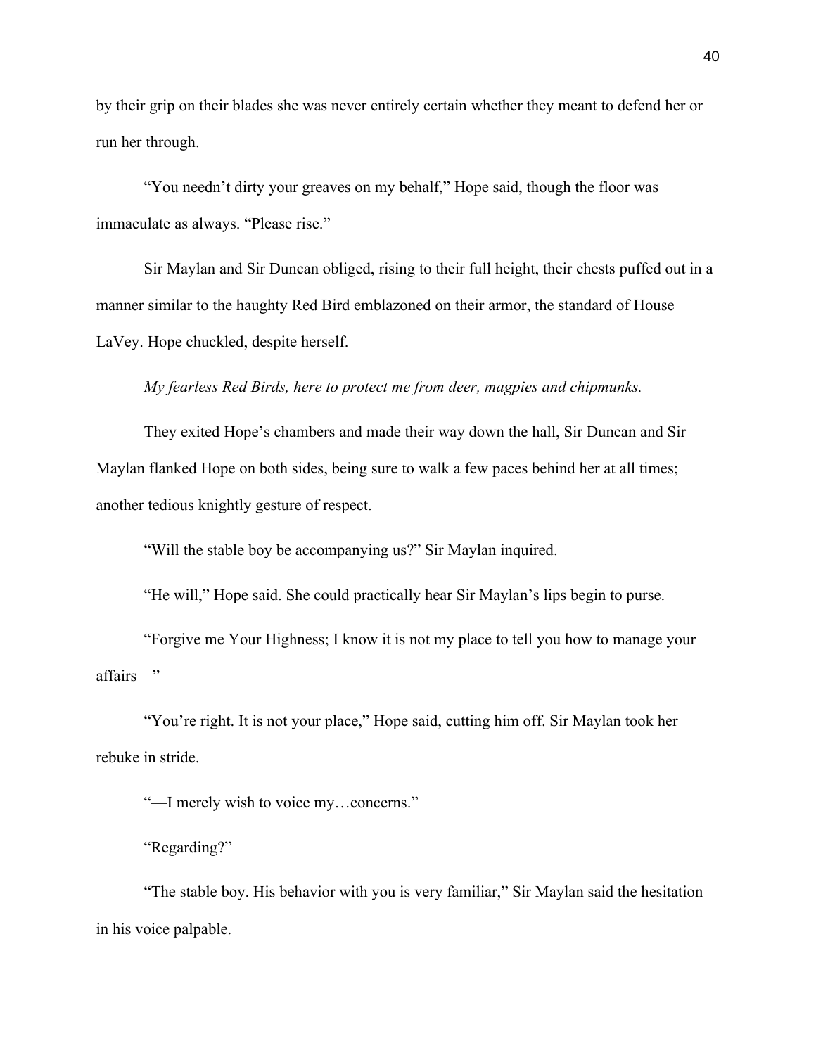by their grip on their blades she was never entirely certain whether they meant to defend her or run her through.

"You needn't dirty your greaves on my behalf," Hope said, though the floor was immaculate as always. "Please rise."

Sir Maylan and Sir Duncan obliged, rising to their full height, their chests puffed out in a manner similar to the haughty Red Bird emblazoned on their armor, the standard of House LaVey. Hope chuckled, despite herself.

*My fearless Red Birds, here to protect me from deer, magpies and chipmunks.*

They exited Hope's chambers and made their way down the hall, Sir Duncan and Sir Maylan flanked Hope on both sides, being sure to walk a few paces behind her at all times; another tedious knightly gesture of respect.

"Will the stable boy be accompanying us?" Sir Maylan inquired.

"He will," Hope said. She could practically hear Sir Maylan's lips begin to purse.

"Forgive me Your Highness; I know it is not my place to tell you how to manage your affairs—"

"You're right. It is not your place," Hope said, cutting him off. Sir Maylan took her rebuke in stride.

"—I merely wish to voice my…concerns."

"Regarding?"

"The stable boy. His behavior with you is very familiar," Sir Maylan said the hesitation in his voice palpable.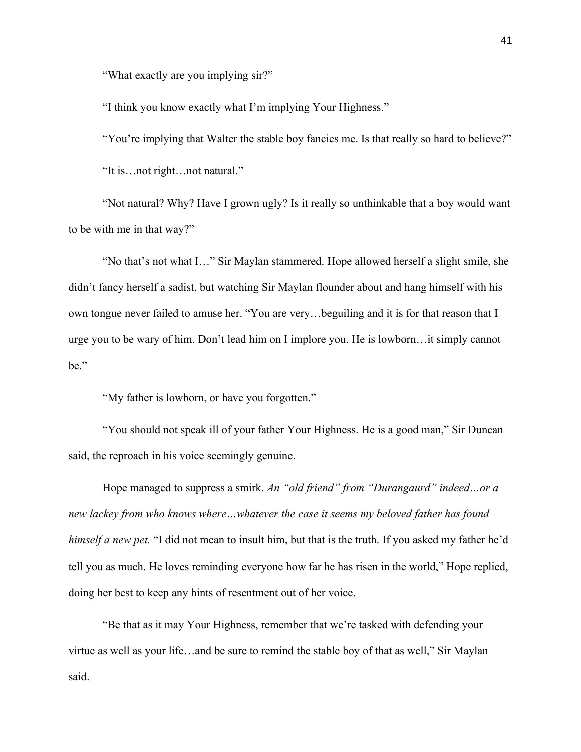"What exactly are you implying sir?"

"I think you know exactly what I'm implying Your Highness."

"You're implying that Walter the stable boy fancies me. Is that really so hard to believe?"

"It is…not right…not natural."

"Not natural? Why? Have I grown ugly? Is it really so unthinkable that a boy would want to be with me in that way?"

"No that's not what I…" Sir Maylan stammered. Hope allowed herself a slight smile, she didn't fancy herself a sadist, but watching Sir Maylan flounder about and hang himself with his own tongue never failed to amuse her. "You are very…beguiling and it is for that reason that I urge you to be wary of him. Don't lead him on I implore you. He is lowborn…it simply cannot be."

"My father is lowborn, or have you forgotten."

"You should not speak ill of your father Your Highness. He is a good man," Sir Duncan said, the reproach in his voice seemingly genuine.

Hope managed to suppress a smirk. *An "old friend" from "Durangaurd" indeed…or a new lackey from who knows where…whatever the case it seems my beloved father has found himself a new pet.* "I did not mean to insult him, but that is the truth. If you asked my father he'd tell you as much. He loves reminding everyone how far he has risen in the world," Hope replied, doing her best to keep any hints of resentment out of her voice.

"Be that as it may Your Highness, remember that we're tasked with defending your virtue as well as your life…and be sure to remind the stable boy of that as well," Sir Maylan said.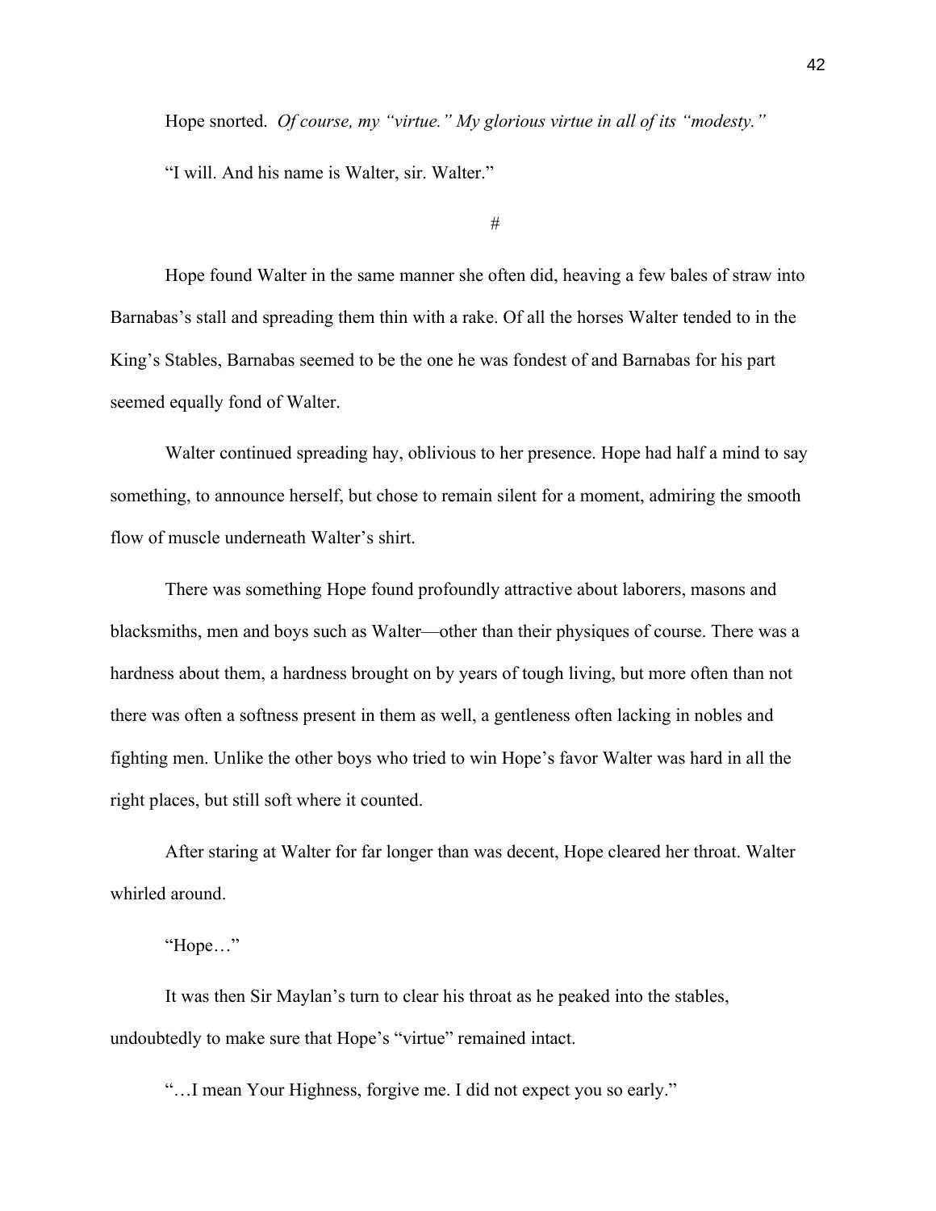Hope snorted. *Of course, my "virtue." My glorious virtue in all of its "modesty."*

"I will. And his name is Walter, sir. Walter."

#

Hope found Walter in the same manner she often did, heaving a few bales of straw into Barnabas's stall and spreading them thin with a rake. Of all the horses Walter tended to in the King's Stables, Barnabas seemed to be the one he was fondest of and Barnabas for his part seemed equally fond of Walter.

Walter continued spreading hay, oblivious to her presence. Hope had half a mind to say something, to announce herself, but chose to remain silent for a moment, admiring the smooth flow of muscle underneath Walter's shirt.

There was something Hope found profoundly attractive about laborers, masons and blacksmiths, men and boys such as Walter—other than their physiques of course. There was a hardness about them, a hardness brought on by years of tough living, but more often than not there was often a softness present in them as well, a gentleness often lacking in nobles and fighting men. Unlike the other boys who tried to win Hope's favor Walter was hard in all the right places, but still soft where it counted.

After staring at Walter for far longer than was decent, Hope cleared her throat. Walter whirled around.

"Hope…"

It was then Sir Maylan's turn to clear his throat as he peaked into the stables, undoubtedly to make sure that Hope's "virtue" remained intact.

"…I mean Your Highness, forgive me. I did not expect you so early."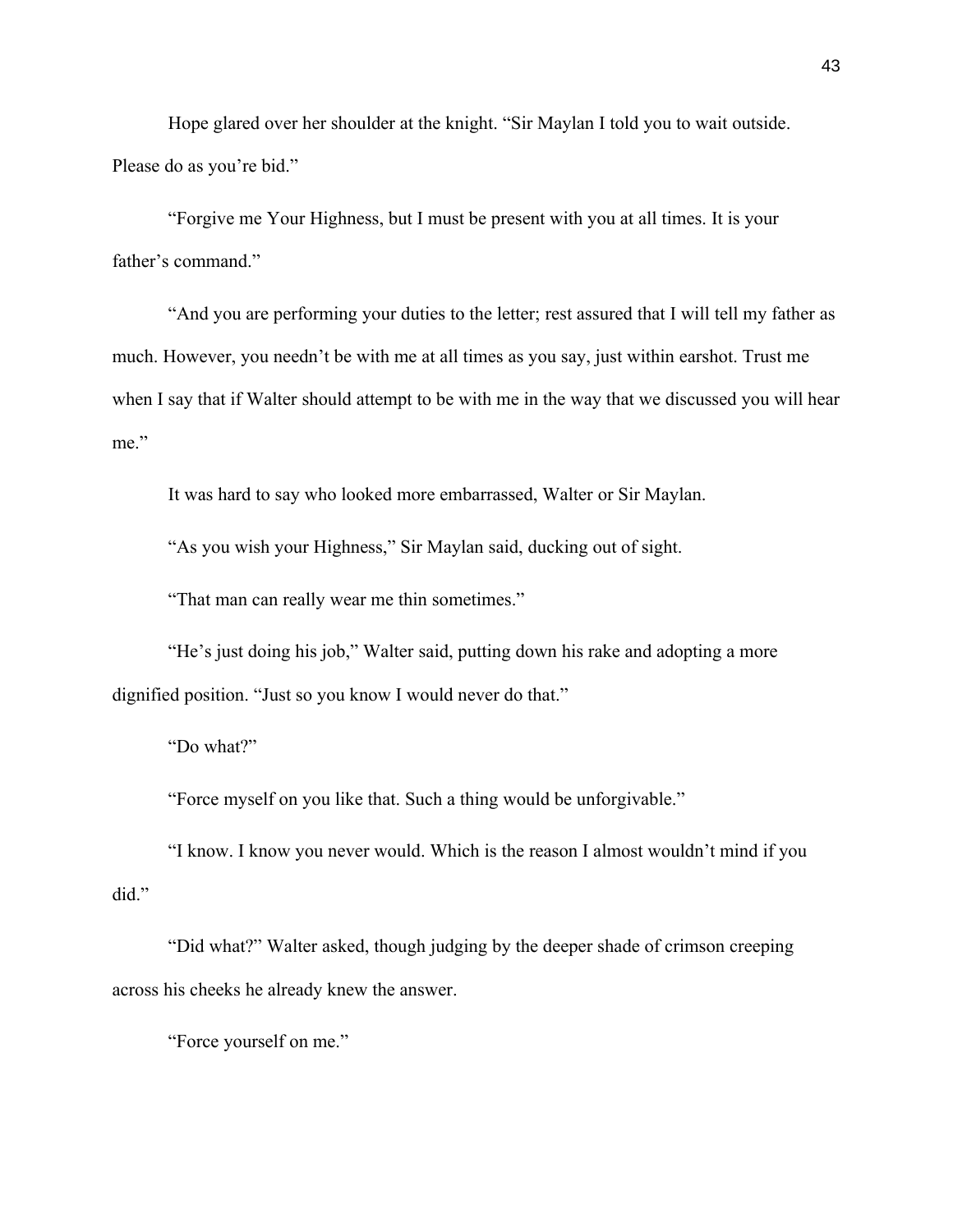Hope glared over her shoulder at the knight. "Sir Maylan I told you to wait outside. Please do as you're bid."

"Forgive me Your Highness, but I must be present with you at all times. It is your father's command."

"And you are performing your duties to the letter; rest assured that I will tell my father as much. However, you needn't be with me at all times as you say, just within earshot. Trust me when I say that if Walter should attempt to be with me in the way that we discussed you will hear me."

It was hard to say who looked more embarrassed, Walter or Sir Maylan.

"As you wish your Highness," Sir Maylan said, ducking out of sight.

"That man can really wear me thin sometimes."

"He's just doing his job," Walter said, putting down his rake and adopting a more dignified position. "Just so you know I would never do that."

"Do what?"

"Force myself on you like that. Such a thing would be unforgivable."

"I know. I know you never would. Which is the reason I almost wouldn't mind if you did."

"Did what?" Walter asked, though judging by the deeper shade of crimson creeping across his cheeks he already knew the answer.

"Force yourself on me."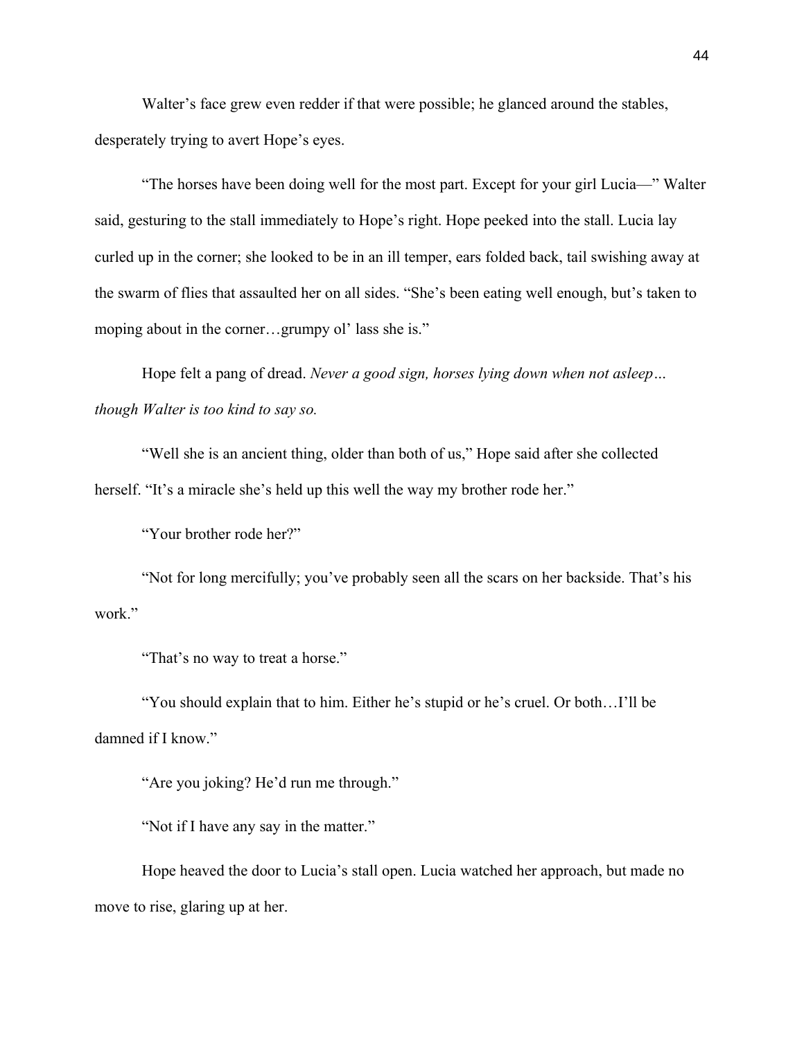Walter's face grew even redder if that were possible; he glanced around the stables, desperately trying to avert Hope's eyes.

"The horses have been doing well for the most part. Except for your girl Lucia—" Walter said, gesturing to the stall immediately to Hope's right. Hope peeked into the stall. Lucia lay curled up in the corner; she looked to be in an ill temper, ears folded back, tail swishing away at the swarm of flies that assaulted her on all sides. "She's been eating well enough, but's taken to moping about in the corner…grumpy ol' lass she is."

Hope felt a pang of dread. *Never a good sign, horses lying down when not asleep… though Walter is too kind to say so.*

"Well she is an ancient thing, older than both of us," Hope said after she collected herself. "It's a miracle she's held up this well the way my brother rode her."

"Your brother rode her?"

"Not for long mercifully; you've probably seen all the scars on her backside. That's his work."

"That's no way to treat a horse."

"You should explain that to him. Either he's stupid or he's cruel. Or both…I'll be damned if I know."

"Are you joking? He'd run me through."

"Not if I have any say in the matter."

Hope heaved the door to Lucia's stall open. Lucia watched her approach, but made no move to rise, glaring up at her.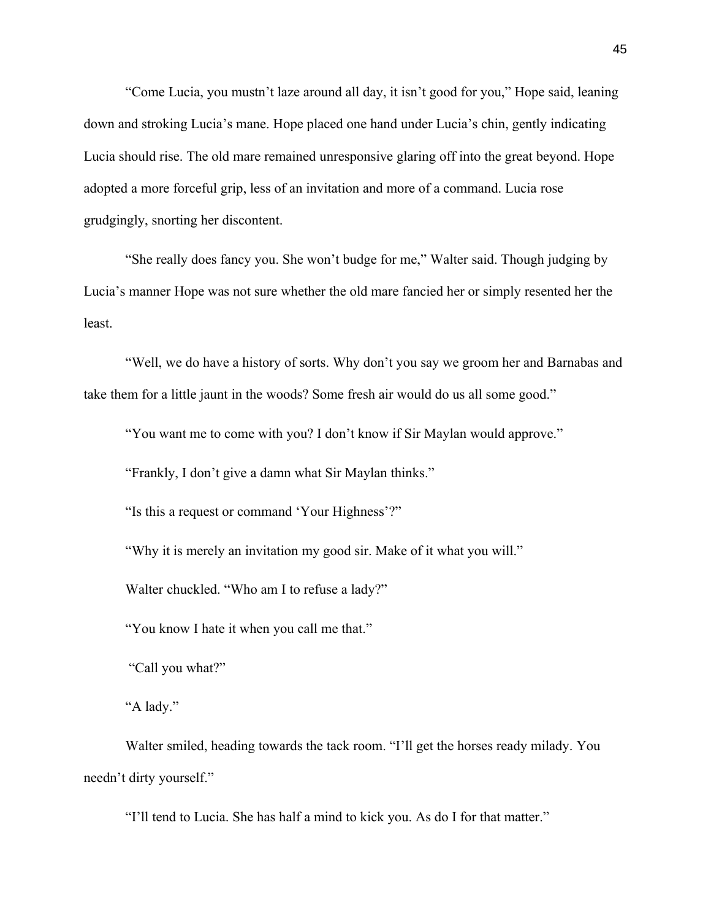"Come Lucia, you mustn't laze around all day, it isn't good for you," Hope said, leaning down and stroking Lucia's mane. Hope placed one hand under Lucia's chin, gently indicating Lucia should rise. The old mare remained unresponsive glaring off into the great beyond. Hope adopted a more forceful grip, less of an invitation and more of a command. Lucia rose grudgingly, snorting her discontent.

"She really does fancy you. She won't budge for me," Walter said. Though judging by Lucia's manner Hope was not sure whether the old mare fancied her or simply resented her the least.

"Well, we do have a history of sorts. Why don't you say we groom her and Barnabas and take them for a little jaunt in the woods? Some fresh air would do us all some good."

"You want me to come with you? I don't know if Sir Maylan would approve."

"Frankly, I don't give a damn what Sir Maylan thinks."

"Is this a request or command 'Your Highness'?"

"Why it is merely an invitation my good sir. Make of it what you will."

Walter chuckled. "Who am I to refuse a lady?"

"You know I hate it when you call me that."

"Call you what?"

"A lady."

Walter smiled, heading towards the tack room. "I'll get the horses ready milady. You needn't dirty yourself."

"I'll tend to Lucia. She has half a mind to kick you. As do I for that matter."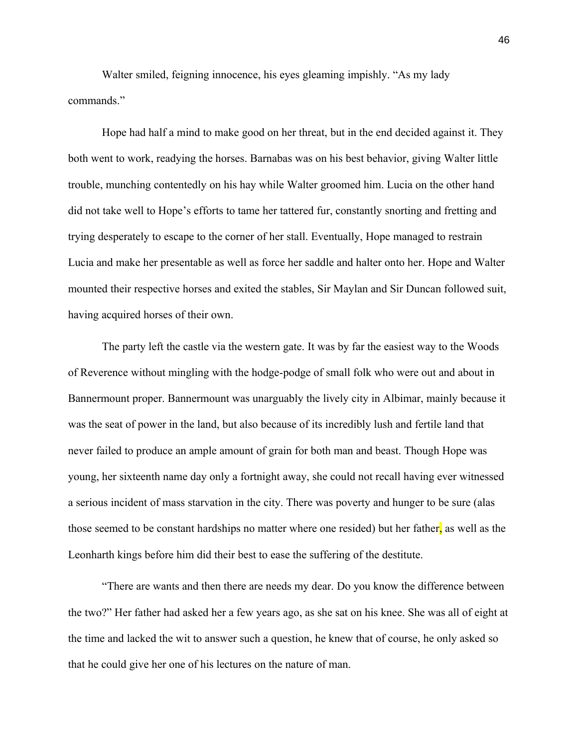Walter smiled, feigning innocence, his eyes gleaming impishly. "As my lady commands."

Hope had half a mind to make good on her threat, but in the end decided against it. They both went to work, readying the horses. Barnabas was on his best behavior, giving Walter little trouble, munching contentedly on his hay while Walter groomed him. Lucia on the other hand did not take well to Hope's efforts to tame her tattered fur, constantly snorting and fretting and trying desperately to escape to the corner of her stall. Eventually, Hope managed to restrain Lucia and make her presentable as well as force her saddle and halter onto her. Hope and Walter mounted their respective horses and exited the stables, Sir Maylan and Sir Duncan followed suit, having acquired horses of their own.

The party left the castle via the western gate. It was by far the easiest way to the Woods of Reverence without mingling with the hodge-podge of small folk who were out and about in Bannermount proper. Bannermount was unarguably the lively city in Albimar, mainly because it was the seat of power in the land, but also because of its incredibly lush and fertile land that never failed to produce an ample amount of grain for both man and beast. Though Hope was young, her sixteenth name day only a fortnight away, she could not recall having ever witnessed a serious incident of mass starvation in the city. There was poverty and hunger to be sure (alas those seemed to be constant hardships no matter where one resided) but her father, as well as the Leonharth kings before him did their best to ease the suffering of the destitute.

"There are wants and then there are needs my dear. Do you know the difference between the two?" Her father had asked her a few years ago, as she sat on his knee. She was all of eight at the time and lacked the wit to answer such a question, he knew that of course, he only asked so that he could give her one of his lectures on the nature of man.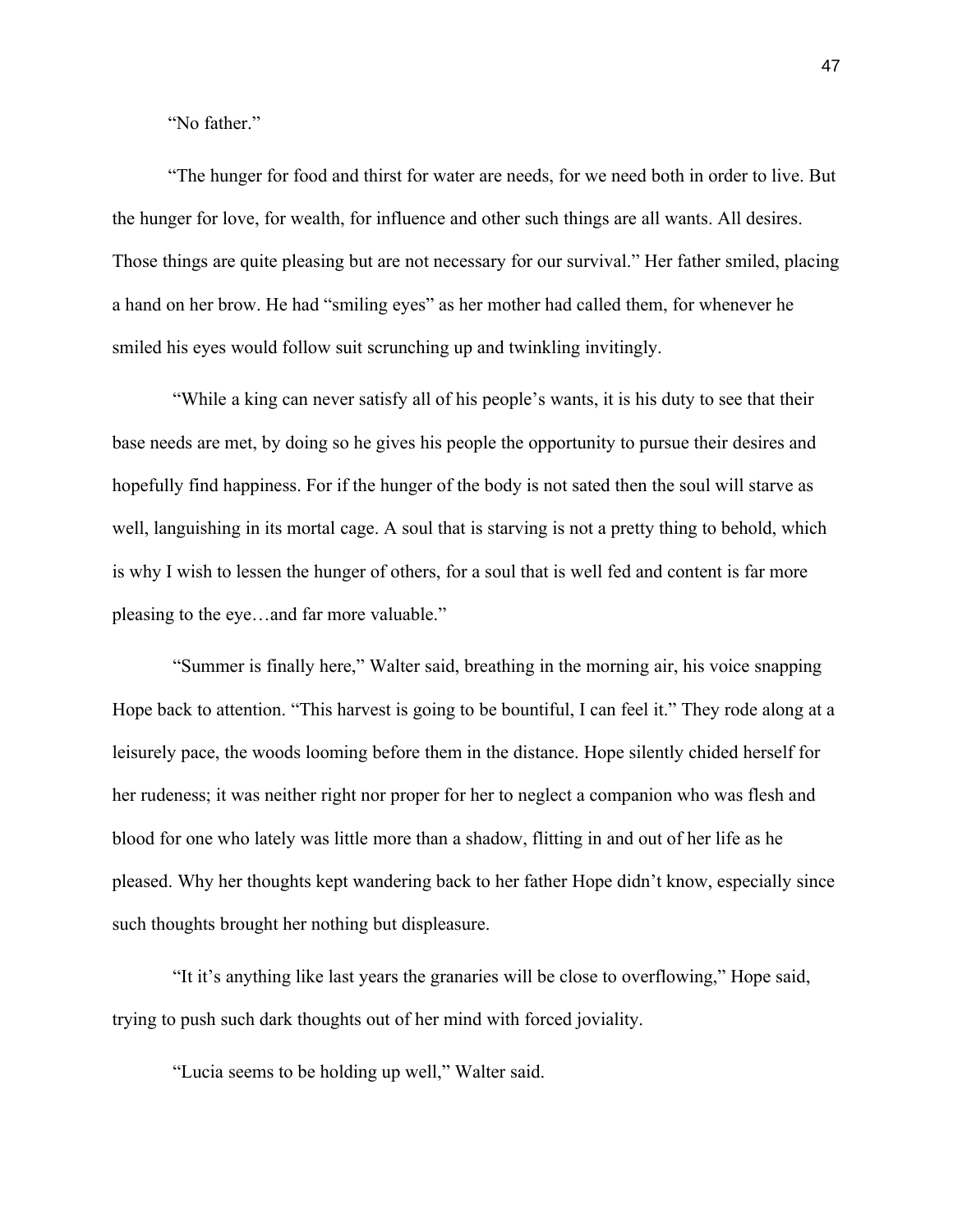"No father."

"The hunger for food and thirst for water are needs, for we need both in order to live. But the hunger for love, for wealth, for influence and other such things are all wants. All desires. Those things are quite pleasing but are not necessary for our survival." Her father smiled, placing a hand on her brow. He had "smiling eyes" as her mother had called them, for whenever he smiled his eyes would follow suit scrunching up and twinkling invitingly.

"While a king can never satisfy all of his people's wants, it is his duty to see that their base needs are met, by doing so he gives his people the opportunity to pursue their desires and hopefully find happiness. For if the hunger of the body is not sated then the soul will starve as well, languishing in its mortal cage. A soul that is starving is not a pretty thing to behold, which is why I wish to lessen the hunger of others, for a soul that is well fed and content is far more pleasing to the eye…and far more valuable."

"Summer is finally here," Walter said, breathing in the morning air, his voice snapping Hope back to attention. "This harvest is going to be bountiful, I can feel it." They rode along at a leisurely pace, the woods looming before them in the distance. Hope silently chided herself for her rudeness; it was neither right nor proper for her to neglect a companion who was flesh and blood for one who lately was little more than a shadow, flitting in and out of her life as he pleased. Why her thoughts kept wandering back to her father Hope didn't know, especially since such thoughts brought her nothing but displeasure.

"It it's anything like last years the granaries will be close to overflowing," Hope said, trying to push such dark thoughts out of her mind with forced joviality.

"Lucia seems to be holding up well," Walter said.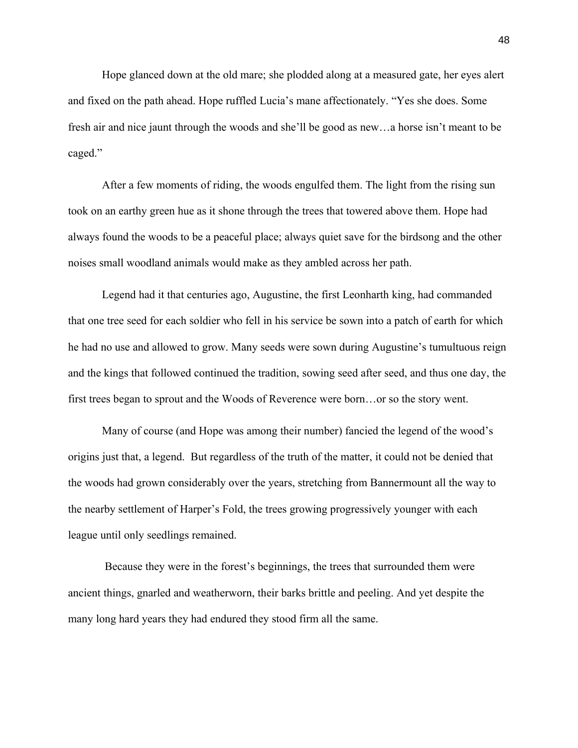Hope glanced down at the old mare; she plodded along at a measured gate, her eyes alert and fixed on the path ahead. Hope ruffled Lucia's mane affectionately. "Yes she does. Some fresh air and nice jaunt through the woods and she'll be good as new…a horse isn't meant to be caged."

After a few moments of riding, the woods engulfed them. The light from the rising sun took on an earthy green hue as it shone through the trees that towered above them. Hope had always found the woods to be a peaceful place; always quiet save for the birdsong and the other noises small woodland animals would make as they ambled across her path.

Legend had it that centuries ago, Augustine, the first Leonharth king, had commanded that one tree seed for each soldier who fell in his service be sown into a patch of earth for which he had no use and allowed to grow. Many seeds were sown during Augustine's tumultuous reign and the kings that followed continued the tradition, sowing seed after seed, and thus one day, the first trees began to sprout and the Woods of Reverence were born…or so the story went.

Many of course (and Hope was among their number) fancied the legend of the wood's origins just that, a legend. But regardless of the truth of the matter, it could not be denied that the woods had grown considerably over the years, stretching from Bannermount all the way to the nearby settlement of Harper's Fold, the trees growing progressively younger with each league until only seedlings remained.

Because they were in the forest's beginnings, the trees that surrounded them were ancient things, gnarled and weatherworn, their barks brittle and peeling. And yet despite the many long hard years they had endured they stood firm all the same.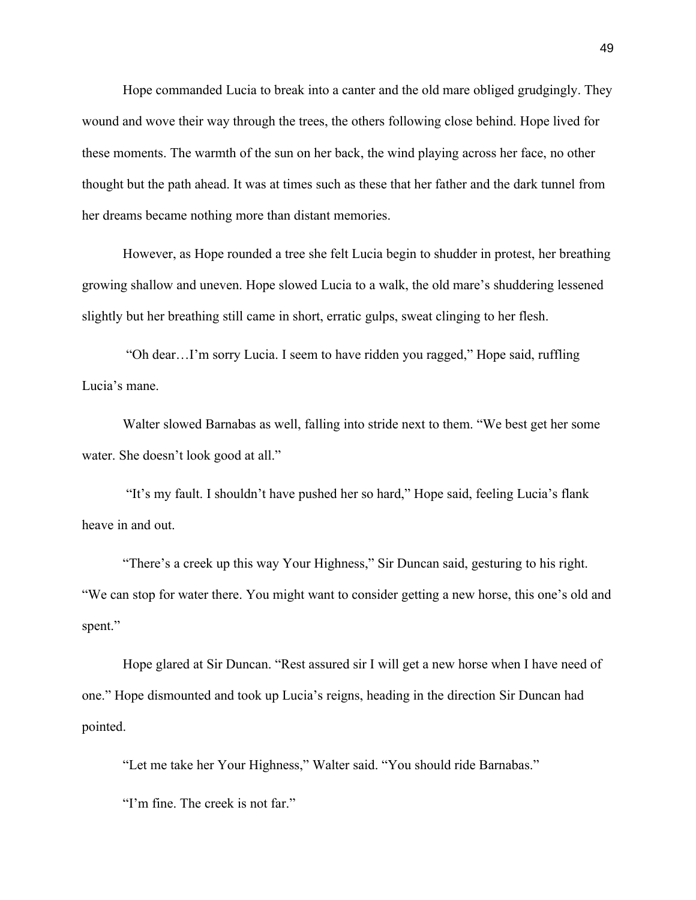Hope commanded Lucia to break into a canter and the old mare obliged grudgingly. They wound and wove their way through the trees, the others following close behind. Hope lived for these moments. The warmth of the sun on her back, the wind playing across her face, no other thought but the path ahead. It was at times such as these that her father and the dark tunnel from her dreams became nothing more than distant memories.

However, as Hope rounded a tree she felt Lucia begin to shudder in protest, her breathing growing shallow and uneven. Hope slowed Lucia to a walk, the old mare's shuddering lessened slightly but her breathing still came in short, erratic gulps, sweat clinging to her flesh.

"Oh dear…I'm sorry Lucia. I seem to have ridden you ragged," Hope said, ruffling Lucia's mane.

Walter slowed Barnabas as well, falling into stride next to them. "We best get her some water. She doesn't look good at all."

"It's my fault. I shouldn't have pushed her so hard," Hope said, feeling Lucia's flank heave in and out.

"There's a creek up this way Your Highness," Sir Duncan said, gesturing to his right. "We can stop for water there. You might want to consider getting a new horse, this one's old and spent."

Hope glared at Sir Duncan. "Rest assured sir I will get a new horse when I have need of one." Hope dismounted and took up Lucia's reigns, heading in the direction Sir Duncan had pointed.

"Let me take her Your Highness," Walter said. "You should ride Barnabas."

"I'm fine. The creek is not far."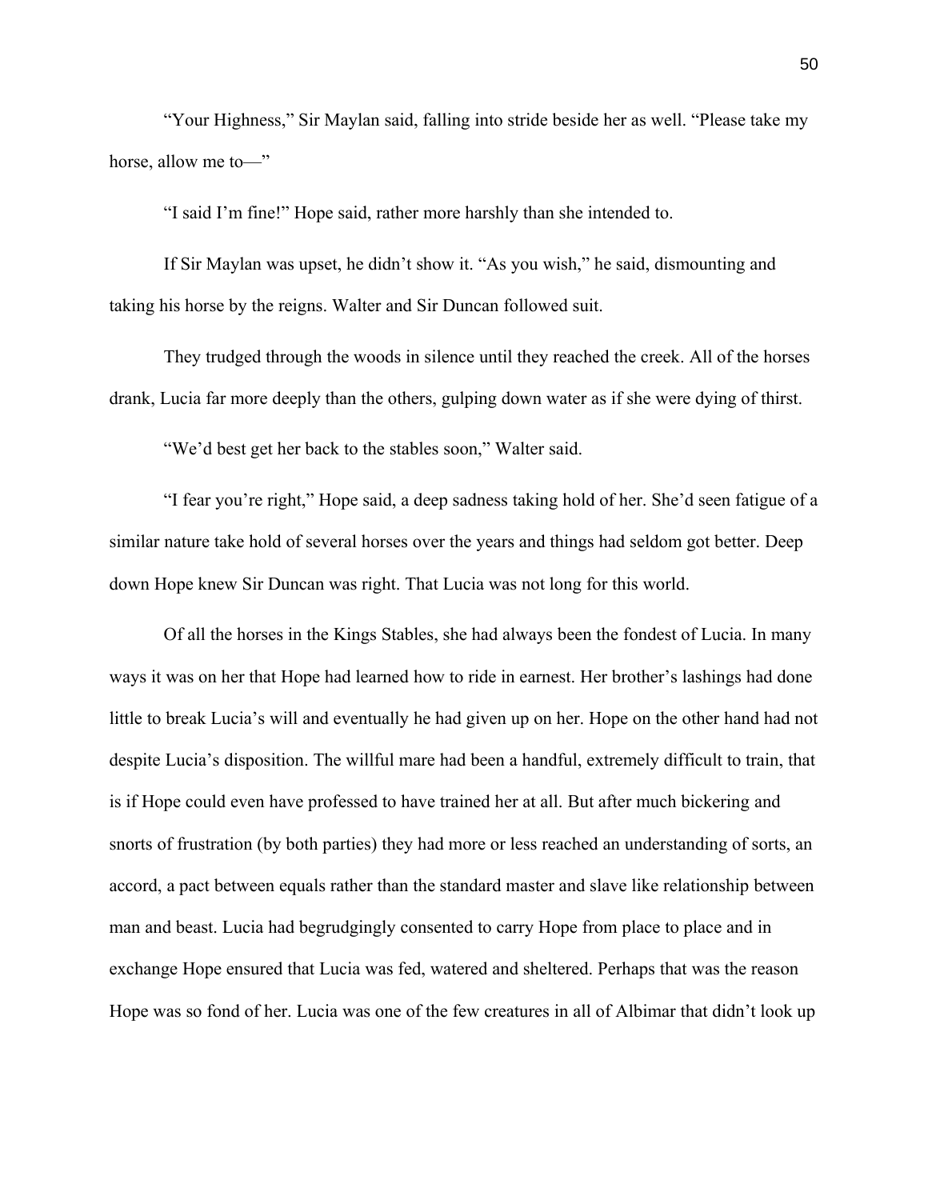"Your Highness," Sir Maylan said, falling into stride beside her as well. "Please take my horse, allow me to—"

"I said I'm fine!" Hope said, rather more harshly than she intended to.

If Sir Maylan was upset, he didn't show it. "As you wish," he said, dismounting and taking his horse by the reigns. Walter and Sir Duncan followed suit.

They trudged through the woods in silence until they reached the creek. All of the horses drank, Lucia far more deeply than the others, gulping down water as if she were dying of thirst.

"We'd best get her back to the stables soon," Walter said.

"I fear you're right," Hope said, a deep sadness taking hold of her. She'd seen fatigue of a similar nature take hold of several horses over the years and things had seldom got better. Deep down Hope knew Sir Duncan was right. That Lucia was not long for this world.

Of all the horses in the Kings Stables, she had always been the fondest of Lucia. In many ways it was on her that Hope had learned how to ride in earnest. Her brother's lashings had done little to break Lucia's will and eventually he had given up on her. Hope on the other hand had not despite Lucia's disposition. The willful mare had been a handful, extremely difficult to train, that is if Hope could even have professed to have trained her at all. But after much bickering and snorts of frustration (by both parties) they had more or less reached an understanding of sorts, an accord, a pact between equals rather than the standard master and slave like relationship between man and beast. Lucia had begrudgingly consented to carry Hope from place to place and in exchange Hope ensured that Lucia was fed, watered and sheltered. Perhaps that was the reason Hope was so fond of her. Lucia was one of the few creatures in all of Albimar that didn't look up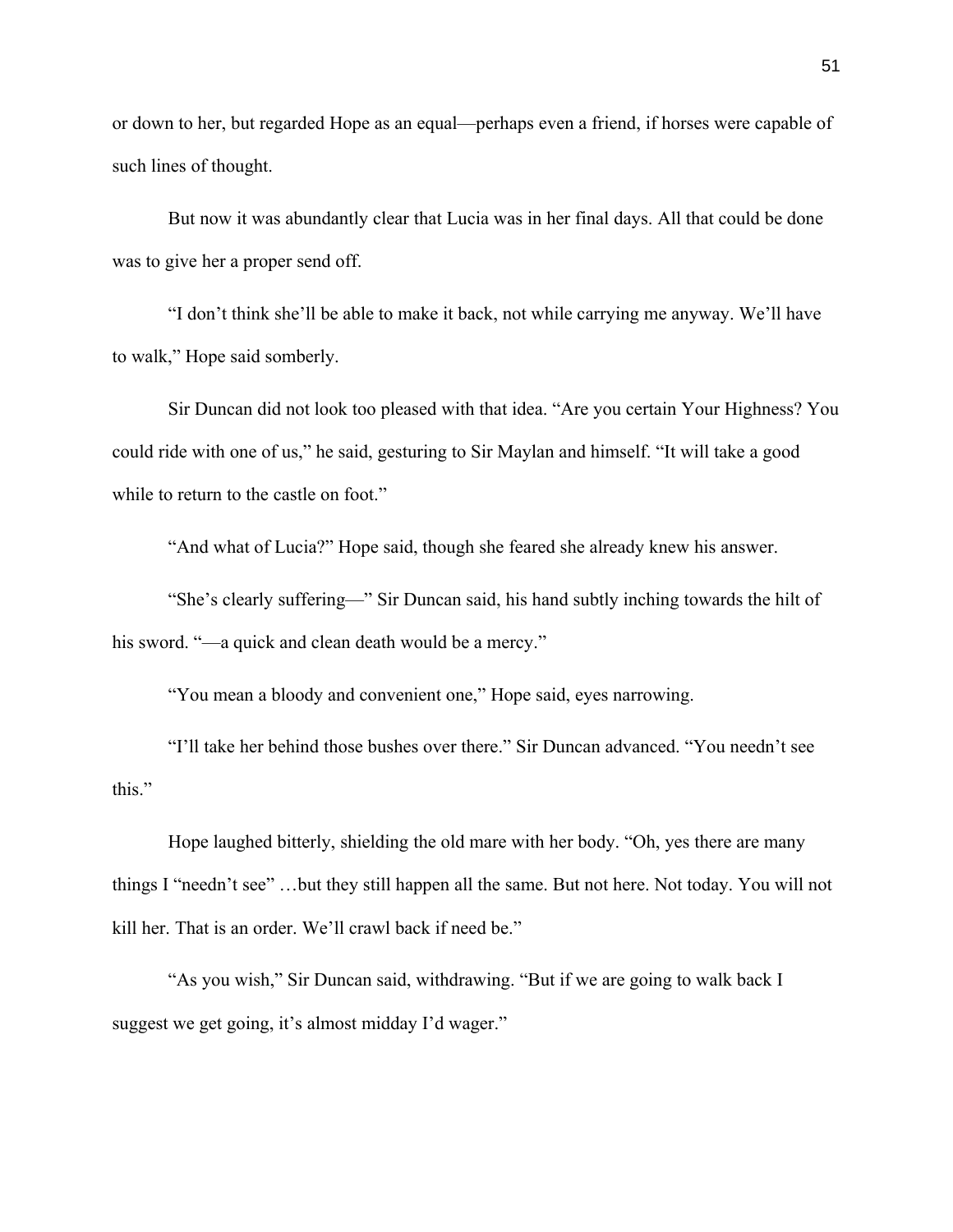or down to her, but regarded Hope as an equal—perhaps even a friend, if horses were capable of such lines of thought.

But now it was abundantly clear that Lucia was in her final days. All that could be done was to give her a proper send off.

"I don't think she'll be able to make it back, not while carrying me anyway. We'll have to walk," Hope said somberly.

Sir Duncan did not look too pleased with that idea. "Are you certain Your Highness? You could ride with one of us," he said, gesturing to Sir Maylan and himself. "It will take a good while to return to the castle on foot."

"And what of Lucia?" Hope said, though she feared she already knew his answer.

"She's clearly suffering—" Sir Duncan said, his hand subtly inching towards the hilt of his sword. "—a quick and clean death would be a mercy."

"You mean a bloody and convenient one," Hope said, eyes narrowing.

"I'll take her behind those bushes over there." Sir Duncan advanced. "You needn't see this."

Hope laughed bitterly, shielding the old mare with her body. "Oh, yes there are many things I "needn't see" …but they still happen all the same. But not here. Not today. You will not kill her. That is an order. We'll crawl back if need be."

"As you wish," Sir Duncan said, withdrawing. "But if we are going to walk back I suggest we get going, it's almost midday I'd wager."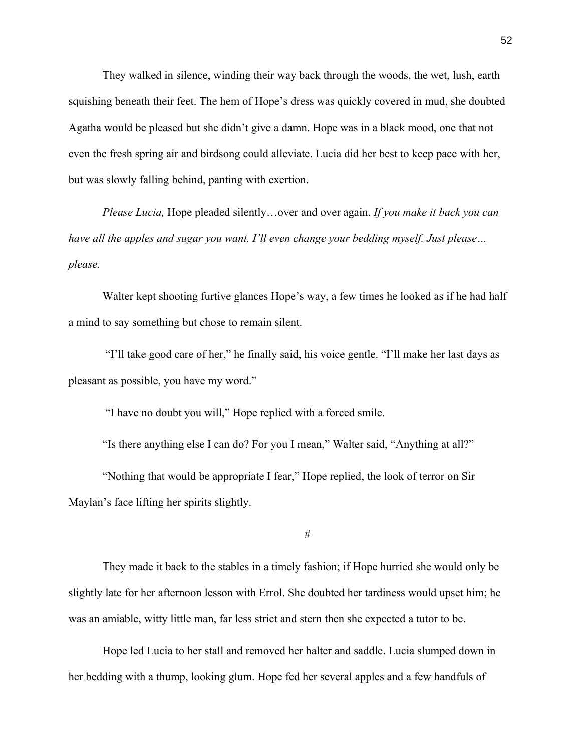They walked in silence, winding their way back through the woods, the wet, lush, earth squishing beneath their feet. The hem of Hope's dress was quickly covered in mud, she doubted Agatha would be pleased but she didn't give a damn. Hope was in a black mood, one that not even the fresh spring air and birdsong could alleviate. Lucia did her best to keep pace with her, but was slowly falling behind, panting with exertion.

*Please Lucia,* Hope pleaded silently…over and over again. *If you make it back you can have all the apples and sugar you want. I'll even change your bedding myself. Just please… please.*

Walter kept shooting furtive glances Hope's way, a few times he looked as if he had half a mind to say something but chose to remain silent.

"I'll take good care of her," he finally said, his voice gentle. "I'll make her last days as pleasant as possible, you have my word."

"I have no doubt you will," Hope replied with a forced smile.

"Is there anything else I can do? For you I mean," Walter said, "Anything at all?"

"Nothing that would be appropriate I fear," Hope replied, the look of terror on Sir Maylan's face lifting her spirits slightly.

#

They made it back to the stables in a timely fashion; if Hope hurried she would only be slightly late for her afternoon lesson with Errol. She doubted her tardiness would upset him; he was an amiable, witty little man, far less strict and stern then she expected a tutor to be.

Hope led Lucia to her stall and removed her halter and saddle. Lucia slumped down in her bedding with a thump, looking glum. Hope fed her several apples and a few handfuls of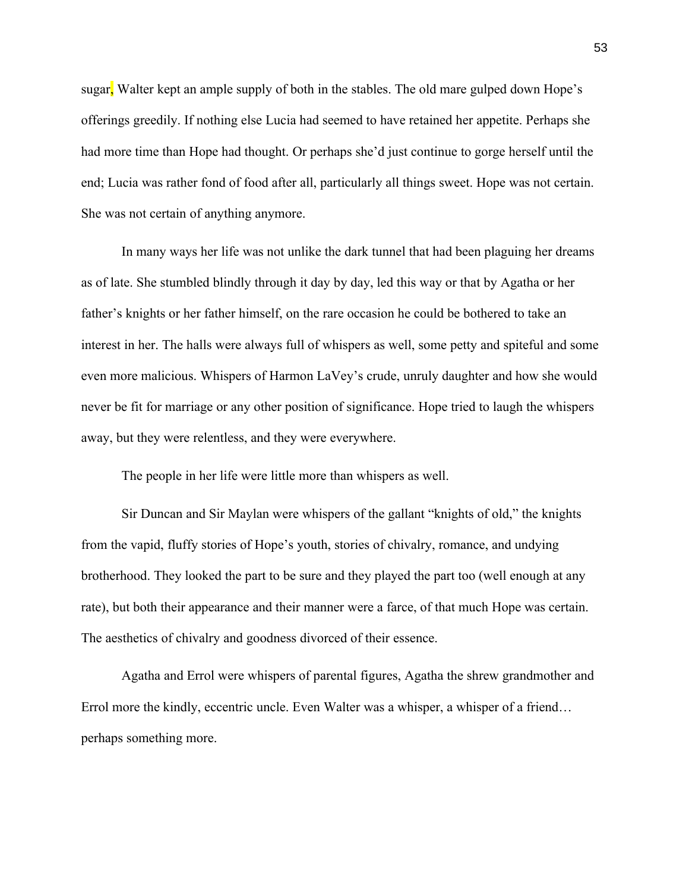sugar, Walter kept an ample supply of both in the stables. The old mare gulped down Hope's offerings greedily. If nothing else Lucia had seemed to have retained her appetite. Perhaps she had more time than Hope had thought. Or perhaps she'd just continue to gorge herself until the end; Lucia was rather fond of food after all, particularly all things sweet. Hope was not certain. She was not certain of anything anymore.

In many ways her life was not unlike the dark tunnel that had been plaguing her dreams as of late. She stumbled blindly through it day by day, led this way or that by Agatha or her father's knights or her father himself, on the rare occasion he could be bothered to take an interest in her. The halls were always full of whispers as well, some petty and spiteful and some even more malicious. Whispers of Harmon LaVey's crude, unruly daughter and how she would never be fit for marriage or any other position of significance. Hope tried to laugh the whispers away, but they were relentless, and they were everywhere.

The people in her life were little more than whispers as well.

Sir Duncan and Sir Maylan were whispers of the gallant "knights of old," the knights from the vapid, fluffy stories of Hope's youth, stories of chivalry, romance, and undying brotherhood. They looked the part to be sure and they played the part too (well enough at any rate), but both their appearance and their manner were a farce, of that much Hope was certain. The aesthetics of chivalry and goodness divorced of their essence.

Agatha and Errol were whispers of parental figures, Agatha the shrew grandmother and Errol more the kindly, eccentric uncle. Even Walter was a whisper, a whisper of a friend… perhaps something more.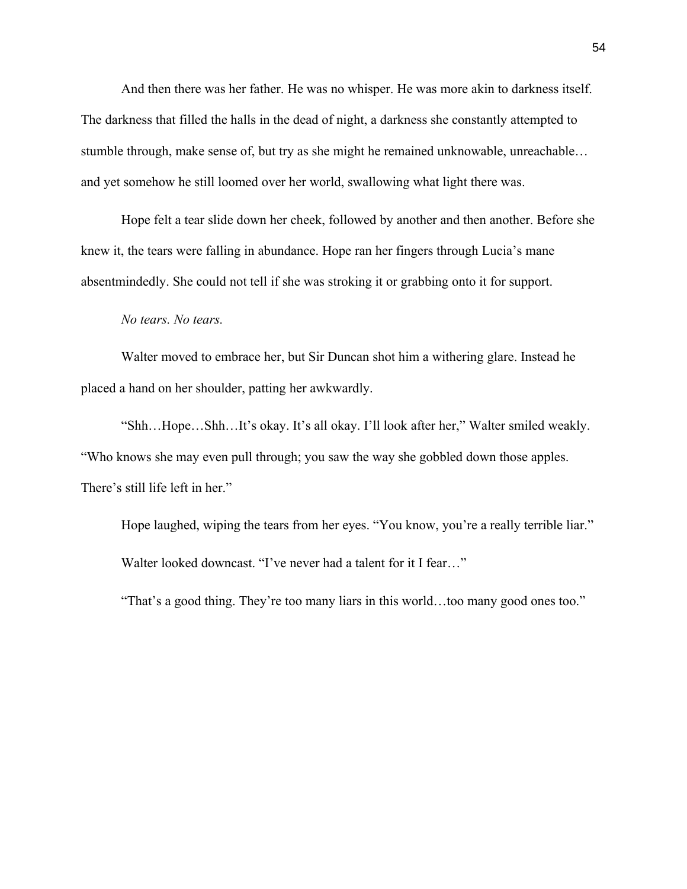And then there was her father. He was no whisper. He was more akin to darkness itself. The darkness that filled the halls in the dead of night, a darkness she constantly attempted to stumble through, make sense of, but try as she might he remained unknowable, unreachable… and yet somehow he still loomed over her world, swallowing what light there was.

Hope felt a tear slide down her cheek, followed by another and then another. Before she knew it, the tears were falling in abundance. Hope ran her fingers through Lucia's mane absentmindedly. She could not tell if she was stroking it or grabbing onto it for support.

*No tears. No tears.*

Walter moved to embrace her, but Sir Duncan shot him a withering glare. Instead he placed a hand on her shoulder, patting her awkwardly.

"Shh…Hope…Shh…It's okay. It's all okay. I'll look after her," Walter smiled weakly. "Who knows she may even pull through; you saw the way she gobbled down those apples. There's still life left in her."

Hope laughed, wiping the tears from her eyes. "You know, you're a really terrible liar."

Walter looked downcast. "I've never had a talent for it I fear…"

"That's a good thing. They're too many liars in this world…too many good ones too."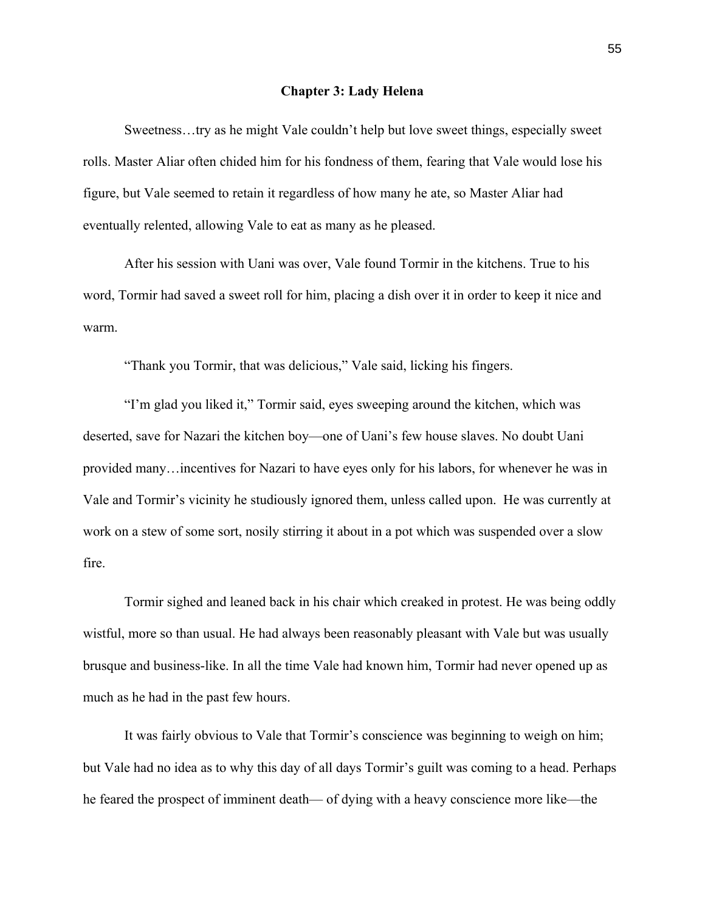# Chapter 3: Lady Helena

Sweetness…try as he might Vale couldn't help but love sweet things, especially sweet rolls. Master Aliar often chided him for his fondness of them, fearing that Vale would lose his figure, but Vale seemed to retain it regardless of how many he ate, so Master Aliar had eventually relented, allowing Vale to eat as many as he pleased.

After his session with Uani was over, Vale found Tormir in the kitchens. True to his word, Tormir had saved a sweet roll for him, placing a dish over it in order to keep it nice and warm.

"Thank you Tormir, that was delicious," Vale said, licking his fingers.

"I'm glad you liked it," Tormir said, eyes sweeping around the kitchen, which was deserted, save for Nazari the kitchen boy—one of Uani's few house slaves. No doubt Uani provided many…incentives for Nazari to have eyes only for his labors, for whenever he was in Vale and Tormir's vicinity he studiously ignored them, unless called upon. He was currently at work on a stew of some sort, nosily stirring it about in a pot which was suspended over a slow fire.

Tormir sighed and leaned back in his chair which creaked in protest. He was being oddly wistful, more so than usual. He had always been reasonably pleasant with Vale but was usually brusque and business-like. In all the time Vale had known him, Tormir had never opened up as much as he had in the past few hours.

It was fairly obvious to Vale that Tormir's conscience was beginning to weigh on him; but Vale had no idea as to why this day of all days Tormir's guilt was coming to a head. Perhaps he feared the prospect of imminent death— of dying with a heavy conscience more like—the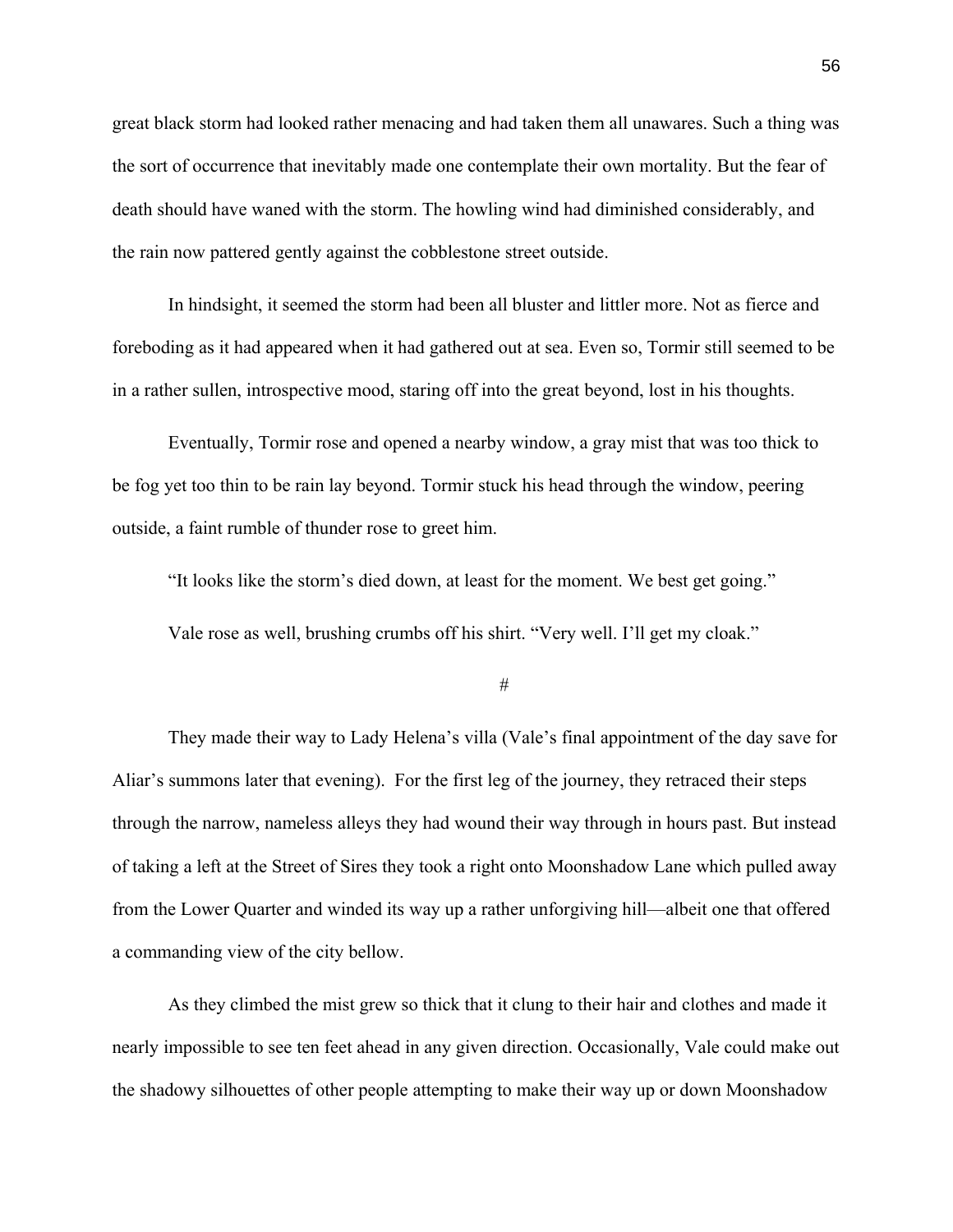great black storm had looked rather menacing and had taken them all unawares. Such a thing was the sort of occurrence that inevitably made one contemplate their own mortality. But the fear of death should have waned with the storm. The howling wind had diminished considerably, and the rain now pattered gently against the cobblestone street outside.

In hindsight, it seemed the storm had been all bluster and littler more. Not as fierce and foreboding as it had appeared when it had gathered out at sea. Even so, Tormir still seemed to be in a rather sullen, introspective mood, staring off into the great beyond, lost in his thoughts.

Eventually, Tormir rose and opened a nearby window, a gray mist that was too thick to be fog yet too thin to be rain lay beyond. Tormir stuck his head through the window, peering outside, a faint rumble of thunder rose to greet him.

"It looks like the storm's died down, at least for the moment. We best get going."

Vale rose as well, brushing crumbs off his shirt. "Very well. I'll get my cloak."

#

They made their way to Lady Helena's villa (Vale's final appointment of the day save for Aliar's summons later that evening). For the first leg of the journey, they retraced their steps through the narrow, nameless alleys they had wound their way through in hours past. But instead of taking a left at the Street of Sires they took a right onto Moonshadow Lane which pulled away from the Lower Quarter and winded its way up a rather unforgiving hill—albeit one that offered a commanding view of the city bellow.

As they climbed the mist grew so thick that it clung to their hair and clothes and made it nearly impossible to see ten feet ahead in any given direction. Occasionally, Vale could make out the shadowy silhouettes of other people attempting to make their way up or down Moonshadow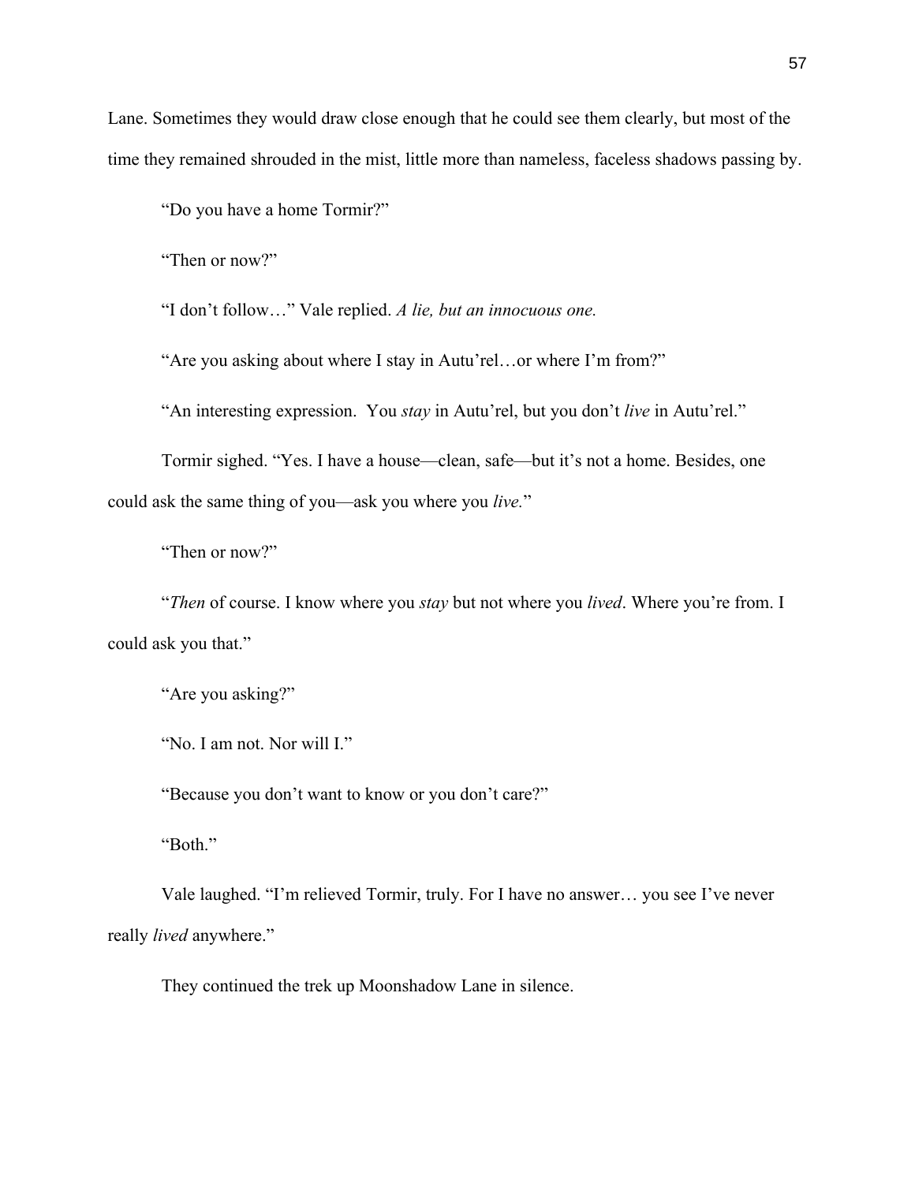Lane. Sometimes they would draw close enough that he could see them clearly, but most of the time they remained shrouded in the mist, little more than nameless, faceless shadows passing by.

"Do you have a home Tormir?"

"Then or now?"

"I don't follow…" Vale replied. *A lie, but an innocuous one.*

"Are you asking about where I stay in Autu'rel…or where I'm from?"

"An interesting expression. You *stay* in Autu'rel, but you don't *live* in Autu'rel."

Tormir sighed. "Yes. I have a house—clean, safe—but it's not a home. Besides, one could ask the same thing of you—ask you where you *live.*"

"Then or now?"

"*Then* of course. I know where you *stay* but not where you *lived*. Where you're from. I could ask you that."

"Are you asking?"

"No. I am not. Nor will I."

"Because you don't want to know or you don't care?"

"Both."

Vale laughed. "I'm relieved Tormir, truly. For I have no answer… you see I've never really *lived* anywhere."

They continued the trek up Moonshadow Lane in silence.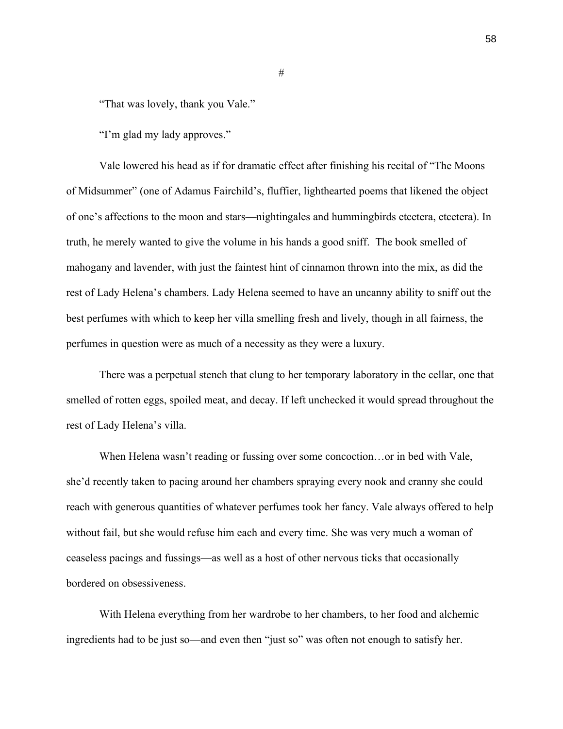#

"That was lovely, thank you Vale."

"I'm glad my lady approves."

Vale lowered his head as if for dramatic effect after finishing his recital of "The Moons of Midsummer" (one of Adamus Fairchild's, fluffier, lighthearted poems that likened the object of one's affections to the moon and stars—nightingales and hummingbirds etcetera, etcetera). In truth, he merely wanted to give the volume in his hands a good sniff. The book smelled of mahogany and lavender, with just the faintest hint of cinnamon thrown into the mix, as did the rest of Lady Helena's chambers. Lady Helena seemed to have an uncanny ability to sniff out the best perfumes with which to keep her villa smelling fresh and lively, though in all fairness, the perfumes in question were as much of a necessity as they were a luxury.

There was a perpetual stench that clung to her temporary laboratory in the cellar, one that smelled of rotten eggs, spoiled meat, and decay. If left unchecked it would spread throughout the rest of Lady Helena's villa.

When Helena wasn't reading or fussing over some concoction…or in bed with Vale, she'd recently taken to pacing around her chambers spraying every nook and cranny she could reach with generous quantities of whatever perfumes took her fancy. Vale always offered to help without fail, but she would refuse him each and every time. She was very much a woman of ceaseless pacings and fussings—as well as a host of other nervous ticks that occasionally bordered on obsessiveness.

With Helena everything from her wardrobe to her chambers, to her food and alchemic ingredients had to be just so—and even then "just so" was often not enough to satisfy her.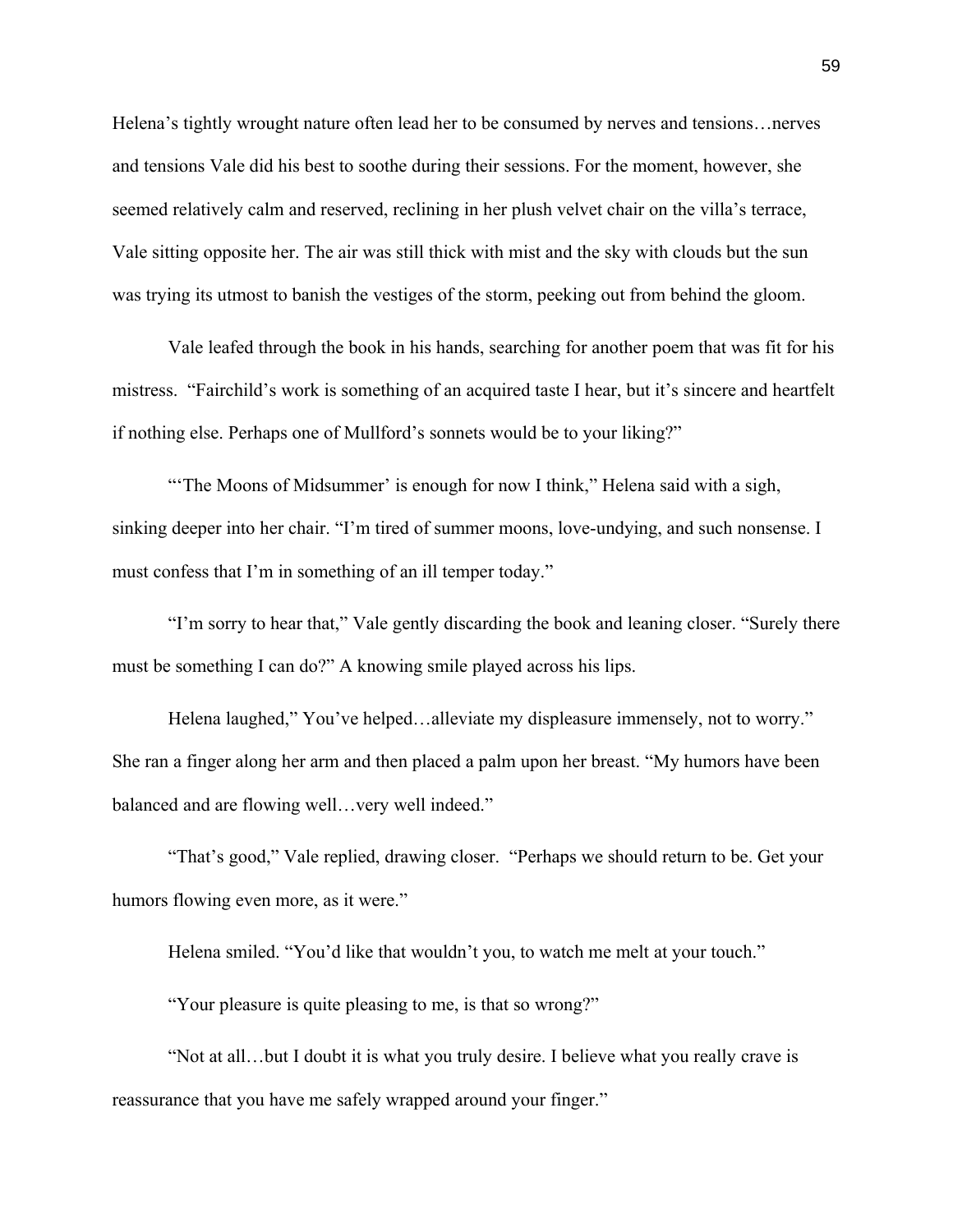Helena's tightly wrought nature often lead her to be consumed by nerves and tensions…nerves and tensions Vale did his best to soothe during their sessions. For the moment, however, she seemed relatively calm and reserved, reclining in her plush velvet chair on the villa's terrace, Vale sitting opposite her. The air was still thick with mist and the sky with clouds but the sun was trying its utmost to banish the vestiges of the storm, peeking out from behind the gloom.

Vale leafed through the book in his hands, searching for another poem that was fit for his mistress. "Fairchild's work is something of an acquired taste I hear, but it's sincere and heartfelt if nothing else. Perhaps one of Mullford's sonnets would be to your liking?"

"'The Moons of Midsummer' is enough for now I think," Helena said with a sigh, sinking deeper into her chair. "I'm tired of summer moons, love-undying, and such nonsense. I must confess that I'm in something of an ill temper today."

"I'm sorry to hear that," Vale gently discarding the book and leaning closer. "Surely there must be something I can do?" A knowing smile played across his lips.

Helena laughed," You've helped…alleviate my displeasure immensely, not to worry." She ran a finger along her arm and then placed a palm upon her breast. "My humors have been balanced and are flowing well…very well indeed."

"That's good," Vale replied, drawing closer. "Perhaps we should return to be. Get your humors flowing even more, as it were."

Helena smiled. "You'd like that wouldn't you, to watch me melt at your touch."

"Your pleasure is quite pleasing to me, is that so wrong?"

"Not at all…but I doubt it is what you truly desire. I believe what you really crave is reassurance that you have me safely wrapped around your finger."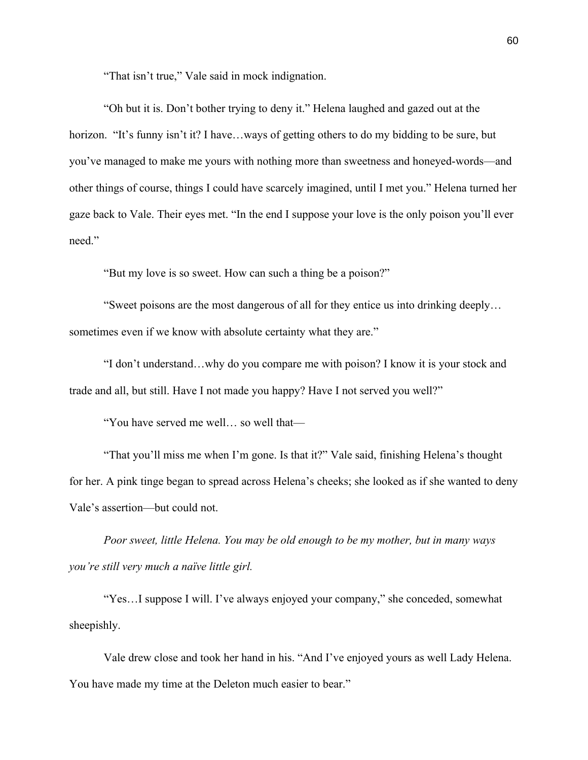"That isn't true," Vale said in mock indignation.

"Oh but it is. Don't bother trying to deny it." Helena laughed and gazed out at the horizon. "It's funny isn't it? I have…ways of getting others to do my bidding to be sure, but you've managed to make me yours with nothing more than sweetness and honeyed-words—and other things of course, things I could have scarcely imagined, until I met you." Helena turned her gaze back to Vale. Their eyes met. "In the end I suppose your love is the only poison you'll ever need."

"But my love is so sweet. How can such a thing be a poison?"

"Sweet poisons are the most dangerous of all for they entice us into drinking deeply… sometimes even if we know with absolute certainty what they are."

"I don't understand…why do you compare me with poison? I know it is your stock and trade and all, but still. Have I not made you happy? Have I not served you well?"

"You have served me well… so well that—

"That you'll miss me when I'm gone. Is that it?" Vale said, finishing Helena's thought for her. A pink tinge began to spread across Helena's cheeks; she looked as if she wanted to deny Vale's assertion—but could not.

*Poor sweet, little Helena. You may be old enough to be my mother, but in many ways you're still very much a naïve little girl.*

"Yes…I suppose I will. I've always enjoyed your company," she conceded, somewhat sheepishly.

Vale drew close and took her hand in his. "And I've enjoyed yours as well Lady Helena. You have made my time at the Deleton much easier to bear."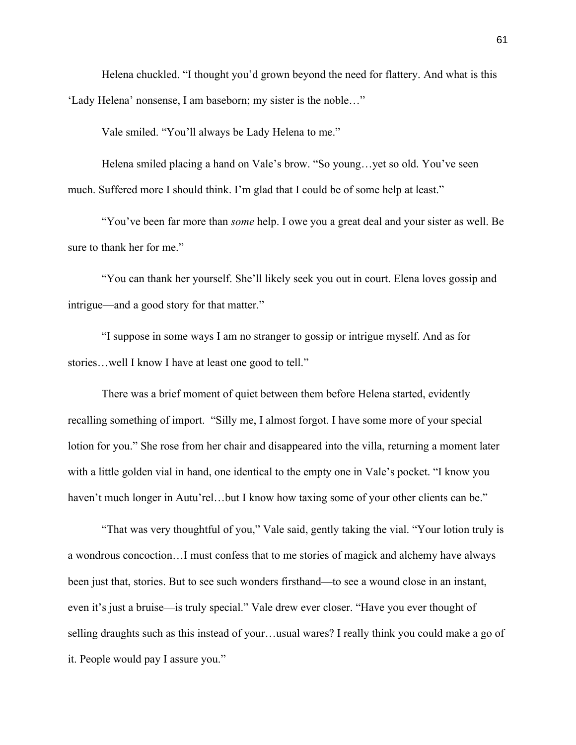Helena chuckled. "I thought you'd grown beyond the need for flattery. And what is this 'Lady Helena' nonsense, I am baseborn; my sister is the noble…"

Vale smiled. "You'll always be Lady Helena to me."

Helena smiled placing a hand on Vale's brow. "So young…yet so old. You've seen much. Suffered more I should think. I'm glad that I could be of some help at least."

"You've been far more than *some* help. I owe you a great deal and your sister as well. Be sure to thank her for me."

"You can thank her yourself. She'll likely seek you out in court. Elena loves gossip and intrigue—and a good story for that matter."

"I suppose in some ways I am no stranger to gossip or intrigue myself. And as for stories…well I know I have at least one good to tell."

There was a brief moment of quiet between them before Helena started, evidently recalling something of import. "Silly me, I almost forgot. I have some more of your special lotion for you." She rose from her chair and disappeared into the villa, returning a moment later with a little golden vial in hand, one identical to the empty one in Vale's pocket. "I know you haven't much longer in Autu'rel…but I know how taxing some of your other clients can be."

"That was very thoughtful of you," Vale said, gently taking the vial. "Your lotion truly is a wondrous concoction…I must confess that to me stories of magick and alchemy have always been just that, stories. But to see such wonders firsthand—to see a wound close in an instant, even it's just a bruise—is truly special." Vale drew ever closer. "Have you ever thought of selling draughts such as this instead of your…usual wares? I really think you could make a go of it. People would pay I assure you."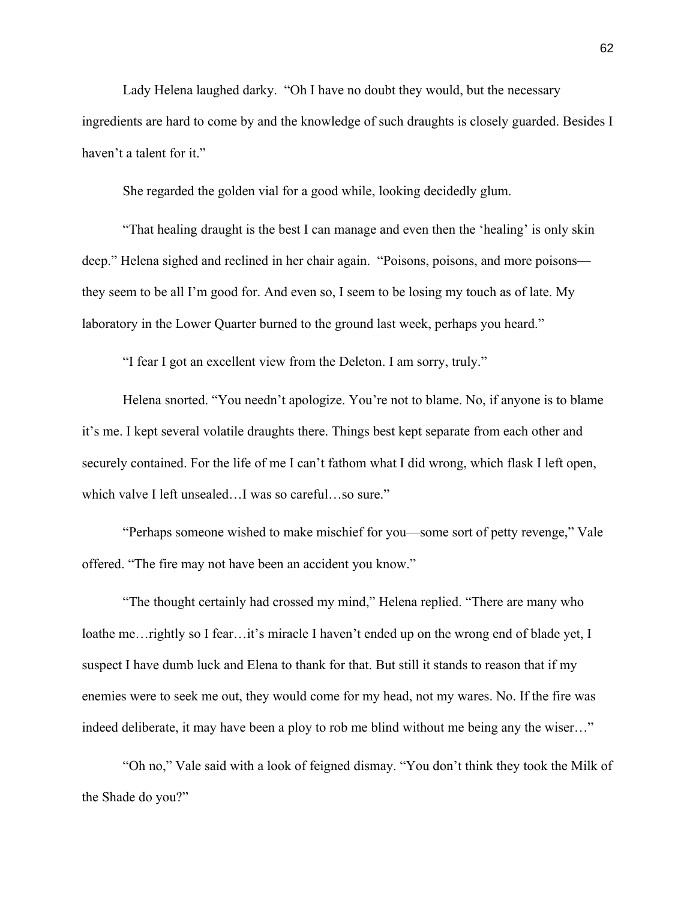Lady Helena laughed darky. "Oh I have no doubt they would, but the necessary ingredients are hard to come by and the knowledge of such draughts is closely guarded. Besides I haven't a talent for it."

She regarded the golden vial for a good while, looking decidedly glum.

"That healing draught is the best I can manage and even then the 'healing' is only skin deep." Helena sighed and reclined in her chair again. "Poisons, poisons, and more poisons—they seem to be all I'm good for. And even so, I seem to be losing my touch as of late. My laboratory in the Lower Quarter burned to the ground last week, perhaps you heard."

"I fear I got an excellent view from the Deleton. I am sorry, truly."

Helena snorted. "You needn't apologize. You're not to blame. No, if anyone is to blame it's me. I kept several volatile draughts there. Things best kept separate from each other and securely contained. For the life of me I can't fathom what I did wrong, which flask I left open, which valve I left unsealed…I was so careful…so sure."

"Perhaps someone wished to make mischief for you—some sort of petty revenge," Vale offered. "The fire may not have been an accident you know."

"The thought certainly had crossed my mind," Helena replied. "There are many who loathe me…rightly so I fear…it's miracle I haven't ended up on the wrong end of blade yet, I suspect I have dumb luck and Elena to thank for that. But still it stands to reason that if my enemies were to seek me out, they would come for my head, not my wares. No. If the fire was indeed deliberate, it may have been a ploy to rob me blind without me being any the wiser…"

"Oh no," Vale said with a look of feigned dismay. "You don't think they took the Milk of the Shade do you?"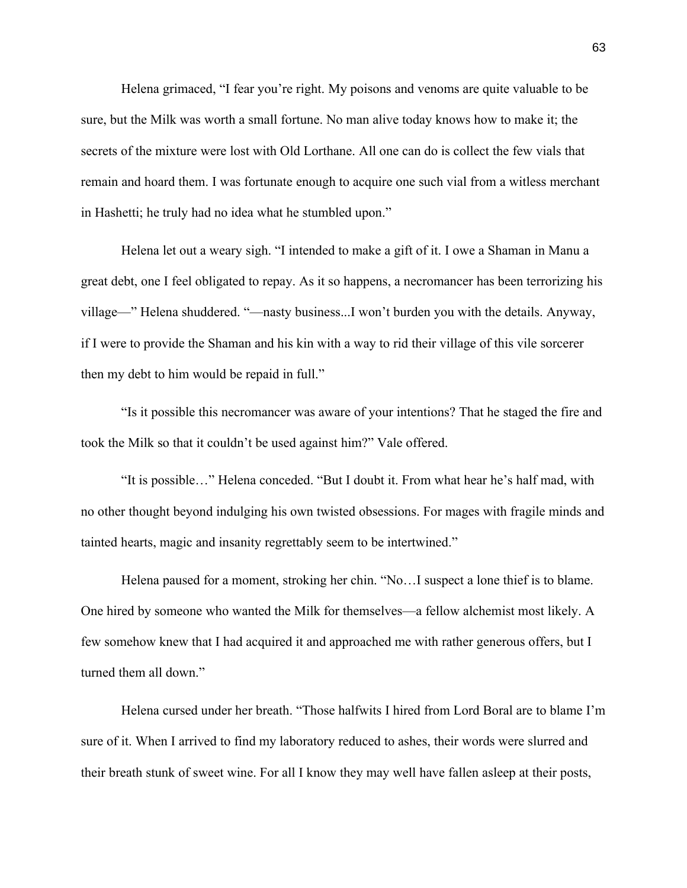Helena grimaced, "I fear you're right. My poisons and venoms are quite valuable to be sure, but the Milk was worth a small fortune. No man alive today knows how to make it; the secrets of the mixture were lost with Old Lorthane. All one can do is collect the few vials that remain and hoard them. I was fortunate enough to acquire one such vial from a witless merchant in Hashetti; he truly had no idea what he stumbled upon."

Helena let out a weary sigh. "I intended to make a gift of it. I owe a Shaman in Manu a great debt, one I feel obligated to repay. As it so happens, a necromancer has been terrorizing his village—" Helena shuddered. "—nasty business...I won't burden you with the details. Anyway, if I were to provide the Shaman and his kin with a way to rid their village of this vile sorcerer then my debt to him would be repaid in full."

"Is it possible this necromancer was aware of your intentions? That he staged the fire and took the Milk so that it couldn't be used against him?" Vale offered.

"It is possible…" Helena conceded. "But I doubt it. From what hear he's half mad, with no other thought beyond indulging his own twisted obsessions. For mages with fragile minds and tainted hearts, magic and insanity regrettably seem to be intertwined."

Helena paused for a moment, stroking her chin. "No…I suspect a lone thief is to blame. One hired by someone who wanted the Milk for themselves—a fellow alchemist most likely. A few somehow knew that I had acquired it and approached me with rather generous offers, but I turned them all down."

Helena cursed under her breath. "Those halfwits I hired from Lord Boral are to blame I'm sure of it. When I arrived to find my laboratory reduced to ashes, their words were slurred and their breath stunk of sweet wine. For all I know they may well have fallen asleep at their posts,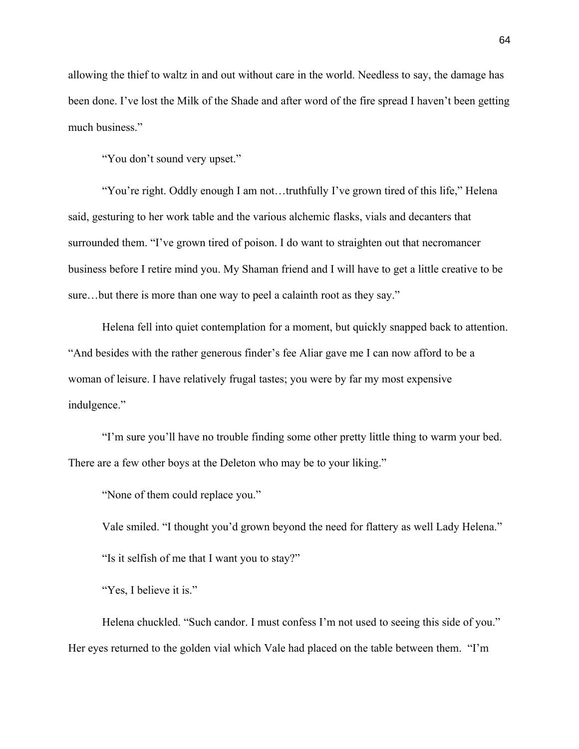allowing the thief to waltz in and out without care in the world. Needless to say, the damage has been done. I've lost the Milk of the Shade and after word of the fire spread I haven't been getting much business."

"You don't sound very upset."

"You're right. Oddly enough I am not…truthfully I've grown tired of this life," Helena said, gesturing to her work table and the various alchemic flasks, vials and decanters that surrounded them. "I've grown tired of poison. I do want to straighten out that necromancer business before I retire mind you. My Shaman friend and I will have to get a little creative to be sure…but there is more than one way to peel a calainth root as they say."

Helena fell into quiet contemplation for a moment, but quickly snapped back to attention. "And besides with the rather generous finder's fee Aliar gave me I can now afford to be a woman of leisure. I have relatively frugal tastes; you were by far my most expensive indulgence."

"I'm sure you'll have no trouble finding some other pretty little thing to warm your bed. There are a few other boys at the Deleton who may be to your liking."

"None of them could replace you."

Vale smiled. "I thought you'd grown beyond the need for flattery as well Lady Helena."

"Is it selfish of me that I want you to stay?"

"Yes, I believe it is."

Helena chuckled. "Such candor. I must confess I'm not used to seeing this side of you." Her eyes returned to the golden vial which Vale had placed on the table between them. "I'm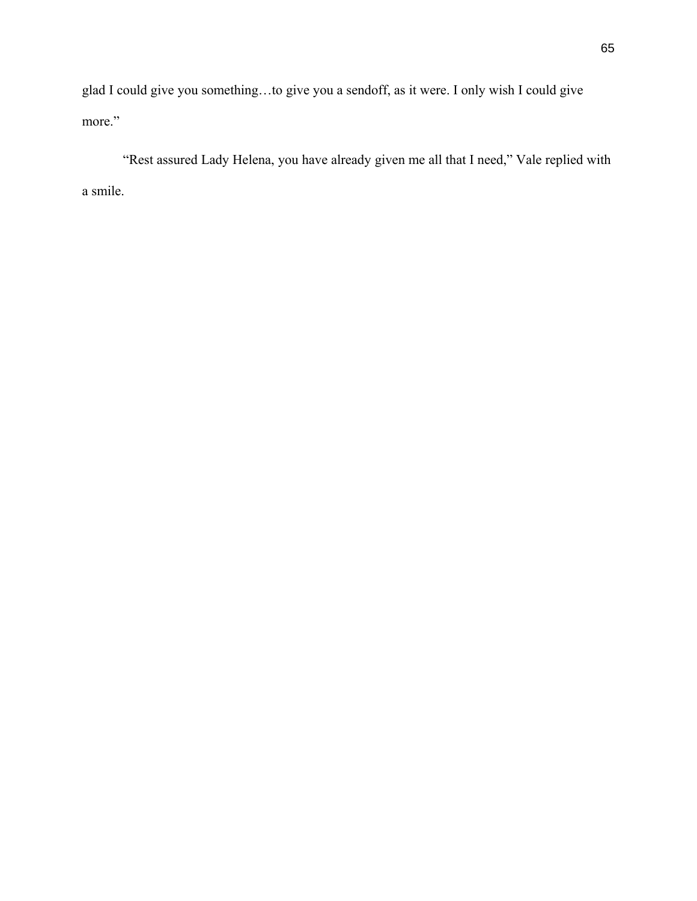glad I could give you something…to give you a sendoff, as it were. I only wish I could give more."

"Rest assured Lady Helena, you have already given me all that I need," Vale replied with a smile.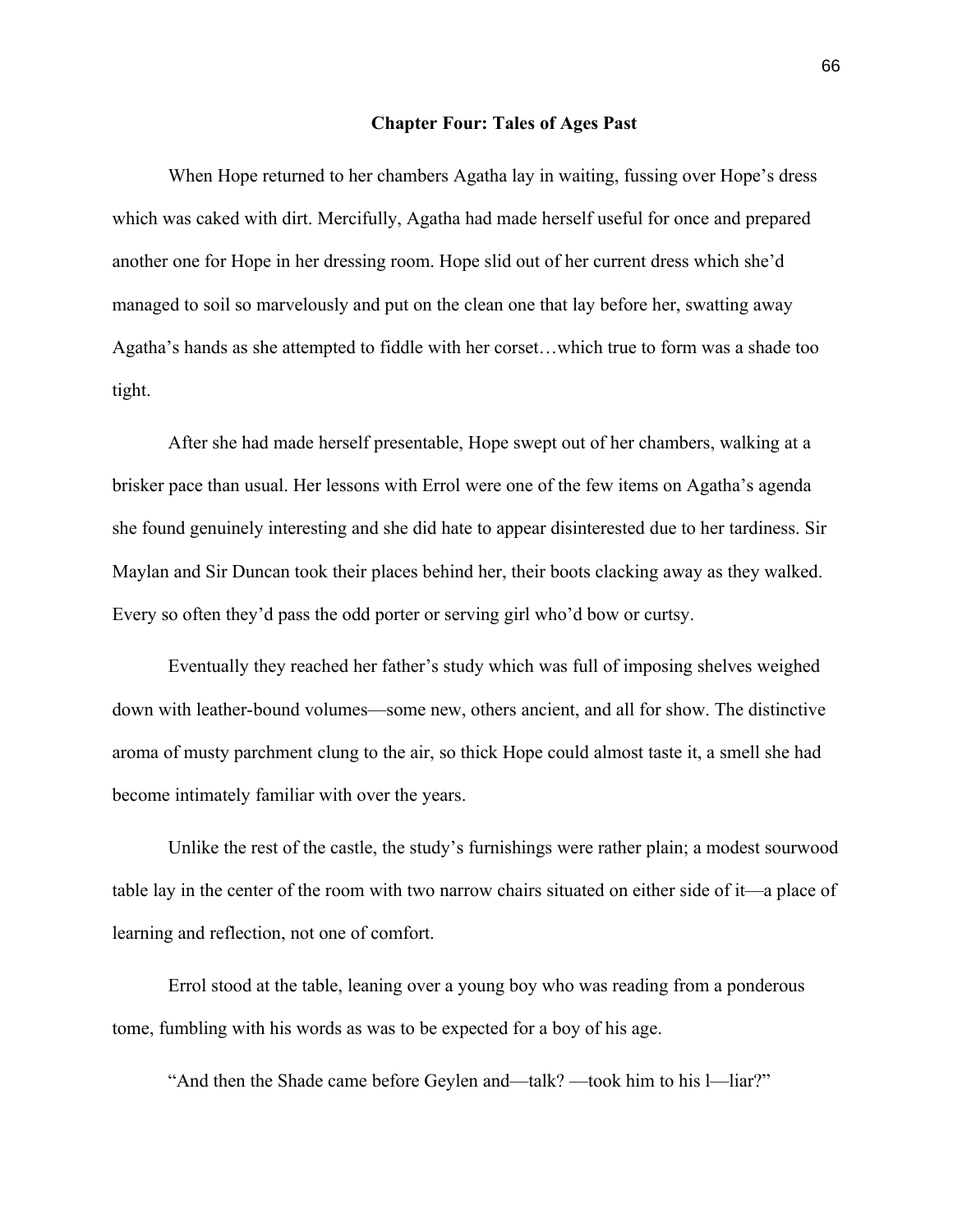## Chapter Four: Tales of Ages Past

When Hope returned to her chambers Agatha lay in waiting, fussing over Hope's dress which was caked with dirt. Mercifully, Agatha had made herself useful for once and prepared another one for Hope in her dressing room. Hope slid out of her current dress which she'd managed to soil so marvelously and put on the clean one that lay before her, swatting away Agatha's hands as she attempted to fiddle with her corset…which true to form was a shade too tight.

After she had made herself presentable, Hope swept out of her chambers, walking at a brisker pace than usual. Her lessons with Errol were one of the few items on Agatha's agenda she found genuinely interesting and she did hate to appear disinterested due to her tardiness. Sir Maylan and Sir Duncan took their places behind her, their boots clacking away as they walked. Every so often they'd pass the odd porter or serving girl who'd bow or curtsy.

Eventually they reached her father's study which was full of imposing shelves weighed down with leather-bound volumes—some new, others ancient, and all for show. The distinctive aroma of musty parchment clung to the air, so thick Hope could almost taste it, a smell she had become intimately familiar with over the years.

Unlike the rest of the castle, the study's furnishings were rather plain; a modest sourwood table lay in the center of the room with two narrow chairs situated on either side of it—a place of learning and reflection, not one of comfort.

Errol stood at the table, leaning over a young boy who was reading from a ponderous tome, fumbling with his words as was to be expected for a boy of his age.

"And then the Shade came before Geylen and—talk? —took him to his l—liar?"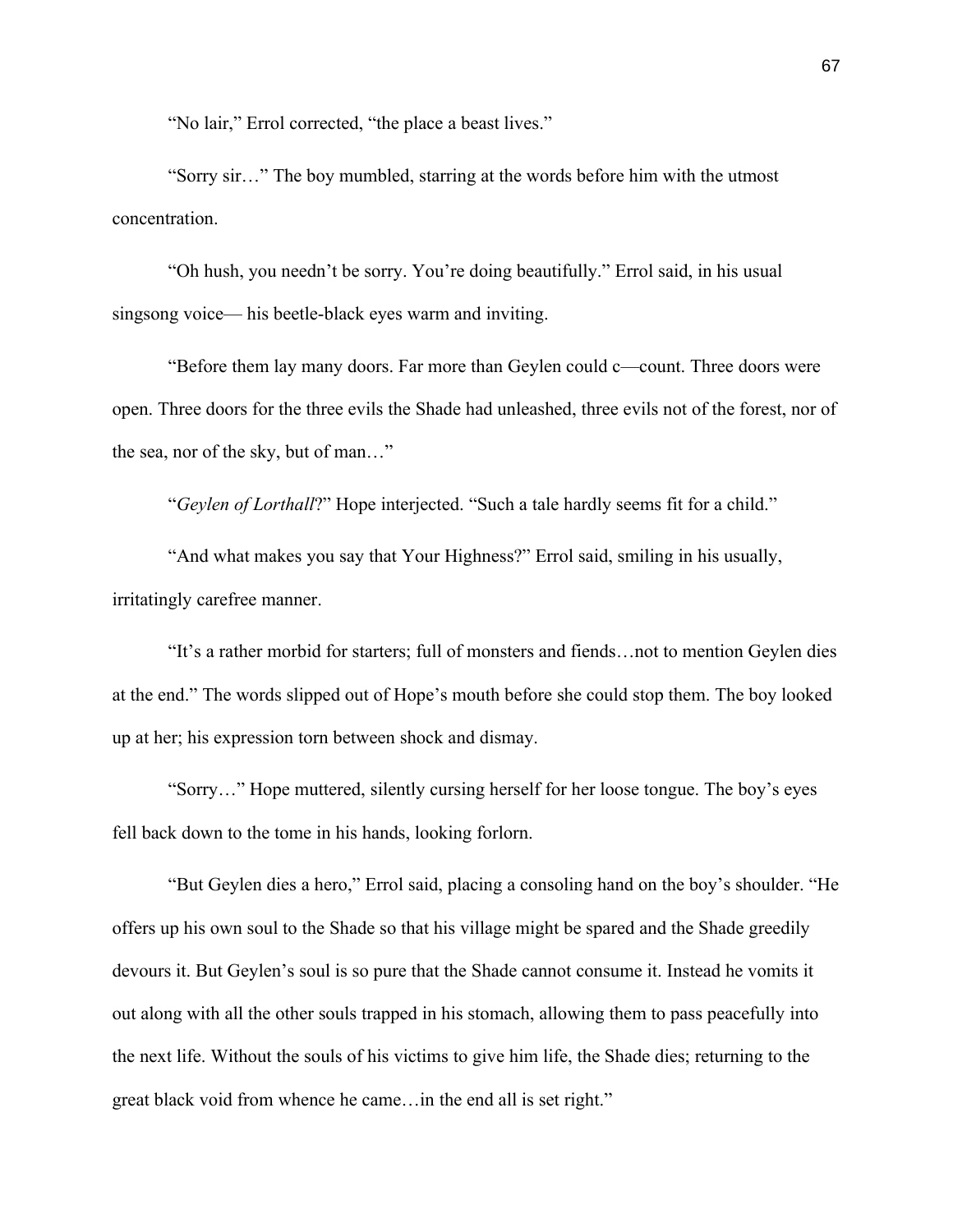"No lair," Errol corrected, "the place a beast lives."

"Sorry sir…" The boy mumbled, starring at the words before him with the utmost concentration.

"Oh hush, you needn't be sorry. You're doing beautifully." Errol said, in his usual singsong voice— his beetle-black eyes warm and inviting.

"Before them lay many doors. Far more than Geylen could c—count. Three doors were open. Three doors for the three evils the Shade had unleashed, three evils not of the forest, nor of the sea, nor of the sky, but of man…"

"*Geylen of Lorthall*?" Hope interjected. "Such a tale hardly seems fit for a child."

"And what makes you say that Your Highness?" Errol said, smiling in his usually, irritatingly carefree manner.

"It's a rather morbid for starters; full of monsters and fiends…not to mention Geylen dies at the end." The words slipped out of Hope's mouth before she could stop them. The boy looked up at her; his expression torn between shock and dismay.

"Sorry…" Hope muttered, silently cursing herself for her loose tongue. The boy's eyes fell back down to the tome in his hands, looking forlorn.

"But Geylen dies a hero," Errol said, placing a consoling hand on the boy's shoulder. "He offers up his own soul to the Shade so that his village might be spared and the Shade greedily devours it. But Geylen's soul is so pure that the Shade cannot consume it. Instead he vomits it out along with all the other souls trapped in his stomach, allowing them to pass peacefully into the next life. Without the souls of his victims to give him life, the Shade dies; returning to the great black void from whence he came…in the end all is set right."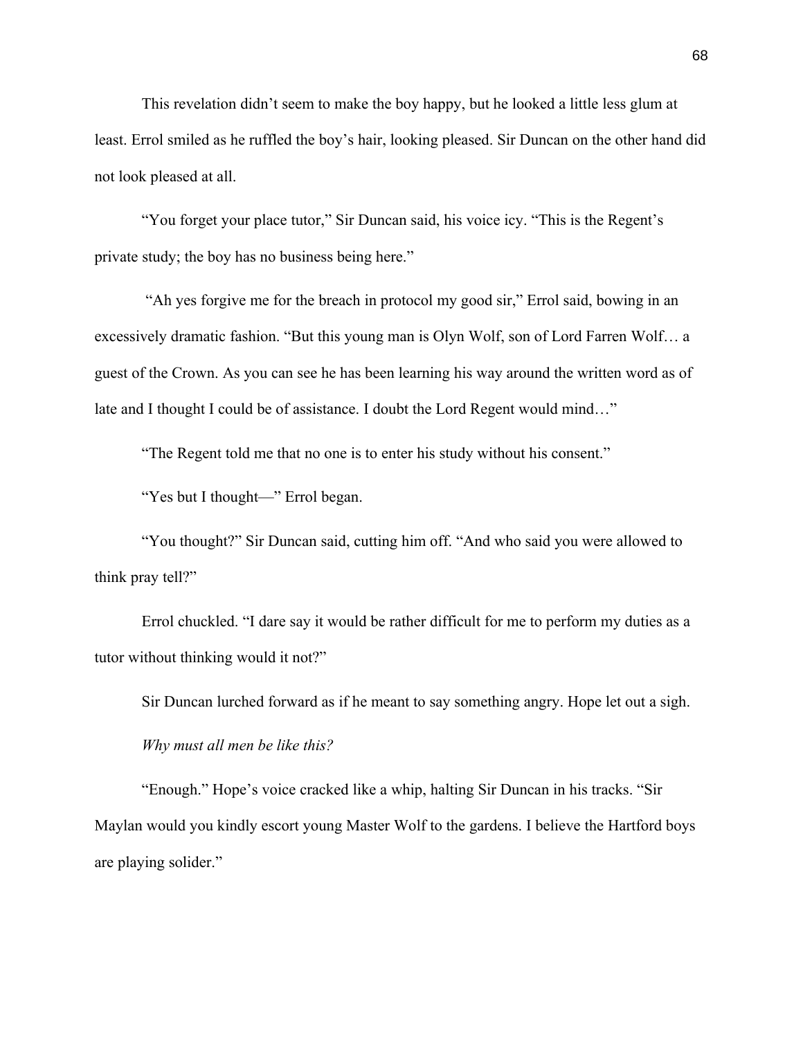This revelation didn't seem to make the boy happy, but he looked a little less glum at least. Errol smiled as he ruffled the boy's hair, looking pleased. Sir Duncan on the other hand did not look pleased at all.

"You forget your place tutor," Sir Duncan said, his voice icy. "This is the Regent's private study; the boy has no business being here."

"Ah yes forgive me for the breach in protocol my good sir," Errol said, bowing in an excessively dramatic fashion. "But this young man is Olyn Wolf, son of Lord Farren Wolf… a guest of the Crown. As you can see he has been learning his way around the written word as of late and I thought I could be of assistance. I doubt the Lord Regent would mind…"

"The Regent told me that no one is to enter his study without his consent."

"Yes but I thought—" Errol began.

"You thought?" Sir Duncan said, cutting him off. "And who said you were allowed to think pray tell?"

Errol chuckled. "I dare say it would be rather difficult for me to perform my duties as a tutor without thinking would it not?"

Sir Duncan lurched forward as if he meant to say something angry. Hope let out a sigh.

*Why must all men be like this?*

"Enough." Hope's voice cracked like a whip, halting Sir Duncan in his tracks. "Sir Maylan would you kindly escort young Master Wolf to the gardens. I believe the Hartford boys are playing solider."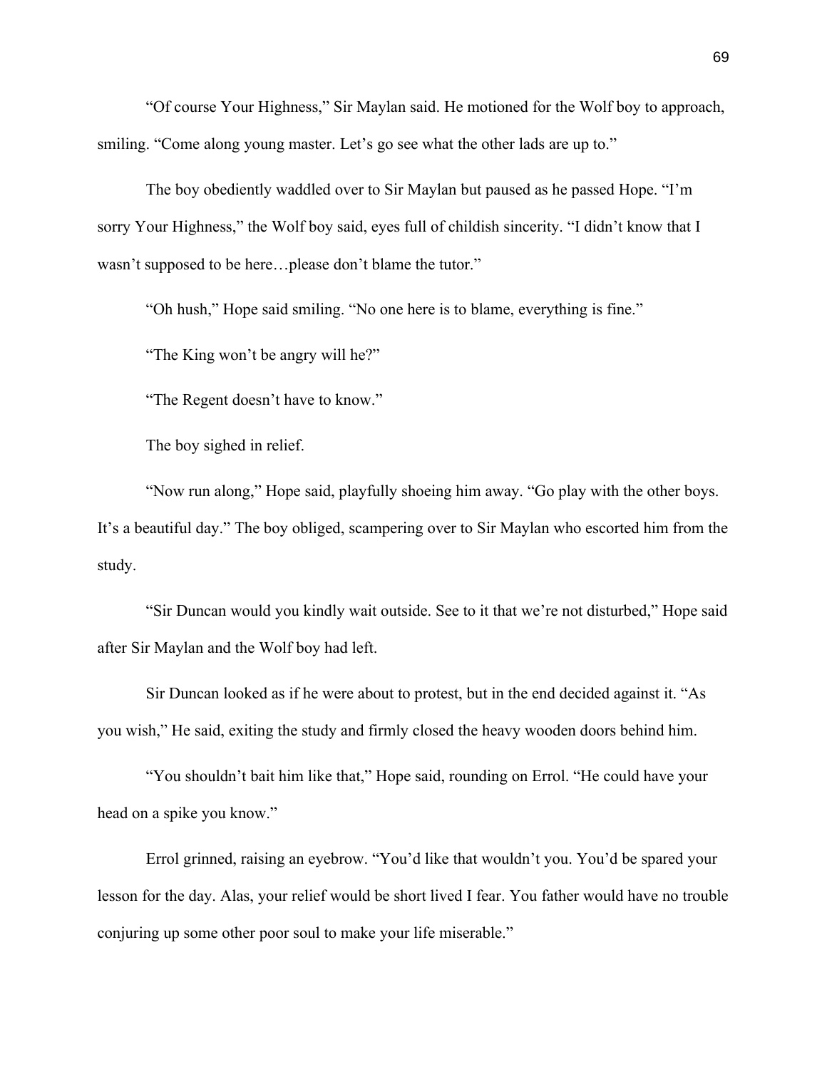"Of course Your Highness," Sir Maylan said. He motioned for the Wolf boy to approach, smiling. "Come along young master. Let's go see what the other lads are up to."

The boy obediently waddled over to Sir Maylan but paused as he passed Hope. "I'm sorry Your Highness," the Wolf boy said, eyes full of childish sincerity. "I didn't know that I wasn't supposed to be here…please don't blame the tutor."

"Oh hush," Hope said smiling. "No one here is to blame, everything is fine."

"The King won't be angry will he?"

"The Regent doesn't have to know."

The boy sighed in relief.

"Now run along," Hope said, playfully shoeing him away. "Go play with the other boys. It's a beautiful day." The boy obliged, scampering over to Sir Maylan who escorted him from the study.

"Sir Duncan would you kindly wait outside. See to it that we're not disturbed," Hope said after Sir Maylan and the Wolf boy had left.

Sir Duncan looked as if he were about to protest, but in the end decided against it. "As you wish," He said, exiting the study and firmly closed the heavy wooden doors behind him.

"You shouldn't bait him like that," Hope said, rounding on Errol. "He could have your head on a spike you know."

Errol grinned, raising an eyebrow. "You'd like that wouldn't you. You'd be spared your lesson for the day. Alas, your relief would be short lived I fear. You father would have no trouble conjuring up some other poor soul to make your life miserable."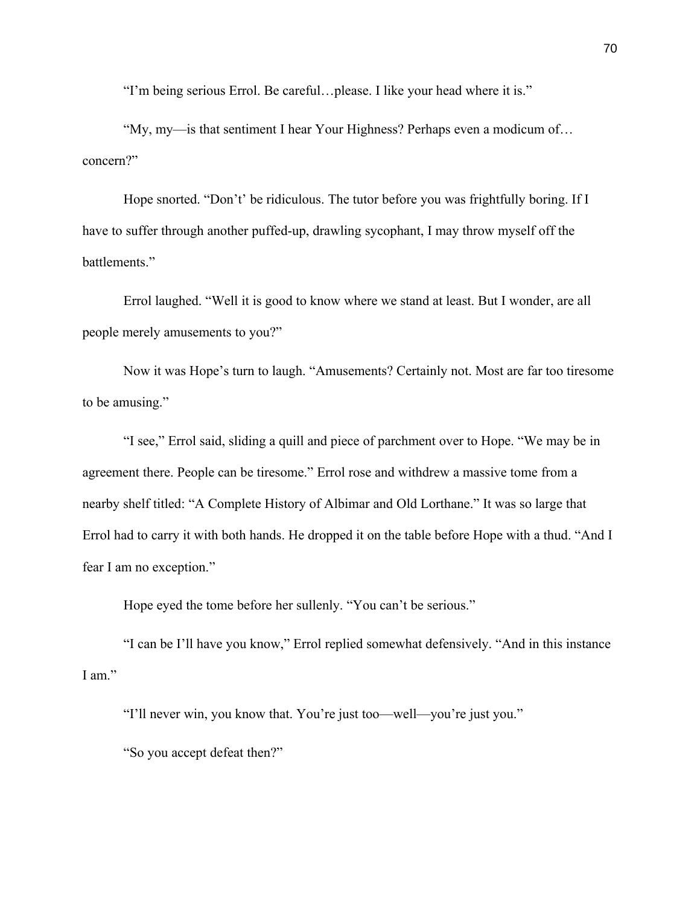"I'm being serious Errol. Be careful…please. I like your head where it is."

"My, my—is that sentiment I hear Your Highness? Perhaps even a modicum of… concern?"

Hope snorted. "Don't' be ridiculous. The tutor before you was frightfully boring. If I have to suffer through another puffed-up, drawling sycophant, I may throw myself off the battlements."

Errol laughed. "Well it is good to know where we stand at least. But I wonder, are all people merely amusements to you?"

Now it was Hope's turn to laugh. "Amusements? Certainly not. Most are far too tiresome to be amusing."

"I see," Errol said, sliding a quill and piece of parchment over to Hope. "We may be in agreement there. People can be tiresome." Errol rose and withdrew a massive tome from a nearby shelf titled: "A Complete History of Albimar and Old Lorthane." It was so large that Errol had to carry it with both hands. He dropped it on the table before Hope with a thud. "And I fear I am no exception."

Hope eyed the tome before her sullenly. "You can't be serious."

"I can be I'll have you know," Errol replied somewhat defensively. "And in this instance I am."

"I'll never win, you know that. You're just too—well—you're just you."

"So you accept defeat then?"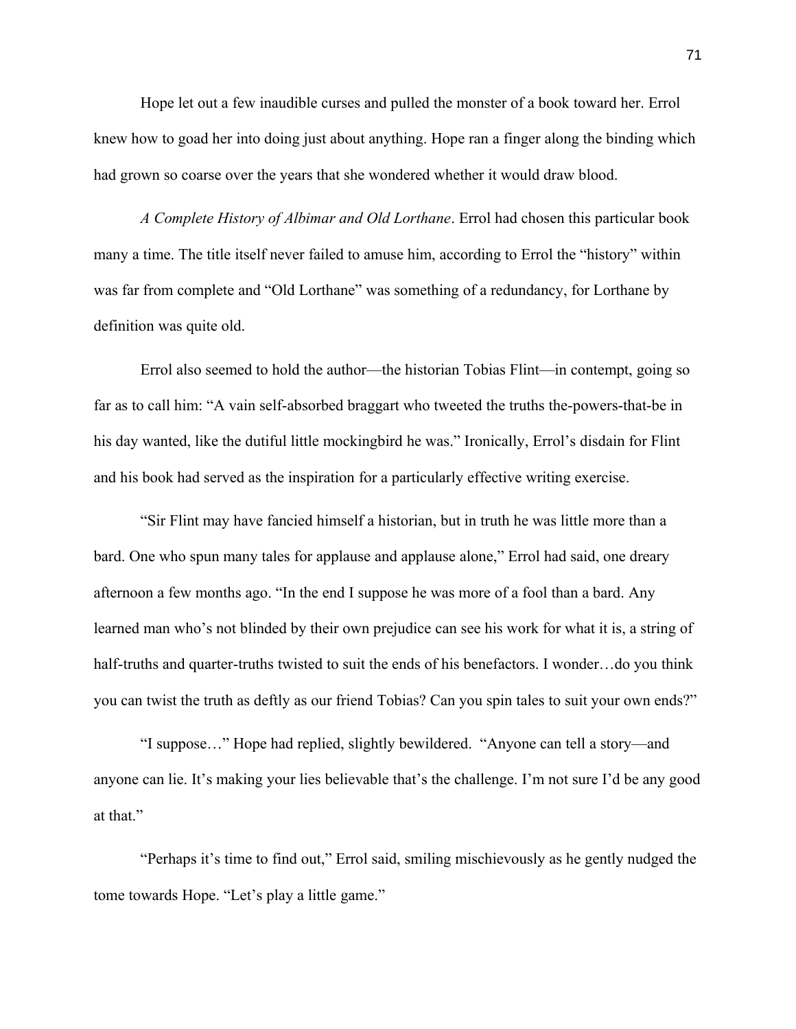Hope let out a few inaudible curses and pulled the monster of a book toward her. Errol knew how to goad her into doing just about anything. Hope ran a finger along the binding which had grown so coarse over the years that she wondered whether it would draw blood.

*A Complete History of Albimar and Old Lorthane*. Errol had chosen this particular book many a time. The title itself never failed to amuse him, according to Errol the "history" within was far from complete and "Old Lorthane" was something of a redundancy, for Lorthane by definition was quite old.

Errol also seemed to hold the author—the historian Tobias Flint—in contempt, going so far as to call him: "A vain self-absorbed braggart who tweeted the truths the-powers-that-be in his day wanted, like the dutiful little mockingbird he was." Ironically, Errol's disdain for Flint and his book had served as the inspiration for a particularly effective writing exercise.

"Sir Flint may have fancied himself a historian, but in truth he was little more than a bard. One who spun many tales for applause and applause alone," Errol had said, one dreary afternoon a few months ago. "In the end I suppose he was more of a fool than a bard. Any learned man who's not blinded by their own prejudice can see his work for what it is, a string of half-truths and quarter-truths twisted to suit the ends of his benefactors. I wonder…do you think you can twist the truth as deftly as our friend Tobias? Can you spin tales to suit your own ends?"

"I suppose…" Hope had replied, slightly bewildered. "Anyone can tell a story—and anyone can lie. It's making your lies believable that's the challenge. I'm not sure I'd be any good at that."

"Perhaps it's time to find out," Errol said, smiling mischievously as he gently nudged the tome towards Hope. "Let's play a little game."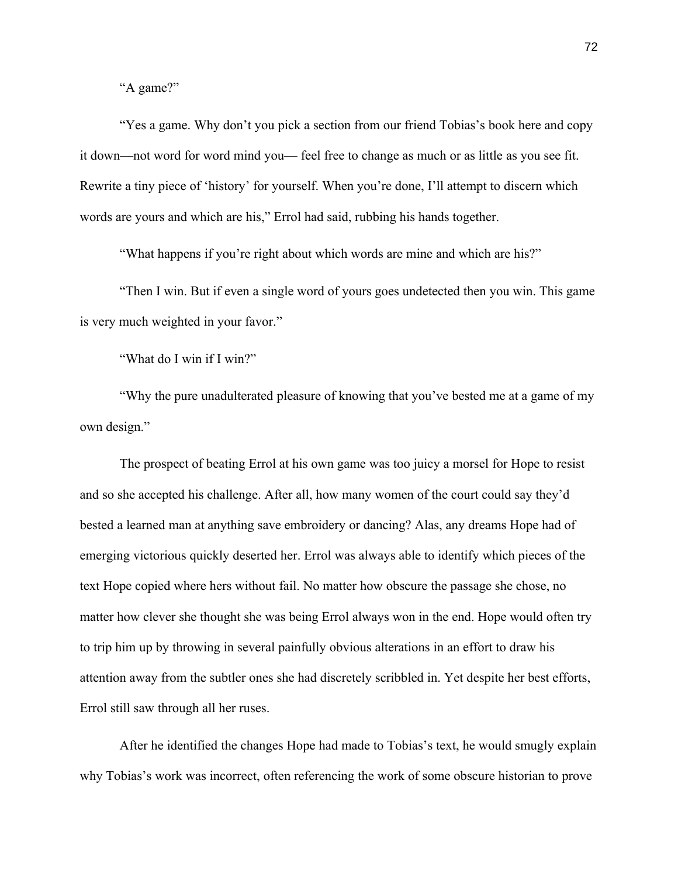"A game?"

"Yes a game. Why don't you pick a section from our friend Tobias's book here and copy it down—not word for word mind you— feel free to change as much or as little as you see fit. Rewrite a tiny piece of 'history' for yourself. When you're done, I'll attempt to discern which words are yours and which are his," Errol had said, rubbing his hands together.

"What happens if you're right about which words are mine and which are his?"

"Then I win. But if even a single word of yours goes undetected then you win. This game is very much weighted in your favor."

"What do I win if I win?"

"Why the pure unadulterated pleasure of knowing that you've bested me at a game of my own design."

The prospect of beating Errol at his own game was too juicy a morsel for Hope to resist and so she accepted his challenge. After all, how many women of the court could say they'd bested a learned man at anything save embroidery or dancing? Alas, any dreams Hope had of emerging victorious quickly deserted her. Errol was always able to identify which pieces of the text Hope copied where hers without fail. No matter how obscure the passage she chose, no matter how clever she thought she was being Errol always won in the end. Hope would often try to trip him up by throwing in several painfully obvious alterations in an effort to draw his attention away from the subtler ones she had discretely scribbled in. Yet despite her best efforts, Errol still saw through all her ruses.

After he identified the changes Hope had made to Tobias's text, he would smugly explain why Tobias's work was incorrect, often referencing the work of some obscure historian to prove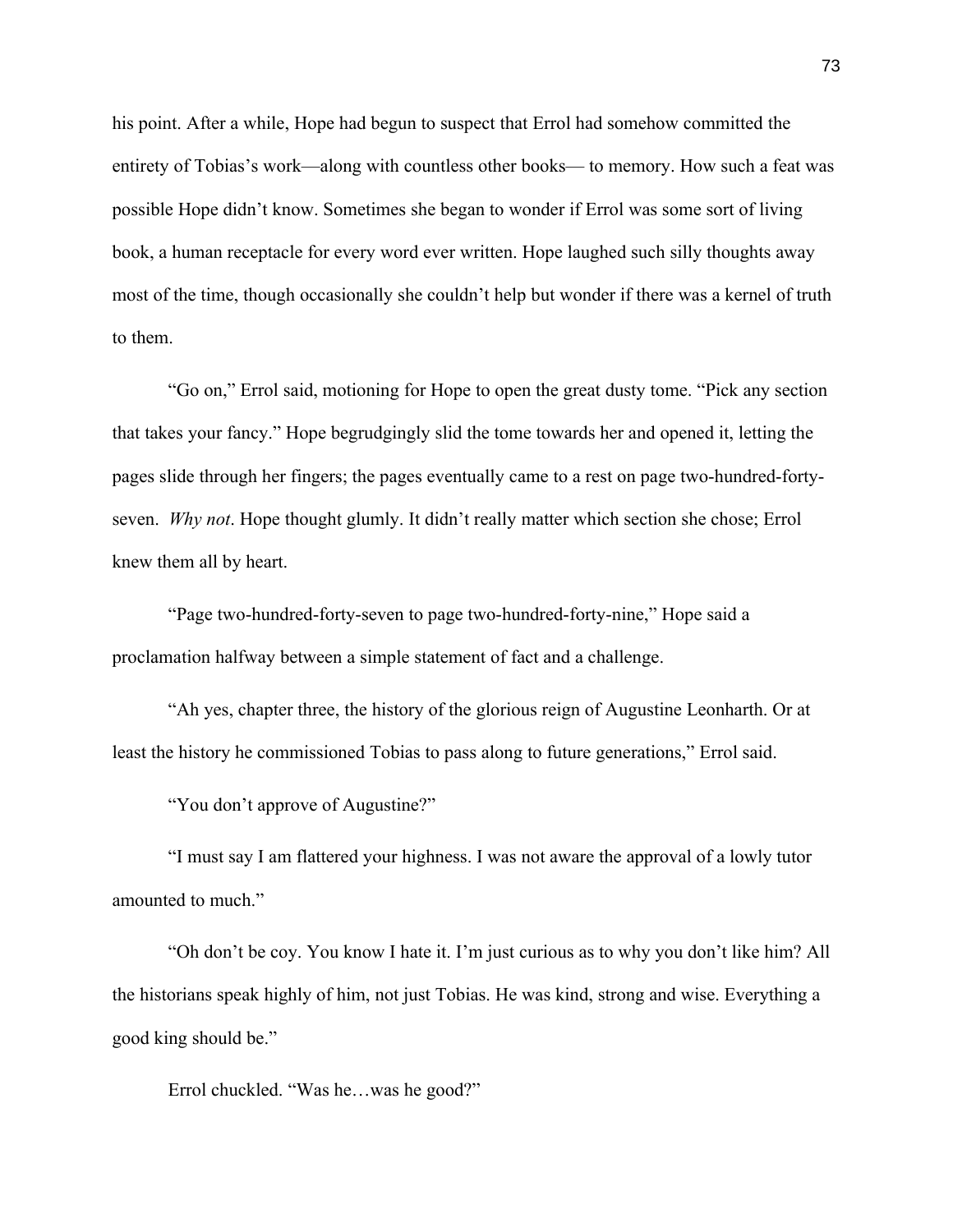his point. After a while, Hope had begun to suspect that Errol had somehow committed the entirety of Tobias's work—along with countless other books— to memory. How such a feat was possible Hope didn't know. Sometimes she began to wonder if Errol was some sort of living book, a human receptacle for every word ever written. Hope laughed such silly thoughts away most of the time, though occasionally she couldn't help but wonder if there was a kernel of truth to them.

"Go on," Errol said, motioning for Hope to open the great dusty tome. "Pick any section that takes your fancy." Hope begrudgingly slid the tome towards her and opened it, letting the pages slide through her fingers; the pages eventually came to a rest on page two-hundred-forty-seven. *Why not*. Hope thought glumly. It didn't really matter which section she chose; Errol knew them all by heart.

"Page two-hundred-forty-seven to page two-hundred-forty-nine," Hope said a proclamation halfway between a simple statement of fact and a challenge.

"Ah yes, chapter three, the history of the glorious reign of Augustine Leonharth. Or at least the history he commissioned Tobias to pass along to future generations," Errol said.

"You don't approve of Augustine?"

"I must say I am flattered your highness. I was not aware the approval of a lowly tutor amounted to much."

"Oh don't be coy. You know I hate it. I'm just curious as to why you don't like him? All the historians speak highly of him, not just Tobias. He was kind, strong and wise. Everything a good king should be."

Errol chuckled. "Was he…was he good?"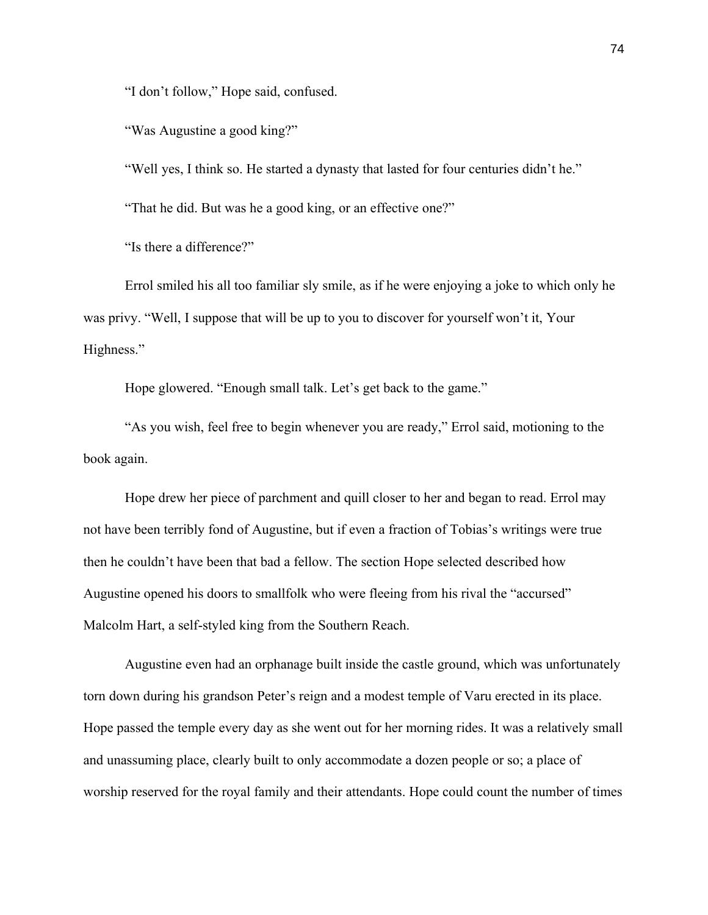"I don't follow," Hope said, confused.

"Was Augustine a good king?"

"Well yes, I think so. He started a dynasty that lasted for four centuries didn't he."

"That he did. But was he a good king, or an effective one?"

"Is there a difference?"

Errol smiled his all too familiar sly smile, as if he were enjoying a joke to which only he was privy. "Well, I suppose that will be up to you to discover for yourself won't it, Your Highness."

Hope glowered. "Enough small talk. Let's get back to the game."

"As you wish, feel free to begin whenever you are ready," Errol said, motioning to the book again.

Hope drew her piece of parchment and quill closer to her and began to read. Errol may not have been terribly fond of Augustine, but if even a fraction of Tobias's writings were true then he couldn't have been that bad a fellow. The section Hope selected described how Augustine opened his doors to smallfolk who were fleeing from his rival the "accursed" Malcolm Hart, a self-styled king from the Southern Reach.

Augustine even had an orphanage built inside the castle ground, which was unfortunately torn down during his grandson Peter's reign and a modest temple of Varu erected in its place. Hope passed the temple every day as she went out for her morning rides. It was a relatively small and unassuming place, clearly built to only accommodate a dozen people or so; a place of worship reserved for the royal family and their attendants. Hope could count the number of times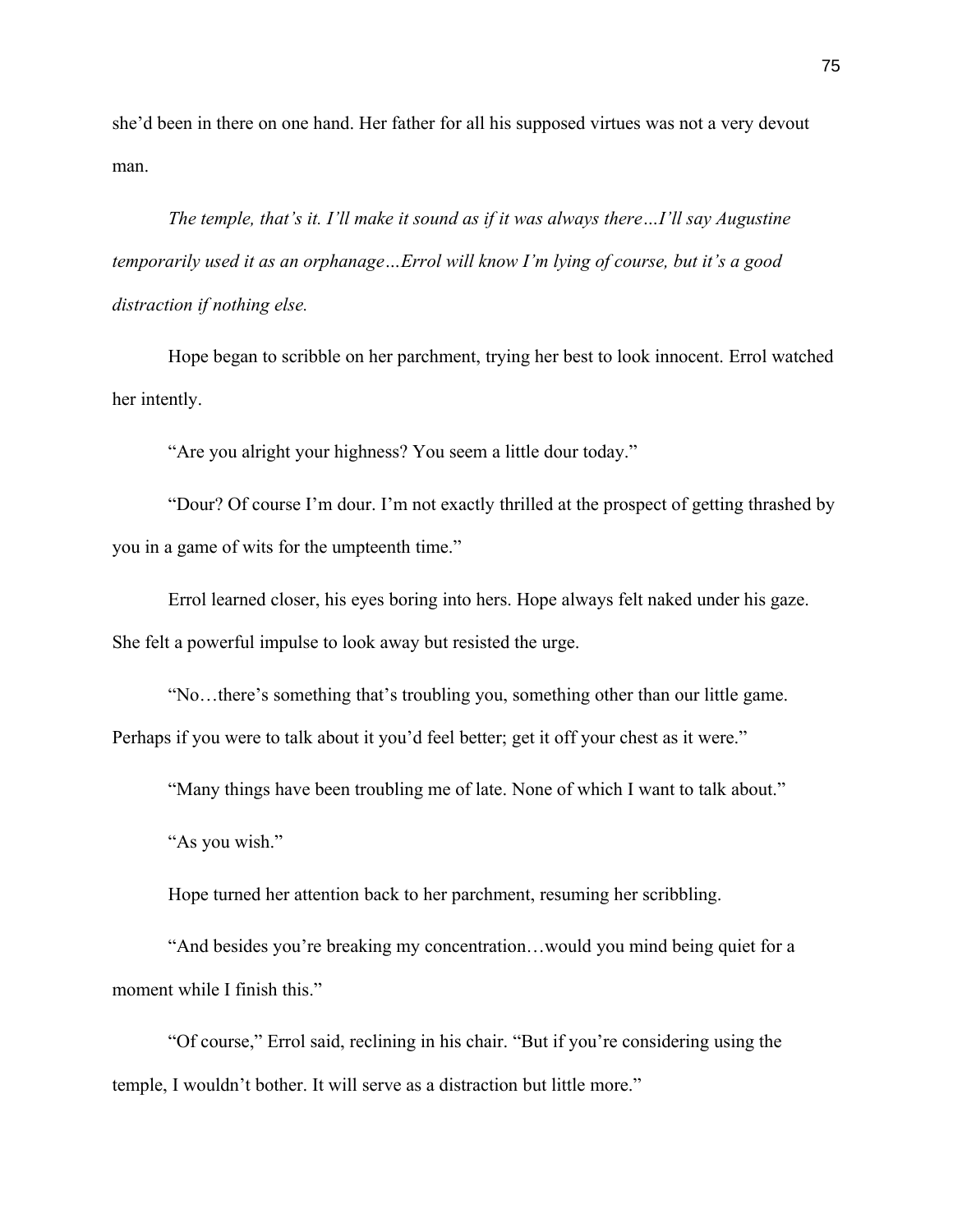she'd been in there on one hand. Her father for all his supposed virtues was not a very devout man.

*The temple, that's it. I'll make it sound as if it was always there…I'll say Augustine temporarily used it as an orphanage…Errol will know I'm lying of course, but it's a good distraction if nothing else.*

Hope began to scribble on her parchment, trying her best to look innocent. Errol watched her intently.

"Are you alright your highness? You seem a little dour today."

"Dour? Of course I'm dour. I'm not exactly thrilled at the prospect of getting thrashed by you in a game of wits for the umpteenth time."

Errol learned closer, his eyes boring into hers. Hope always felt naked under his gaze. She felt a powerful impulse to look away but resisted the urge.

"No…there's something that's troubling you, something other than our little game. Perhaps if you were to talk about it you'd feel better; get it off your chest as it were."

"Many things have been troubling me of late. None of which I want to talk about."

"As you wish."

Hope turned her attention back to her parchment, resuming her scribbling.

"And besides you're breaking my concentration…would you mind being quiet for a moment while I finish this."

"Of course," Errol said, reclining in his chair. "But if you're considering using the temple, I wouldn't bother. It will serve as a distraction but little more."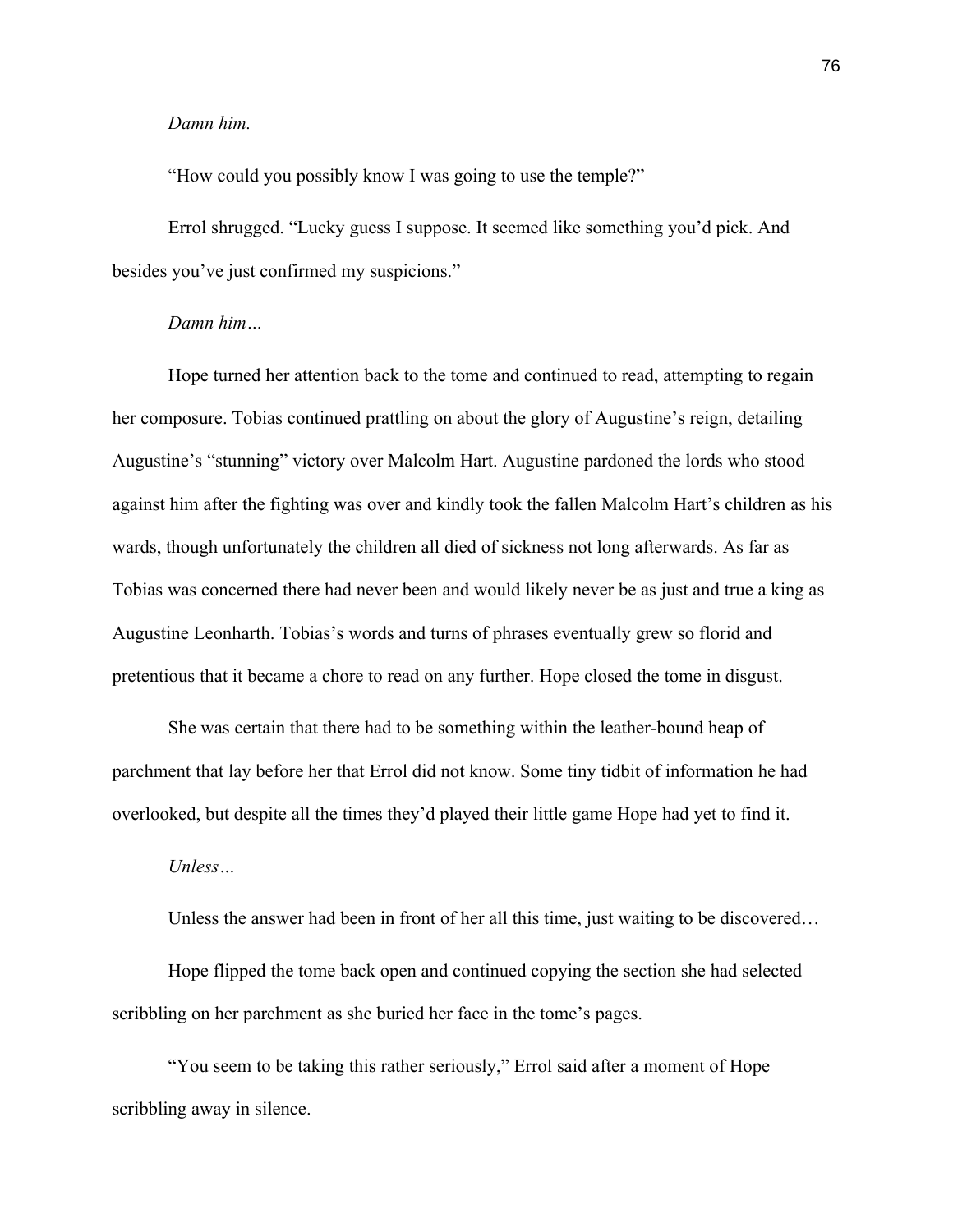*Damn him.*

"How could you possibly know I was going to use the temple?"

Errol shrugged. "Lucky guess I suppose. It seemed like something you'd pick. And besides you've just confirmed my suspicions."

*Damn him…*

Hope turned her attention back to the tome and continued to read, attempting to regain her composure. Tobias continued prattling on about the glory of Augustine's reign, detailing Augustine's "stunning" victory over Malcolm Hart. Augustine pardoned the lords who stood against him after the fighting was over and kindly took the fallen Malcolm Hart's children as his wards, though unfortunately the children all died of sickness not long afterwards. As far as Tobias was concerned there had never been and would likely never be as just and true a king as Augustine Leonharth. Tobias's words and turns of phrases eventually grew so florid and pretentious that it became a chore to read on any further. Hope closed the tome in disgust.

She was certain that there had to be something within the leather-bound heap of parchment that lay before her that Errol did not know. Some tiny tidbit of information he had overlooked, but despite all the times they'd played their little game Hope had yet to find it.

*Unless…*

Unless the answer had been in front of her all this time, just waiting to be discovered…

Hope flipped the tome back open and continued copying the section she had selected—scribbling on her parchment as she buried her face in the tome's pages.

"You seem to be taking this rather seriously," Errol said after a moment of Hope scribbling away in silence.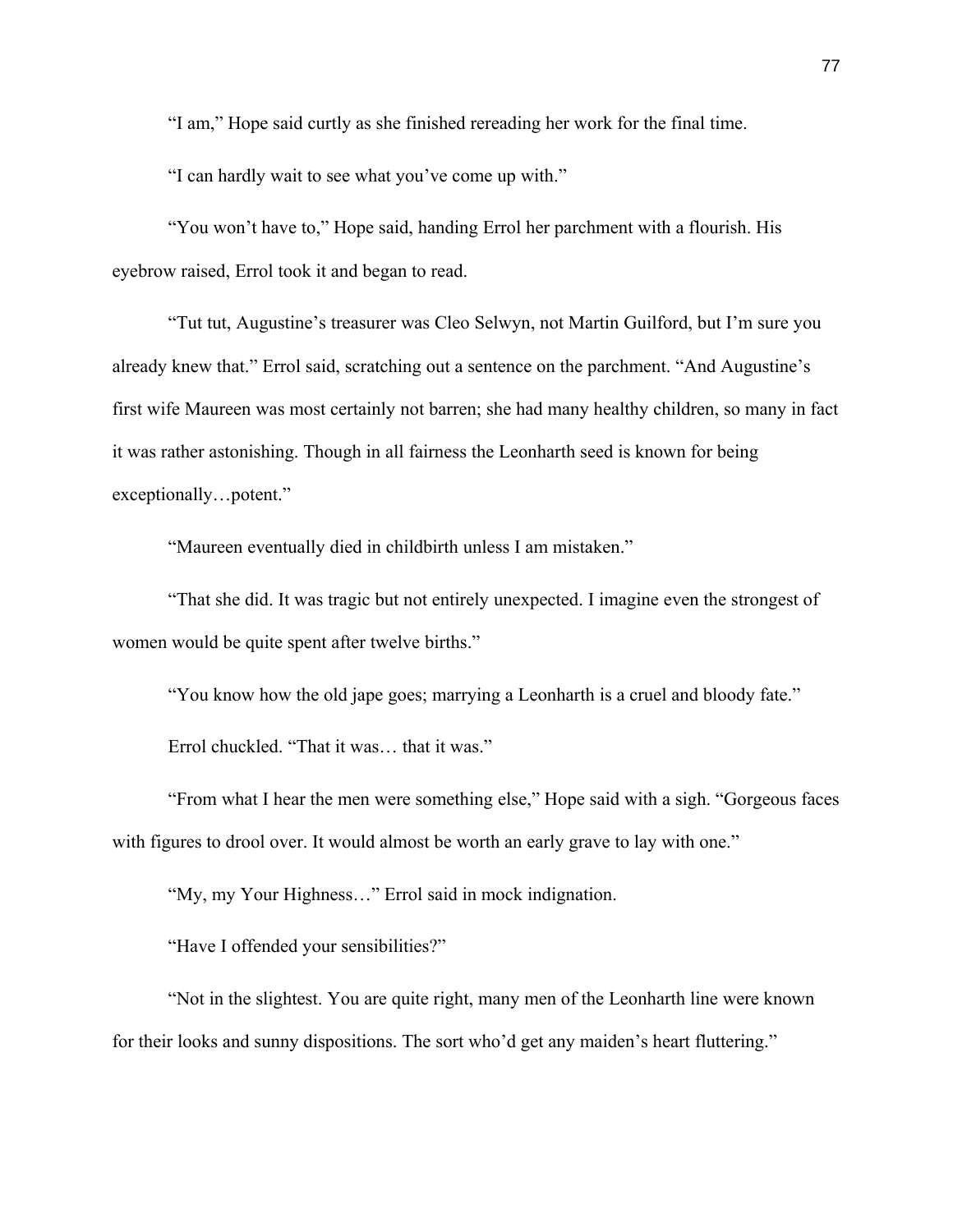"I am," Hope said curtly as she finished rereading her work for the final time.

"I can hardly wait to see what you've come up with."

"You won't have to," Hope said, handing Errol her parchment with a flourish. His eyebrow raised, Errol took it and began to read.

"Tut tut, Augustine's treasurer was Cleo Selwyn, not Martin Guilford, but I'm sure you already knew that." Errol said, scratching out a sentence on the parchment. "And Augustine's first wife Maureen was most certainly not barren; she had many healthy children, so many in fact it was rather astonishing. Though in all fairness the Leonharth seed is known for being exceptionally…potent."

"Maureen eventually died in childbirth unless I am mistaken."

"That she did. It was tragic but not entirely unexpected. I imagine even the strongest of women would be quite spent after twelve births."

"You know how the old jape goes; marrying a Leonharth is a cruel and bloody fate."

Errol chuckled. "That it was… that it was."

"From what I hear the men were something else," Hope said with a sigh. "Gorgeous faces with figures to drool over. It would almost be worth an early grave to lay with one."

"My, my Your Highness…" Errol said in mock indignation.

"Have I offended your sensibilities?"

"Not in the slightest. You are quite right, many men of the Leonharth line were known for their looks and sunny dispositions. The sort who'd get any maiden's heart fluttering."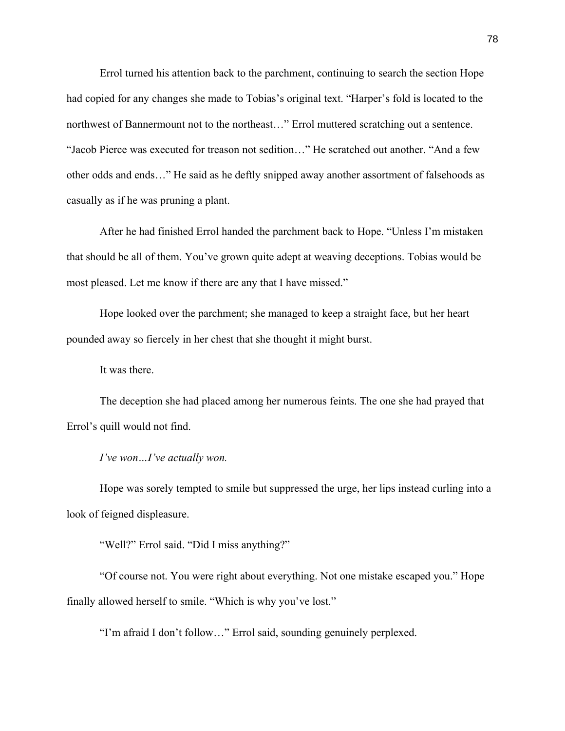Errol turned his attention back to the parchment, continuing to search the section Hope had copied for any changes she made to Tobias's original text. "Harper's fold is located to the northwest of Bannermount not to the northeast…" Errol muttered scratching out a sentence. "Jacob Pierce was executed for treason not sedition…" He scratched out another. "And a few other odds and ends…" He said as he deftly snipped away another assortment of falsehoods as casually as if he was pruning a plant.

After he had finished Errol handed the parchment back to Hope. "Unless I'm mistaken that should be all of them. You've grown quite adept at weaving deceptions. Tobias would be most pleased. Let me know if there are any that I have missed."

Hope looked over the parchment; she managed to keep a straight face, but her heart pounded away so fiercely in her chest that she thought it might burst.

It was there.

The deception she had placed among her numerous feints. The one she had prayed that Errol's quill would not find.

*I've won…I've actually won.*

Hope was sorely tempted to smile but suppressed the urge, her lips instead curling into a look of feigned displeasure.

"Well?" Errol said. "Did I miss anything?"

"Of course not. You were right about everything. Not one mistake escaped you." Hope finally allowed herself to smile. "Which is why you've lost."

"I'm afraid I don't follow…" Errol said, sounding genuinely perplexed.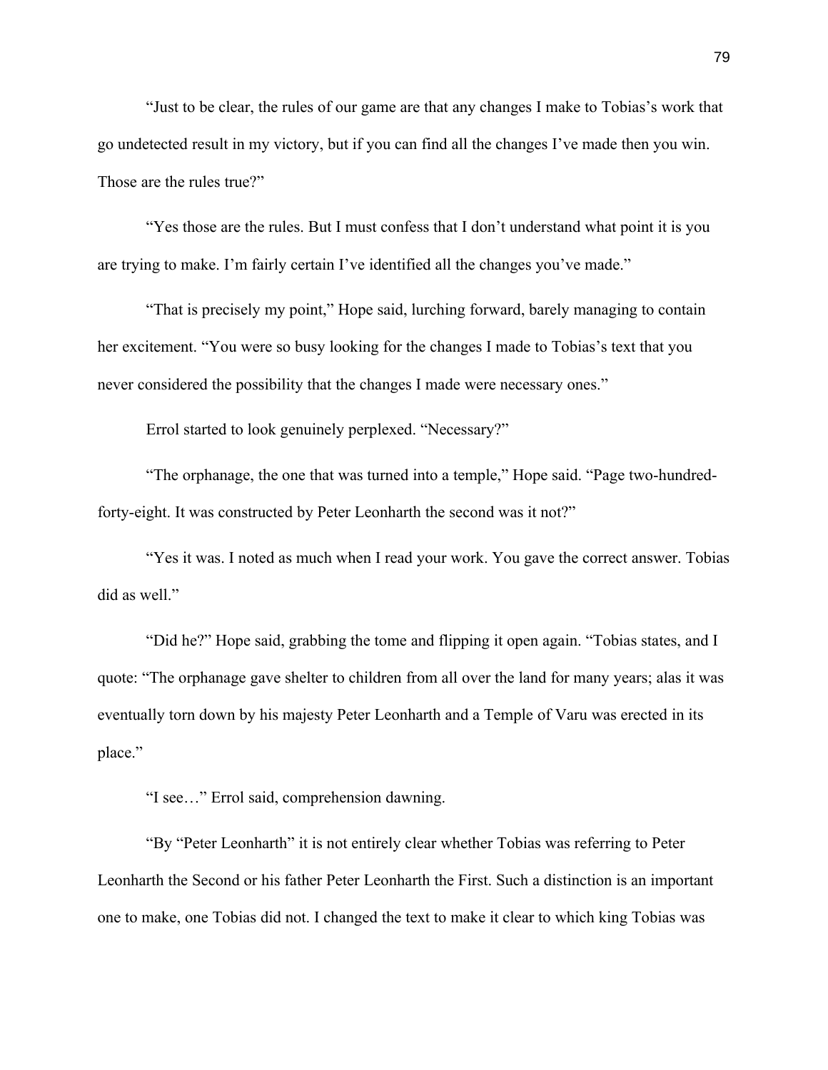"Just to be clear, the rules of our game are that any changes I make to Tobias's work that go undetected result in my victory, but if you can find all the changes I've made then you win. Those are the rules true?"

"Yes those are the rules. But I must confess that I don't understand what point it is you are trying to make. I'm fairly certain I've identified all the changes you've made."

"That is precisely my point," Hope said, lurching forward, barely managing to contain her excitement. "You were so busy looking for the changes I made to Tobias's text that you never considered the possibility that the changes I made were necessary ones."

Errol started to look genuinely perplexed. "Necessary?"

"The orphanage, the one that was turned into a temple," Hope said. "Page two-hundred-forty-eight. It was constructed by Peter Leonharth the second was it not?"

"Yes it was. I noted as much when I read your work. You gave the correct answer. Tobias did as well."

"Did he?" Hope said, grabbing the tome and flipping it open again. "Tobias states, and I quote: "The orphanage gave shelter to children from all over the land for many years; alas it was eventually torn down by his majesty Peter Leonharth and a Temple of Varu was erected in its place."

"I see…" Errol said, comprehension dawning.

"By "Peter Leonharth" it is not entirely clear whether Tobias was referring to Peter Leonharth the Second or his father Peter Leonharth the First. Such a distinction is an important one to make, one Tobias did not. I changed the text to make it clear to which king Tobias was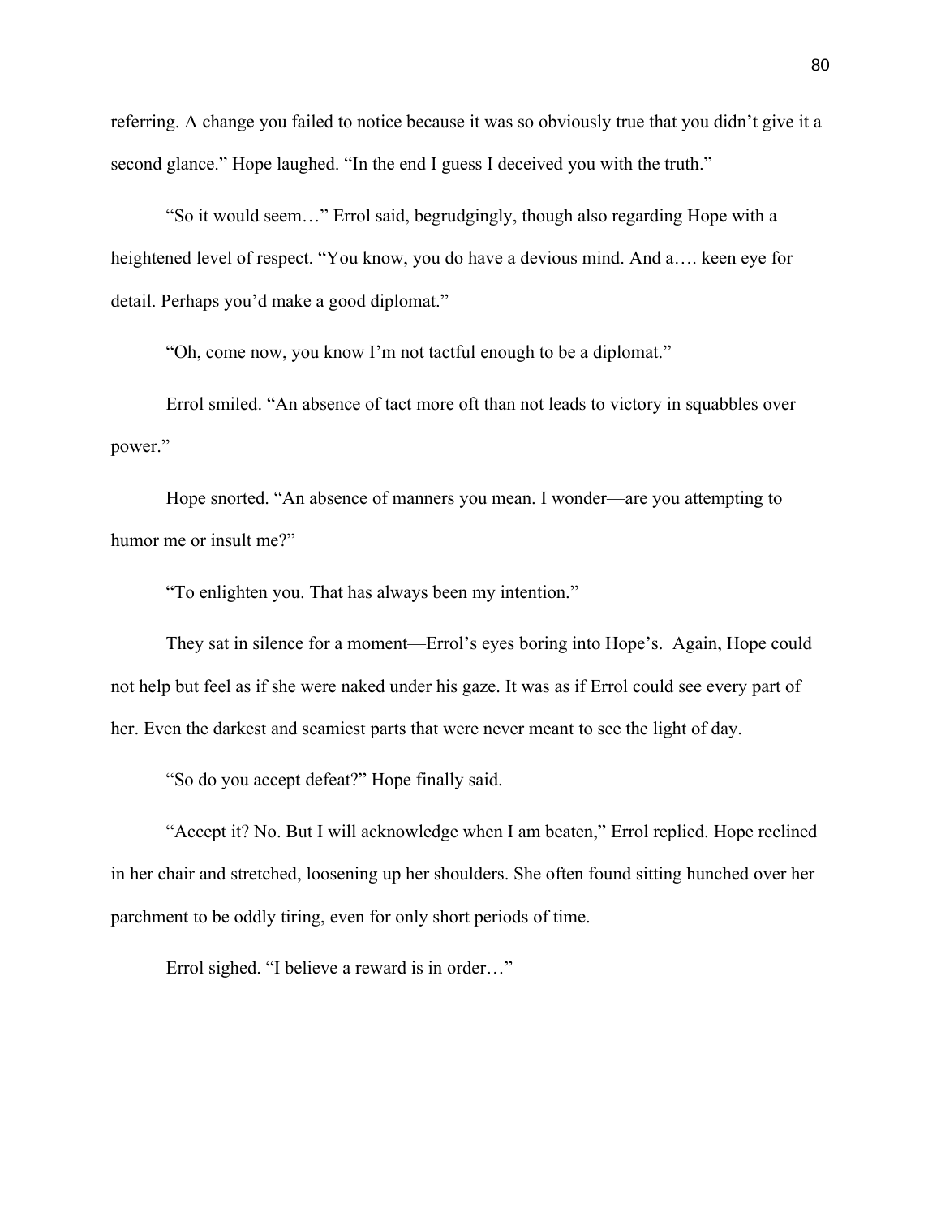referring. A change you failed to notice because it was so obviously true that you didn't give it a second glance." Hope laughed. "In the end I guess I deceived you with the truth."

"So it would seem…" Errol said, begrudgingly, though also regarding Hope with a heightened level of respect. "You know, you do have a devious mind. And a…. keen eye for detail. Perhaps you'd make a good diplomat."

"Oh, come now, you know I'm not tactful enough to be a diplomat."

Errol smiled. "An absence of tact more oft than not leads to victory in squabbles over power."

Hope snorted. "An absence of manners you mean. I wonder—are you attempting to humor me or insult me?"

"To enlighten you. That has always been my intention."

They sat in silence for a moment—Errol's eyes boring into Hope's. Again, Hope could not help but feel as if she were naked under his gaze. It was as if Errol could see every part of her. Even the darkest and seamiest parts that were never meant to see the light of day.

"So do you accept defeat?" Hope finally said.

"Accept it? No. But I will acknowledge when I am beaten," Errol replied. Hope reclined in her chair and stretched, loosening up her shoulders. She often found sitting hunched over her parchment to be oddly tiring, even for only short periods of time.

Errol sighed. "I believe a reward is in order…"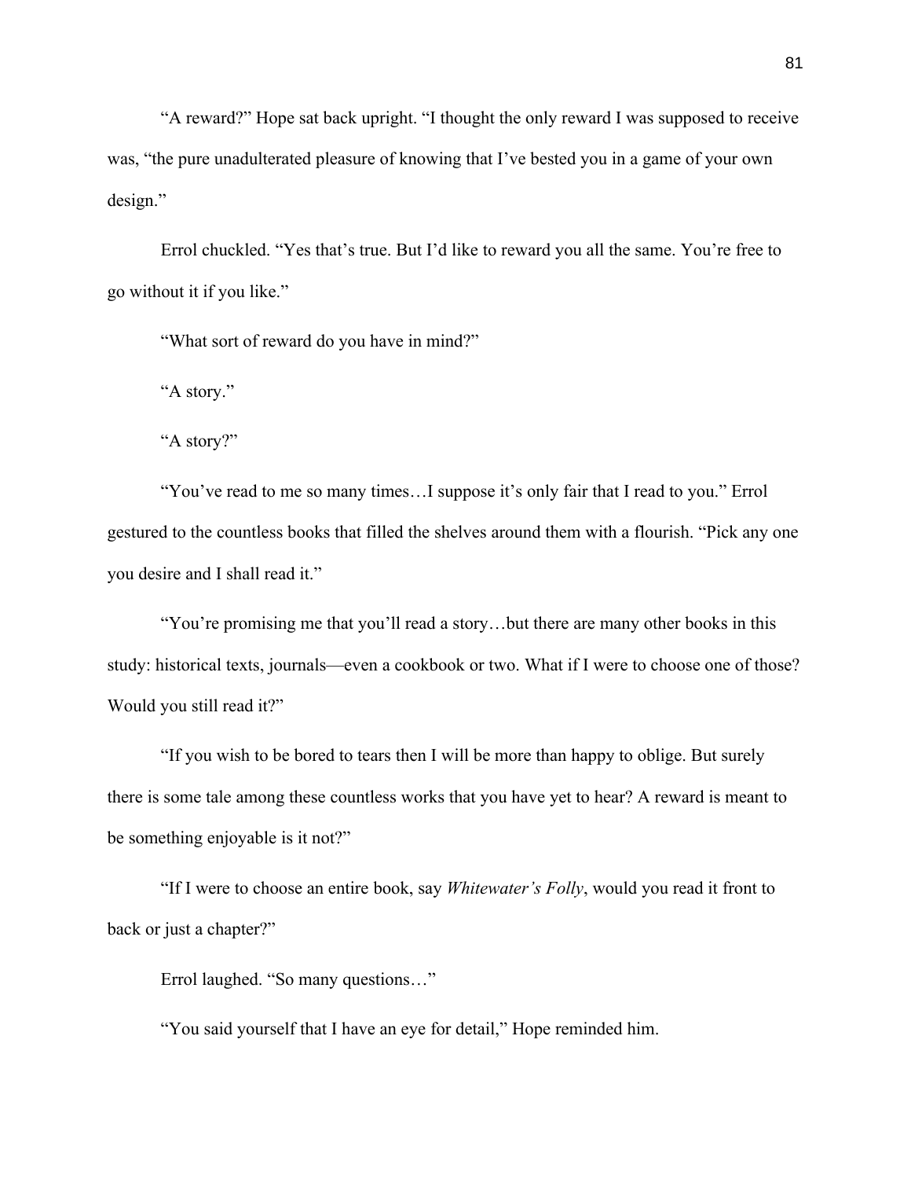"A reward?" Hope sat back upright. "I thought the only reward I was supposed to receive was, "the pure unadulterated pleasure of knowing that I've bested you in a game of your own design."

Errol chuckled. "Yes that's true. But I'd like to reward you all the same. You're free to go without it if you like."

"What sort of reward do you have in mind?"

"A story."

"A story?"

"You've read to me so many times…I suppose it's only fair that I read to you." Errol gestured to the countless books that filled the shelves around them with a flourish. "Pick any one you desire and I shall read it."

"You're promising me that you'll read a story…but there are many other books in this study: historical texts, journals—even a cookbook or two. What if I were to choose one of those? Would you still read it?"

"If you wish to be bored to tears then I will be more than happy to oblige. But surely there is some tale among these countless works that you have yet to hear? A reward is meant to be something enjoyable is it not?"

"If I were to choose an entire book, say *Whitewater's Folly*, would you read it front to back or just a chapter?"

Errol laughed. "So many questions…"

"You said yourself that I have an eye for detail," Hope reminded him.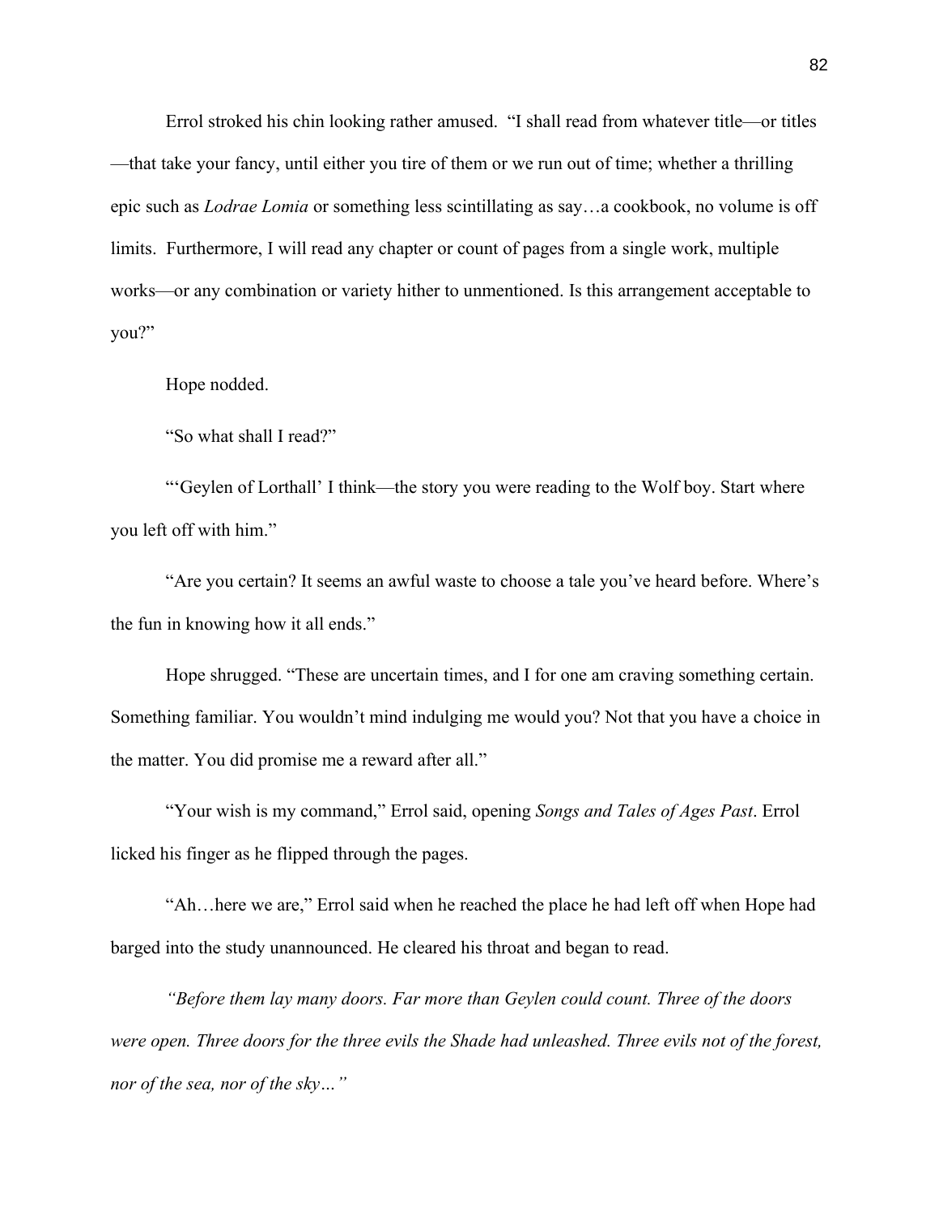Errol stroked his chin looking rather amused. "I shall read from whatever title—or titles—that take your fancy, until either you tire of them or we run out of time; whether a thrilling epic such as *Lodrae Lomia* or something less scintillating as say…a cookbook, no volume is off limits. Furthermore, I will read any chapter or count of pages from a single work, multiple works—or any combination or variety hither to unmentioned. Is this arrangement acceptable to you?"

Hope nodded.

"So what shall I read?"

"'Geylen of Lorthall' I think—the story you were reading to the Wolf boy. Start where you left off with him."

"Are you certain? It seems an awful waste to choose a tale you've heard before. Where's the fun in knowing how it all ends."

Hope shrugged. "These are uncertain times, and I for one am craving something certain. Something familiar. You wouldn't mind indulging me would you? Not that you have a choice in the matter. You did promise me a reward after all."

"Your wish is my command," Errol said, opening *Songs and Tales of Ages Past*. Errol licked his finger as he flipped through the pages.

"Ah…here we are," Errol said when he reached the place he had left off when Hope had barged into the study unannounced. He cleared his throat and began to read.

*"Before them lay many doors. Far more than Geylen could count. Three of the doors were open. Three doors for the three evils the Shade had unleashed. Three evils not of the forest, nor of the sea, nor of the sky…"*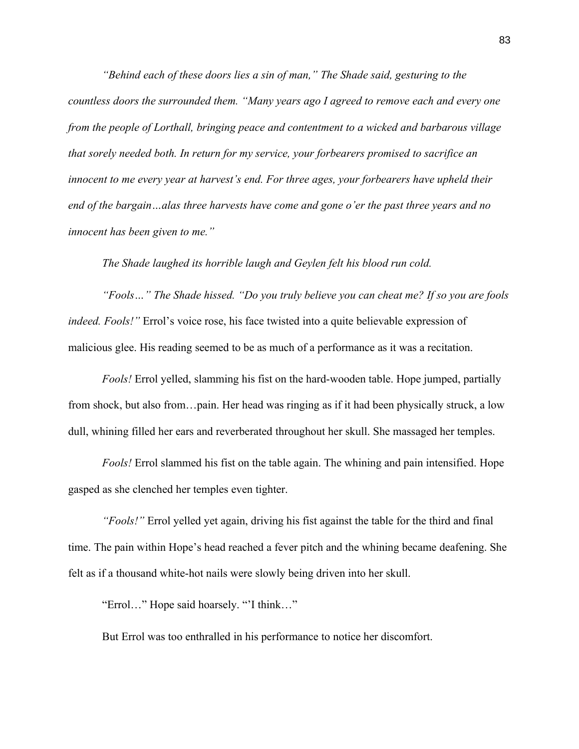*"Behind each of these doors lies a sin of man," The Shade said, gesturing to the countless doors the surrounded them. "Many years ago I agreed to remove each and every one from the people of Lorthall, bringing peace and contentment to a wicked and barbarous village that sorely needed both. In return for my service, your forbearers promised to sacrifice an innocent to me every year at harvest's end. For three ages, your forbearers have upheld their end of the bargain…alas three harvests have come and gone o'er the past three years and no innocent has been given to me."*

*The Shade laughed its horrible laugh and Geylen felt his blood run cold.*

*"Fools…" The Shade hissed. "Do you truly believe you can cheat me? If so you are fools indeed. Fools!"* Errol's voice rose, his face twisted into a quite believable expression of malicious glee. His reading seemed to be as much of a performance as it was a recitation.

*Fools!* Errol yelled, slamming his fist on the hard-wooden table. Hope jumped, partially from shock, but also from…pain. Her head was ringing as if it had been physically struck, a low dull, whining filled her ears and reverberated throughout her skull. She massaged her temples.

*Fools!* Errol slammed his fist on the table again. The whining and pain intensified. Hope gasped as she clenched her temples even tighter.

*"Fools!"* Errol yelled yet again, driving his fist against the table for the third and final time. The pain within Hope's head reached a fever pitch and the whining became deafening. She felt as if a thousand white-hot nails were slowly being driven into her skull.

"Errol…" Hope said hoarsely. "'I think…"

But Errol was too enthralled in his performance to notice her discomfort.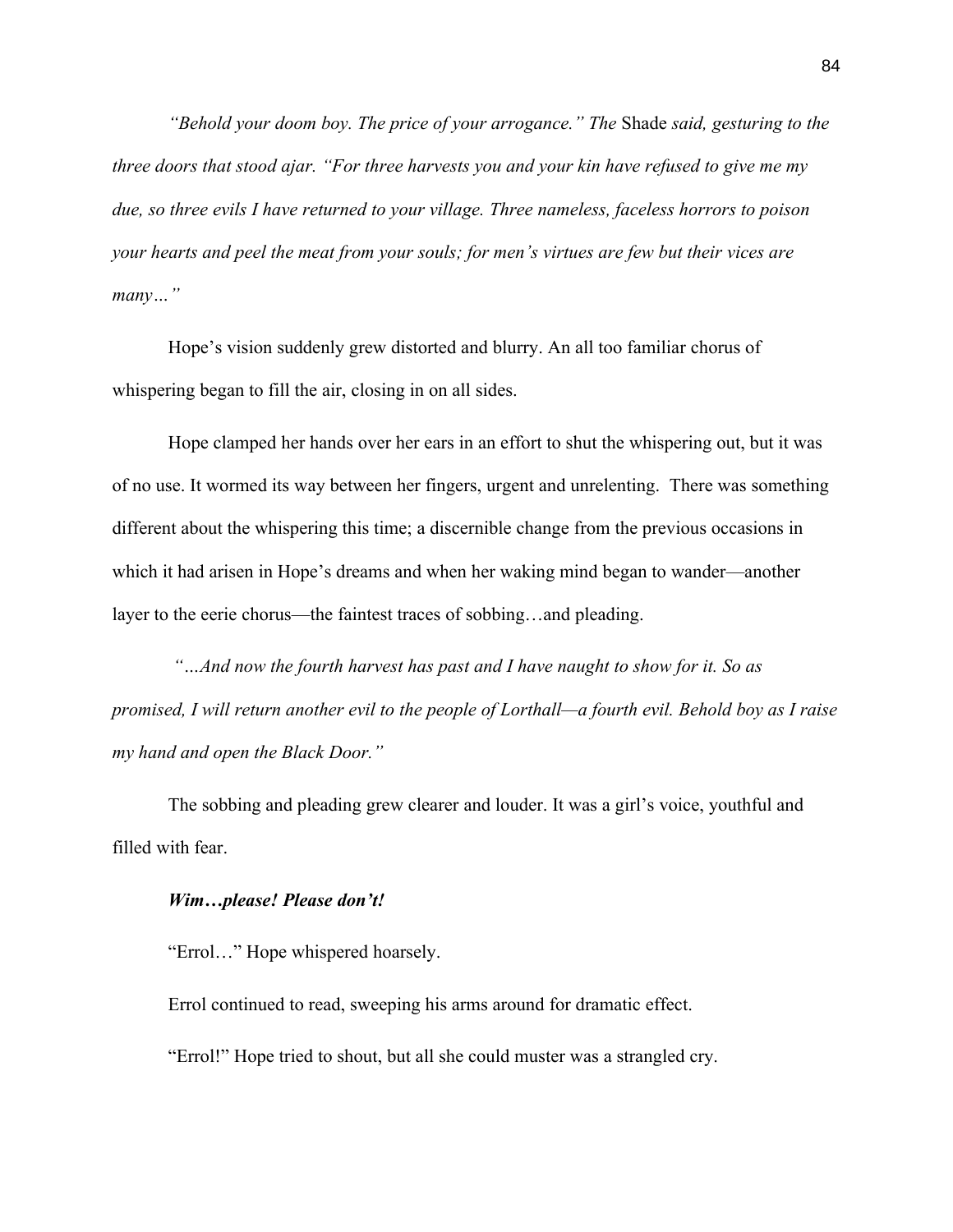*"Behold your doom boy. The price of your arrogance." The* Shade *said, gesturing to the three doors that stood ajar. "For three harvests you and your kin have refused to give me my due, so three evils I have returned to your village. Three nameless, faceless horrors to poison your hearts and peel the meat from your souls; for men's virtues are few but their vices are many…"*

Hope's vision suddenly grew distorted and blurry. An all too familiar chorus of whispering began to fill the air, closing in on all sides.

Hope clamped her hands over her ears in an effort to shut the whispering out, but it was of no use. It wormed its way between her fingers, urgent and unrelenting. There was something different about the whispering this time; a discernible change from the previous occasions in which it had arisen in Hope's dreams and when her waking mind began to wander—another layer to the eerie chorus—the faintest traces of sobbing…and pleading.

*"…And now the fourth harvest has past and I have naught to show for it. So as promised, I will return another evil to the people of Lorthall—a fourth evil. Behold boy as I raise my hand and open the Black Door."*

The sobbing and pleading grew clearer and louder. It was a girl's voice, youthful and filled with fear.

***Wim…please! Please don't!***

"Errol…" Hope whispered hoarsely.

Errol continued to read, sweeping his arms around for dramatic effect.

"Errol!" Hope tried to shout, but all she could muster was a strangled cry.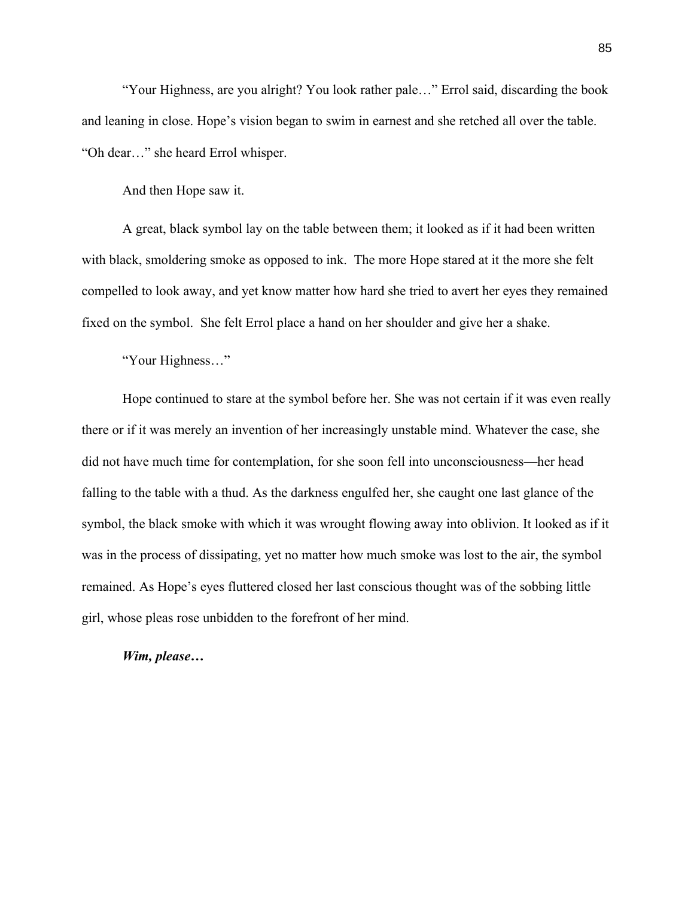"Your Highness, are you alright? You look rather pale…" Errol said, discarding the book and leaning in close. Hope's vision began to swim in earnest and she retched all over the table. "Oh dear…" she heard Errol whisper.

And then Hope saw it.

A great, black symbol lay on the table between them; it looked as if it had been written with black, smoldering smoke as opposed to ink. The more Hope stared at it the more she felt compelled to look away, and yet know matter how hard she tried to avert her eyes they remained fixed on the symbol. She felt Errol place a hand on her shoulder and give her a shake.

"Your Highness…"

Hope continued to stare at the symbol before her. She was not certain if it was even really there or if it was merely an invention of her increasingly unstable mind. Whatever the case, she did not have much time for contemplation, for she soon fell into unconsciousness—her head falling to the table with a thud. As the darkness engulfed her, she caught one last glance of the symbol, the black smoke with which it was wrought flowing away into oblivion. It looked as if it was in the process of dissipating, yet no matter how much smoke was lost to the air, the symbol remained. As Hope's eyes fluttered closed her last conscious thought was of the sobbing little girl, whose pleas rose unbidden to the forefront of her mind.

***Wim, please…***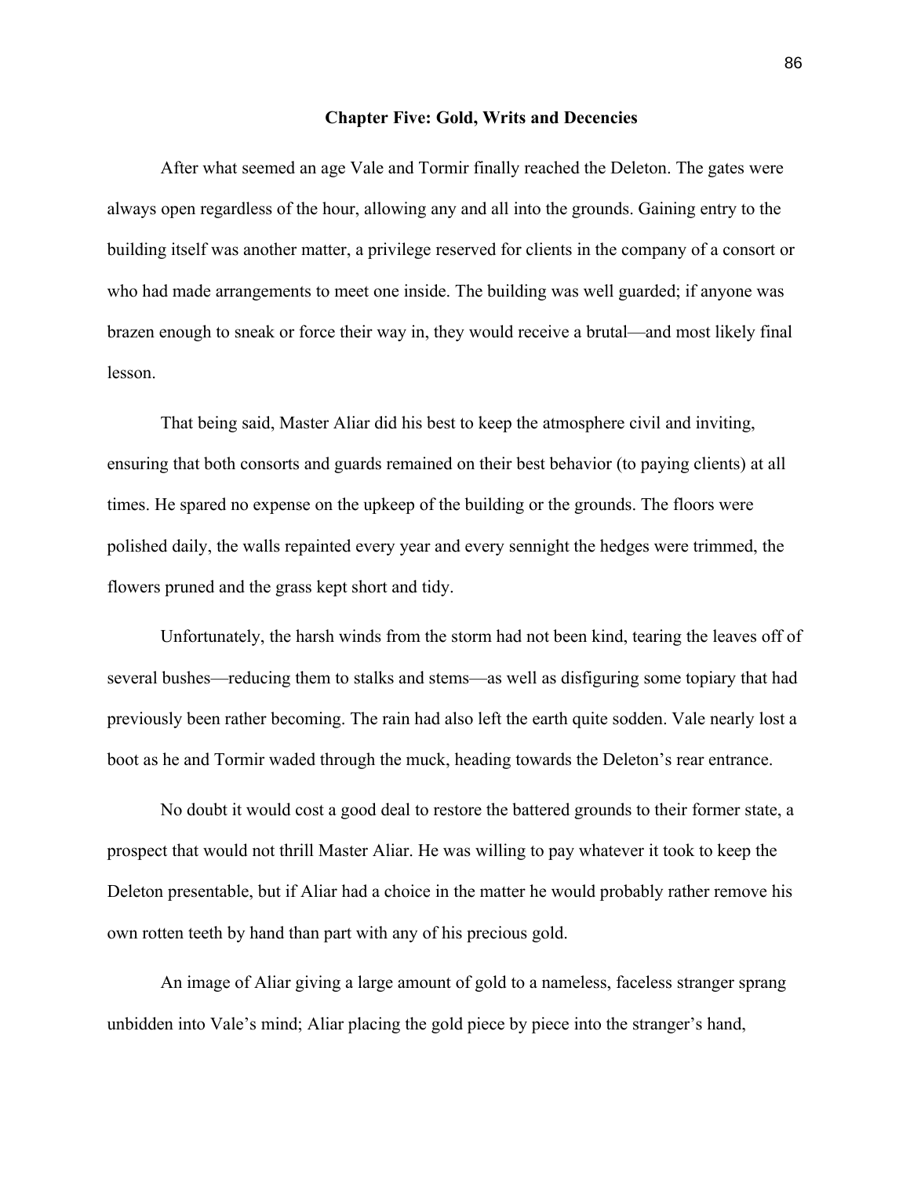## Chapter Five: Gold, Writs and Decencies

After what seemed an age Vale and Tormir finally reached the Deleton. The gates were always open regardless of the hour, allowing any and all into the grounds. Gaining entry to the building itself was another matter, a privilege reserved for clients in the company of a consort or who had made arrangements to meet one inside. The building was well guarded; if anyone was brazen enough to sneak or force their way in, they would receive a brutal—and most likely final lesson.

That being said, Master Aliar did his best to keep the atmosphere civil and inviting, ensuring that both consorts and guards remained on their best behavior (to paying clients) at all times. He spared no expense on the upkeep of the building or the grounds. The floors were polished daily, the walls repainted every year and every sennight the hedges were trimmed, the flowers pruned and the grass kept short and tidy.

Unfortunately, the harsh winds from the storm had not been kind, tearing the leaves off of several bushes—reducing them to stalks and stems—as well as disfiguring some topiary that had previously been rather becoming. The rain had also left the earth quite sodden. Vale nearly lost a boot as he and Tormir waded through the muck, heading towards the Deleton's rear entrance.

No doubt it would cost a good deal to restore the battered grounds to their former state, a prospect that would not thrill Master Aliar. He was willing to pay whatever it took to keep the Deleton presentable, but if Aliar had a choice in the matter he would probably rather remove his own rotten teeth by hand than part with any of his precious gold.

An image of Aliar giving a large amount of gold to a nameless, faceless stranger sprang unbidden into Vale's mind; Aliar placing the gold piece by piece into the stranger's hand,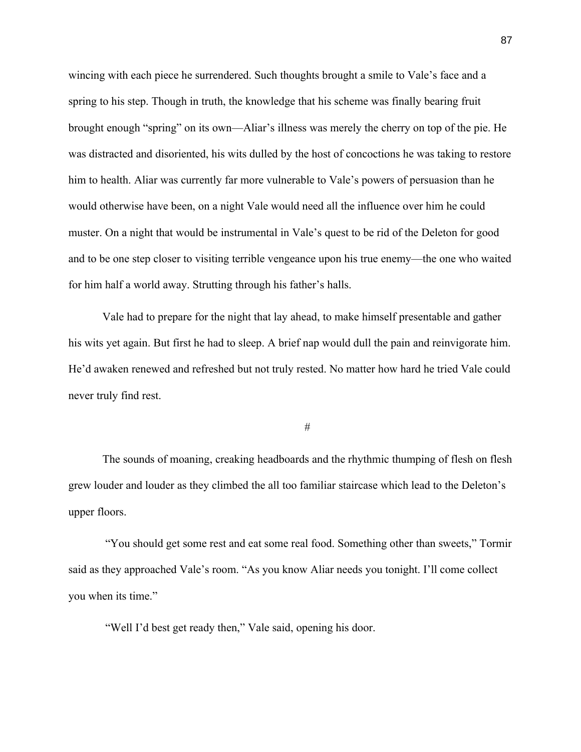wincing with each piece he surrendered. Such thoughts brought a smile to Vale's face and a spring to his step. Though in truth, the knowledge that his scheme was finally bearing fruit brought enough "spring" on its own—Aliar's illness was merely the cherry on top of the pie. He was distracted and disoriented, his wits dulled by the host of concoctions he was taking to restore him to health. Aliar was currently far more vulnerable to Vale's powers of persuasion than he would otherwise have been, on a night Vale would need all the influence over him he could muster. On a night that would be instrumental in Vale's quest to be rid of the Deleton for good and to be one step closer to visiting terrible vengeance upon his true enemy—the one who waited for him half a world away. Strutting through his father's halls.

Vale had to prepare for the night that lay ahead, to make himself presentable and gather his wits yet again. But first he had to sleep. A brief nap would dull the pain and reinvigorate him. He'd awaken renewed and refreshed but not truly rested. No matter how hard he tried Vale could never truly find rest.

#

The sounds of moaning, creaking headboards and the rhythmic thumping of flesh on flesh grew louder and louder as they climbed the all too familiar staircase which lead to the Deleton's upper floors.

"You should get some rest and eat some real food. Something other than sweets," Tormir said as they approached Vale's room. "As you know Aliar needs you tonight. I'll come collect you when its time."

"Well I'd best get ready then," Vale said, opening his door.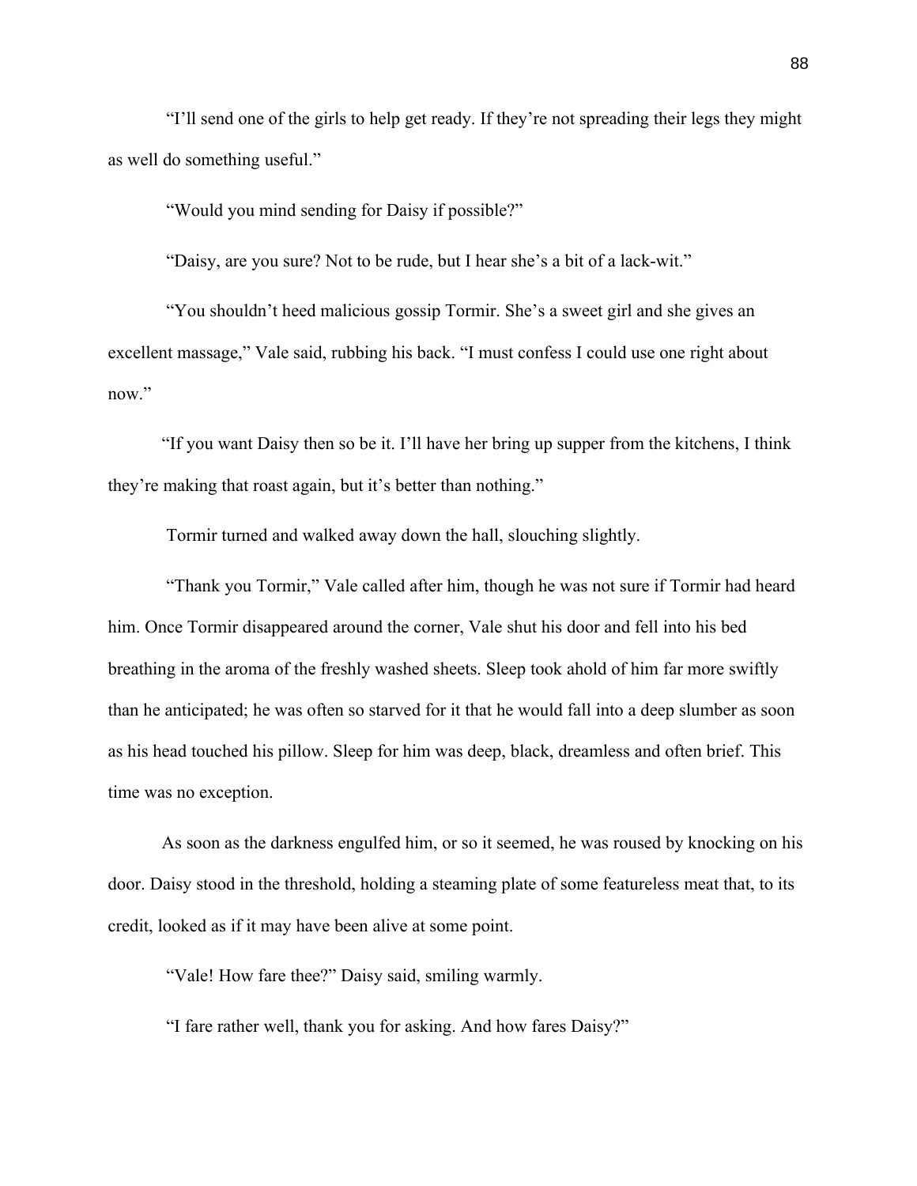"I'll send one of the girls to help get ready. If they're not spreading their legs they might as well do something useful."

"Would you mind sending for Daisy if possible?"

"Daisy, are you sure? Not to be rude, but I hear she's a bit of a lack-wit."

"You shouldn't heed malicious gossip Tormir. She's a sweet girl and she gives an excellent massage," Vale said, rubbing his back. "I must confess I could use one right about now."

"If you want Daisy then so be it. I'll have her bring up supper from the kitchens, I think they're making that roast again, but it's better than nothing."

Tormir turned and walked away down the hall, slouching slightly.

"Thank you Tormir," Vale called after him, though he was not sure if Tormir had heard him. Once Tormir disappeared around the corner, Vale shut his door and fell into his bed breathing in the aroma of the freshly washed sheets. Sleep took ahold of him far more swiftly than he anticipated; he was often so starved for it that he would fall into a deep slumber as soon as his head touched his pillow. Sleep for him was deep, black, dreamless and often brief. This time was no exception.

As soon as the darkness engulfed him, or so it seemed, he was roused by knocking on his door. Daisy stood in the threshold, holding a steaming plate of some featureless meat that, to its credit, looked as if it may have been alive at some point.

"Vale! How fare thee?" Daisy said, smiling warmly.

"I fare rather well, thank you for asking. And how fares Daisy?"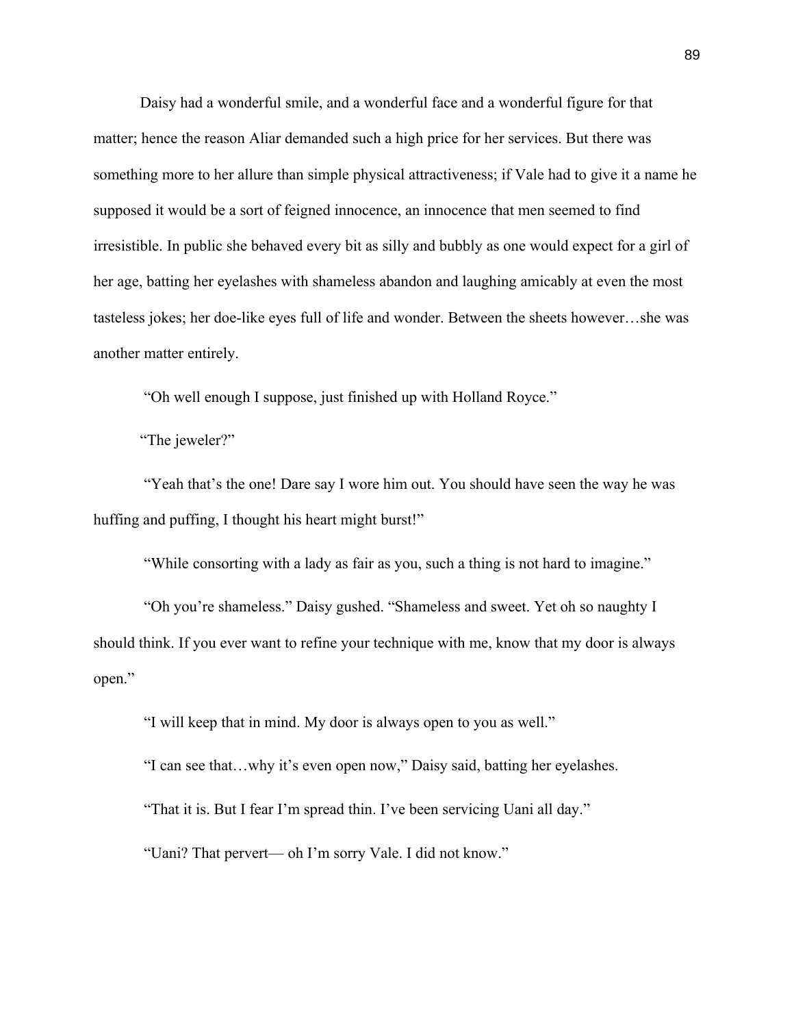Daisy had a wonderful smile, and a wonderful face and a wonderful figure for that matter; hence the reason Aliar demanded such a high price for her services. But there was something more to her allure than simple physical attractiveness; if Vale had to give it a name he supposed it would be a sort of feigned innocence, an innocence that men seemed to find irresistible. In public she behaved every bit as silly and bubbly as one would expect for a girl of her age, batting her eyelashes with shameless abandon and laughing amicably at even the most tasteless jokes; her doe-like eyes full of life and wonder. Between the sheets however…she was another matter entirely.

"Oh well enough I suppose, just finished up with Holland Royce."

"The jeweler?"

"Yeah that's the one! Dare say I wore him out. You should have seen the way he was huffing and puffing, I thought his heart might burst!"

"While consorting with a lady as fair as you, such a thing is not hard to imagine."

"Oh you're shameless." Daisy gushed. "Shameless and sweet. Yet oh so naughty I should think. If you ever want to refine your technique with me, know that my door is always open."

"I will keep that in mind. My door is always open to you as well."

"I can see that…why it's even open now," Daisy said, batting her eyelashes.

"That it is. But I fear I'm spread thin. I've been servicing Uani all day."

"Uani? That pervert— oh I'm sorry Vale. I did not know."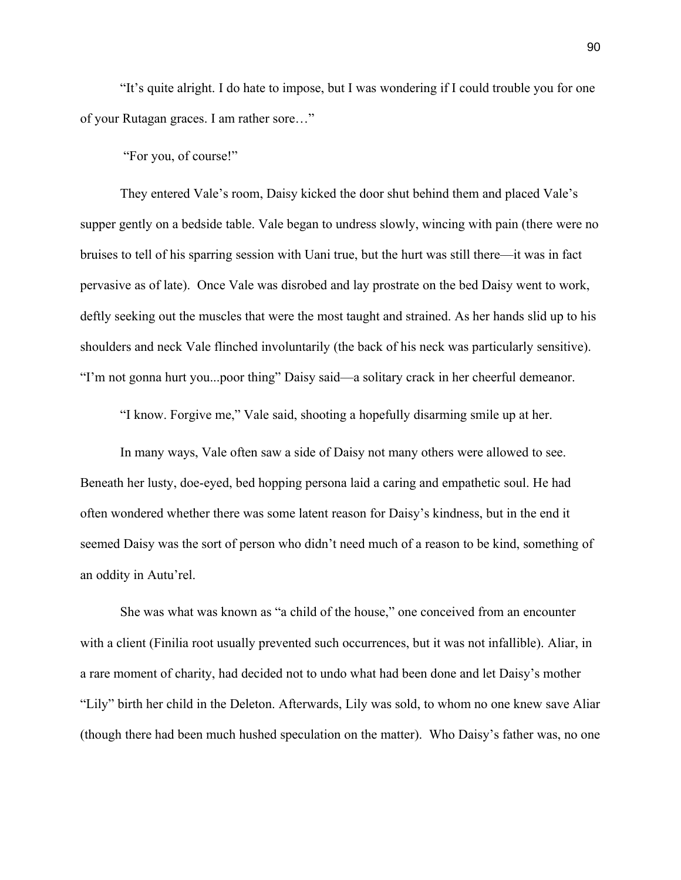"It's quite alright. I do hate to impose, but I was wondering if I could trouble you for one of your Rutagan graces. I am rather sore…"

"For you, of course!"

They entered Vale's room, Daisy kicked the door shut behind them and placed Vale's supper gently on a bedside table. Vale began to undress slowly, wincing with pain (there were no bruises to tell of his sparring session with Uani true, but the hurt was still there—it was in fact pervasive as of late). Once Vale was disrobed and lay prostrate on the bed Daisy went to work, deftly seeking out the muscles that were the most taught and strained. As her hands slid up to his shoulders and neck Vale flinched involuntarily (the back of his neck was particularly sensitive). "I'm not gonna hurt you...poor thing" Daisy said—a solitary crack in her cheerful demeanor.

"I know. Forgive me," Vale said, shooting a hopefully disarming smile up at her.

In many ways, Vale often saw a side of Daisy not many others were allowed to see. Beneath her lusty, doe-eyed, bed hopping persona laid a caring and empathetic soul. He had often wondered whether there was some latent reason for Daisy's kindness, but in the end it seemed Daisy was the sort of person who didn't need much of a reason to be kind, something of an oddity in Autu'rel.

She was what was known as "a child of the house," one conceived from an encounter with a client (Finilia root usually prevented such occurrences, but it was not infallible). Aliar, in a rare moment of charity, had decided not to undo what had been done and let Daisy's mother "Lily" birth her child in the Deleton. Afterwards, Lily was sold, to whom no one knew save Aliar (though there had been much hushed speculation on the matter). Who Daisy's father was, no one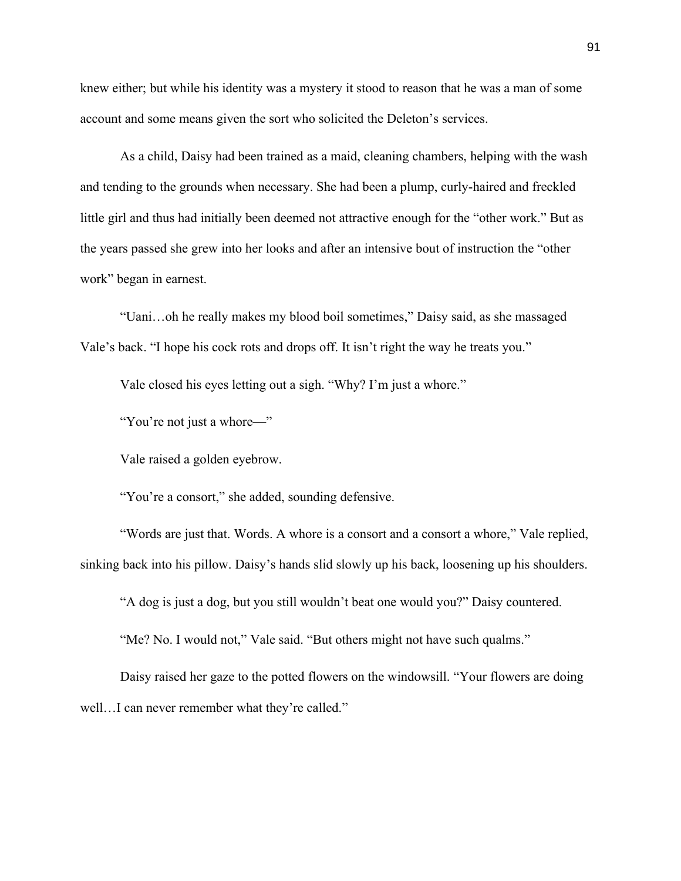knew either; but while his identity was a mystery it stood to reason that he was a man of some account and some means given the sort who solicited the Deleton's services.

As a child, Daisy had been trained as a maid, cleaning chambers, helping with the wash and tending to the grounds when necessary. She had been a plump, curly-haired and freckled little girl and thus had initially been deemed not attractive enough for the "other work." But as the years passed she grew into her looks and after an intensive bout of instruction the "other work" began in earnest.

"Uani…oh he really makes my blood boil sometimes," Daisy said, as she massaged Vale's back. "I hope his cock rots and drops off. It isn't right the way he treats you."

Vale closed his eyes letting out a sigh. "Why? I'm just a whore."

"You're not just a whore—"

Vale raised a golden eyebrow.

"You're a consort," she added, sounding defensive.

"Words are just that. Words. A whore is a consort and a consort a whore," Vale replied, sinking back into his pillow. Daisy's hands slid slowly up his back, loosening up his shoulders.

"A dog is just a dog, but you still wouldn't beat one would you?" Daisy countered.

"Me? No. I would not," Vale said. "But others might not have such qualms."

Daisy raised her gaze to the potted flowers on the windowsill. "Your flowers are doing well…I can never remember what they're called."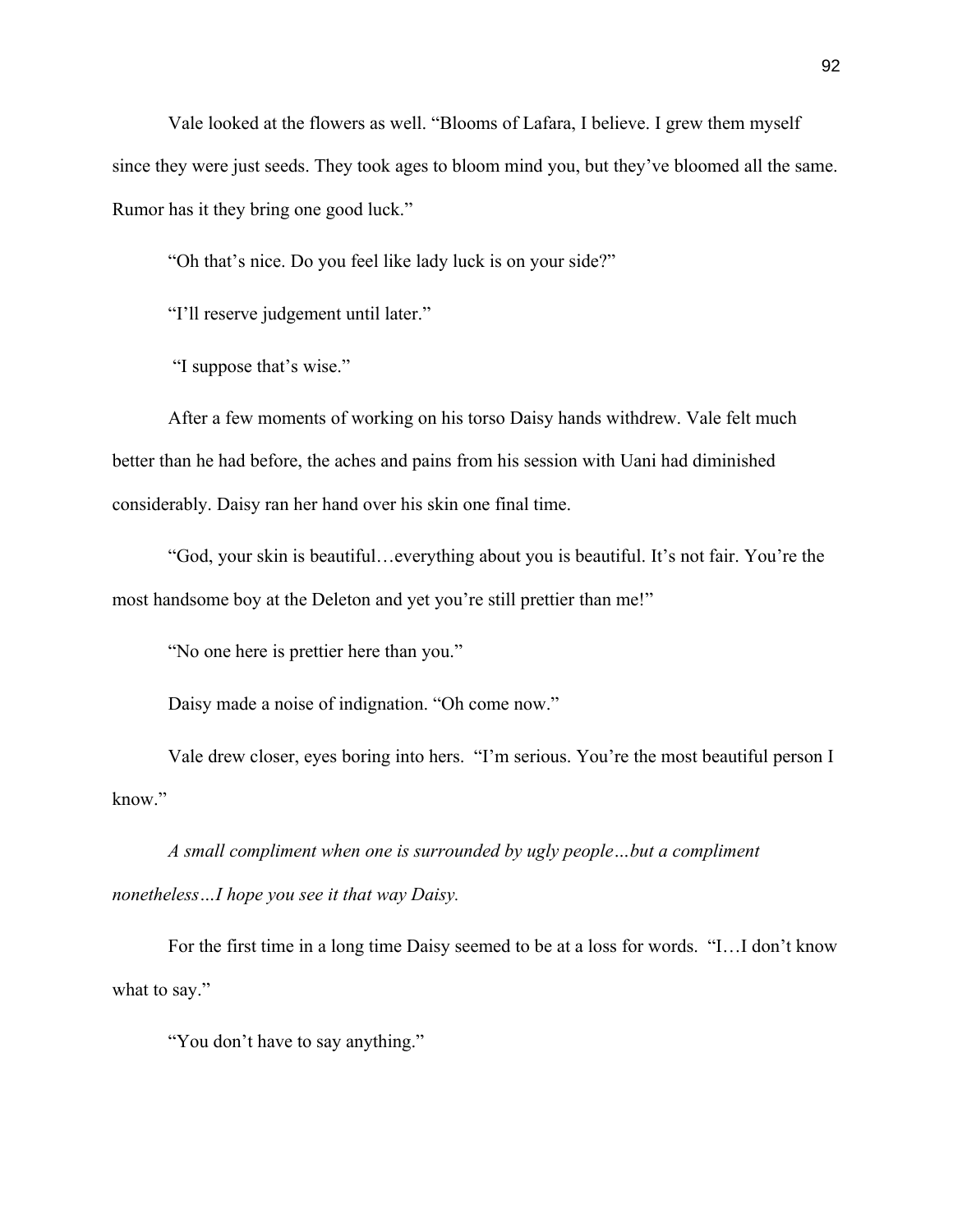Vale looked at the flowers as well. "Blooms of Lafara, I believe. I grew them myself since they were just seeds. They took ages to bloom mind you, but they've bloomed all the same. Rumor has it they bring one good luck."

"Oh that's nice. Do you feel like lady luck is on your side?"

"I'll reserve judgement until later."

"I suppose that's wise."

After a few moments of working on his torso Daisy hands withdrew. Vale felt much better than he had before, the aches and pains from his session with Uani had diminished considerably. Daisy ran her hand over his skin one final time.

"God, your skin is beautiful…everything about you is beautiful. It's not fair. You're the most handsome boy at the Deleton and yet you're still prettier than me!"

"No one here is prettier here than you."

Daisy made a noise of indignation. "Oh come now."

Vale drew closer, eyes boring into hers. "I'm serious. You're the most beautiful person I know."

*A small compliment when one is surrounded by ugly people…but a compliment nonetheless…I hope you see it that way Daisy.*

For the first time in a long time Daisy seemed to be at a loss for words. "I…I don't know what to say."

"You don't have to say anything."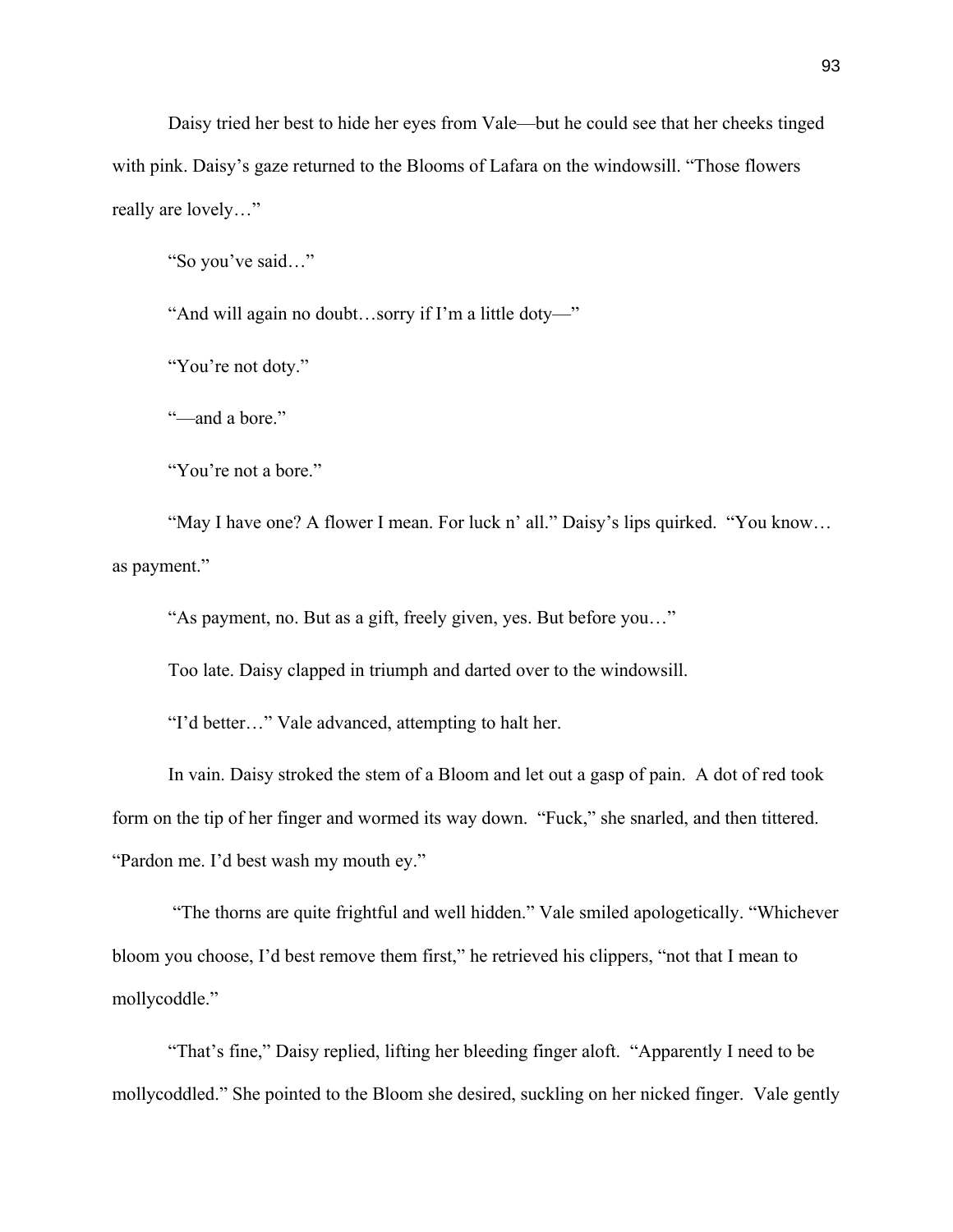Daisy tried her best to hide her eyes from Vale—but he could see that her cheeks tinged with pink. Daisy's gaze returned to the Blooms of Lafara on the windowsill. "Those flowers really are lovely…"

"So you've said…"

"And will again no doubt…sorry if I'm a little doty—"

"You're not doty."

"—and a bore."

"You're not a bore."

"May I have one? A flower I mean. For luck n' all." Daisy's lips quirked. "You know… as payment."

"As payment, no. But as a gift, freely given, yes. But before you…"

Too late. Daisy clapped in triumph and darted over to the windowsill.

"I'd better…" Vale advanced, attempting to halt her.

In vain. Daisy stroked the stem of a Bloom and let out a gasp of pain. A dot of red took form on the tip of her finger and wormed its way down. "Fuck," she snarled, and then tittered. "Pardon me. I'd best wash my mouth ey."

"The thorns are quite frightful and well hidden." Vale smiled apologetically. "Whichever bloom you choose, I'd best remove them first," he retrieved his clippers, "not that I mean to mollycoddle."

"That's fine," Daisy replied, lifting her bleeding finger aloft. "Apparently I need to be mollycoddled." She pointed to the Bloom she desired, suckling on her nicked finger. Vale gently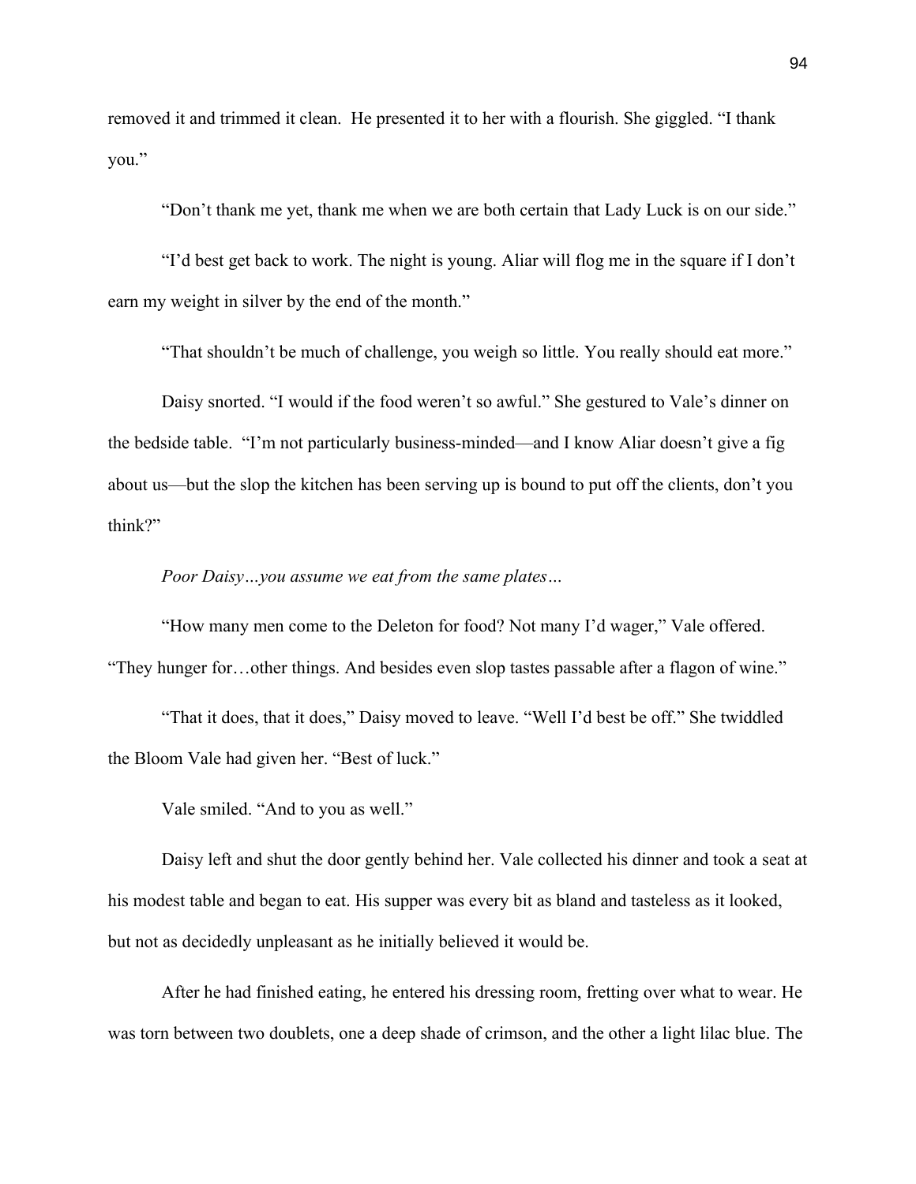removed it and trimmed it clean.  He presented it to her with a flourish. She giggled. "I thank you."

"Don't thank me yet, thank me when we are both certain that Lady Luck is on our side."

"I'd best get back to work. The night is young. Aliar will flog me in the square if I don't earn my weight in silver by the end of the month."

"That shouldn't be much of challenge, you weigh so little. You really should eat more."

Daisy snorted. "I would if the food weren't so awful." She gestured to Vale's dinner on the bedside table.  "I'm not particularly business-minded—and I know Aliar doesn't give a fig about us—but the slop the kitchen has been serving up is bound to put off the clients, don't you think?"

*Poor Daisy…you assume we eat from the same plates…*

"How many men come to the Deleton for food? Not many I'd wager," Vale offered. "They hunger for…other things. And besides even slop tastes passable after a flagon of wine."

"That it does, that it does," Daisy moved to leave. "Well I'd best be off." She twiddled the Bloom Vale had given her. "Best of luck."

Vale smiled. "And to you as well."

Daisy left and shut the door gently behind her. Vale collected his dinner and took a seat at his modest table and began to eat. His supper was every bit as bland and tasteless as it looked, but not as decidedly unpleasant as he initially believed it would be.

After he had finished eating, he entered his dressing room, fretting over what to wear. He was torn between two doublets, one a deep shade of crimson, and the other a light lilac blue. The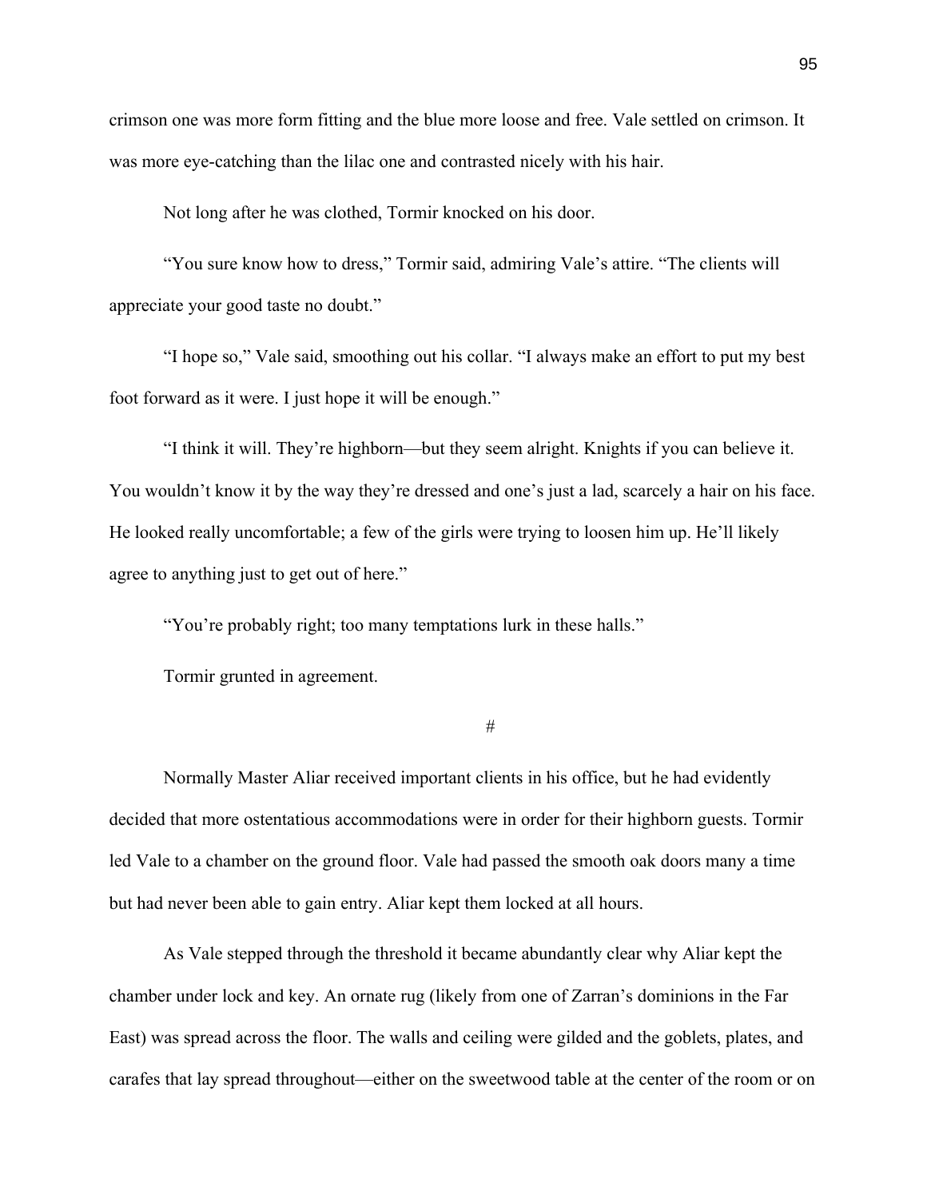crimson one was more form fitting and the blue more loose and free. Vale settled on crimson. It was more eye-catching than the lilac one and contrasted nicely with his hair.

Not long after he was clothed, Tormir knocked on his door.

"You sure know how to dress," Tormir said, admiring Vale's attire. "The clients will appreciate your good taste no doubt."

"I hope so," Vale said, smoothing out his collar. "I always make an effort to put my best foot forward as it were. I just hope it will be enough."

"I think it will. They're highborn—but they seem alright. Knights if you can believe it. You wouldn't know it by the way they're dressed and one's just a lad, scarcely a hair on his face. He looked really uncomfortable; a few of the girls were trying to loosen him up. He'll likely agree to anything just to get out of here."

"You're probably right; too many temptations lurk in these halls."

Tormir grunted in agreement.

#

Normally Master Aliar received important clients in his office, but he had evidently decided that more ostentatious accommodations were in order for their highborn guests. Tormir led Vale to a chamber on the ground floor. Vale had passed the smooth oak doors many a time but had never been able to gain entry. Aliar kept them locked at all hours.

As Vale stepped through the threshold it became abundantly clear why Aliar kept the chamber under lock and key. An ornate rug (likely from one of Zarran's dominions in the Far East) was spread across the floor. The walls and ceiling were gilded and the goblets, plates, and carafes that lay spread throughout—either on the sweetwood table at the center of the room or on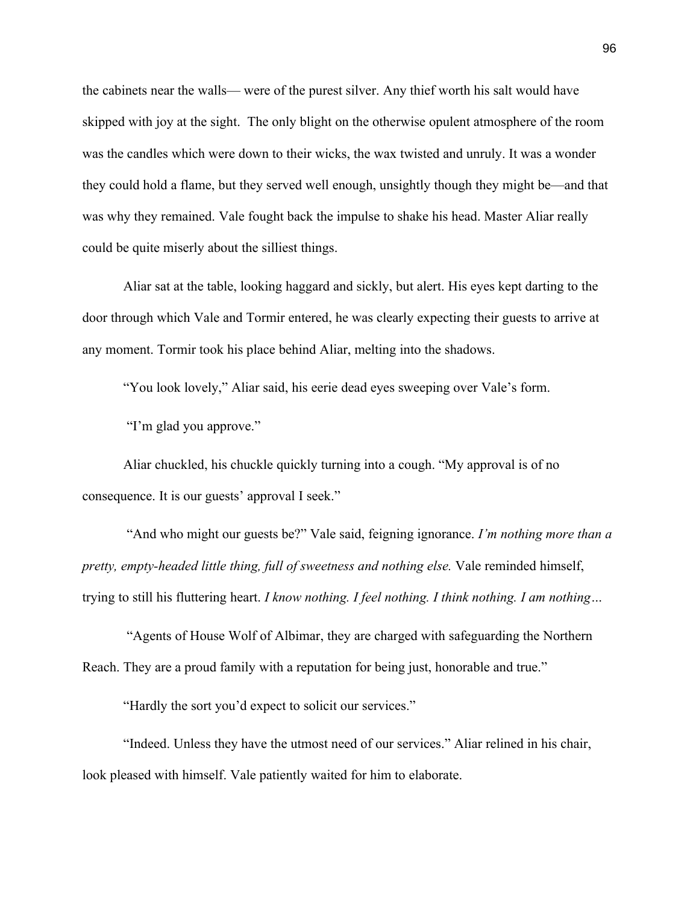the cabinets near the walls— were of the purest silver. Any thief worth his salt would have skipped with joy at the sight. The only blight on the otherwise opulent atmosphere of the room was the candles which were down to their wicks, the wax twisted and unruly. It was a wonder they could hold a flame, but they served well enough, unsightly though they might be—and that was why they remained. Vale fought back the impulse to shake his head. Master Aliar really could be quite miserly about the silliest things.

Aliar sat at the table, looking haggard and sickly, but alert. His eyes kept darting to the door through which Vale and Tormir entered, he was clearly expecting their guests to arrive at any moment. Tormir took his place behind Aliar, melting into the shadows.

"You look lovely," Aliar said, his eerie dead eyes sweeping over Vale's form.

"I'm glad you approve."

Aliar chuckled, his chuckle quickly turning into a cough. "My approval is of no consequence. It is our guests' approval I seek."

"And who might our guests be?" Vale said, feigning ignorance. *I'm nothing more than a pretty, empty-headed little thing, full of sweetness and nothing else.* Vale reminded himself, trying to still his fluttering heart. *I know nothing. I feel nothing. I think nothing. I am nothing…*

"Agents of House Wolf of Albimar, they are charged with safeguarding the Northern Reach. They are a proud family with a reputation for being just, honorable and true."

"Hardly the sort you'd expect to solicit our services."

"Indeed. Unless they have the utmost need of our services." Aliar relined in his chair, look pleased with himself. Vale patiently waited for him to elaborate.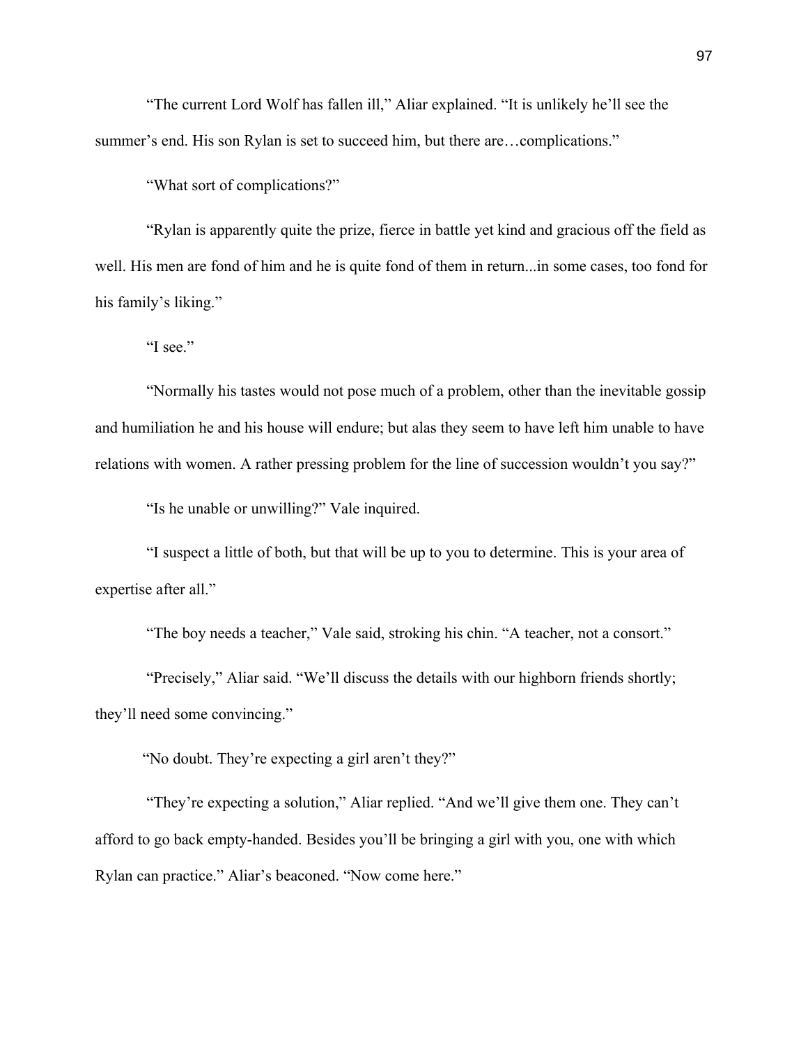"The current Lord Wolf has fallen ill," Aliar explained. "It is unlikely he'll see the summer's end. His son Rylan is set to succeed him, but there are…complications."

"What sort of complications?"

"Rylan is apparently quite the prize, fierce in battle yet kind and gracious off the field as well. His men are fond of him and he is quite fond of them in return...in some cases, too fond for his family's liking."

"I see."

"Normally his tastes would not pose much of a problem, other than the inevitable gossip and humiliation he and his house will endure; but alas they seem to have left him unable to have relations with women. A rather pressing problem for the line of succession wouldn't you say?"

"Is he unable or unwilling?" Vale inquired.

"I suspect a little of both, but that will be up to you to determine. This is your area of expertise after all."

"The boy needs a teacher," Vale said, stroking his chin. "A teacher, not a consort."

"Precisely," Aliar said. "We'll discuss the details with our highborn friends shortly; they'll need some convincing."

"No doubt. They're expecting a girl aren't they?"

"They're expecting a solution," Aliar replied. "And we'll give them one. They can't afford to go back empty-handed. Besides you'll be bringing a girl with you, one with which Rylan can practice." Aliar's beaconed. "Now come here."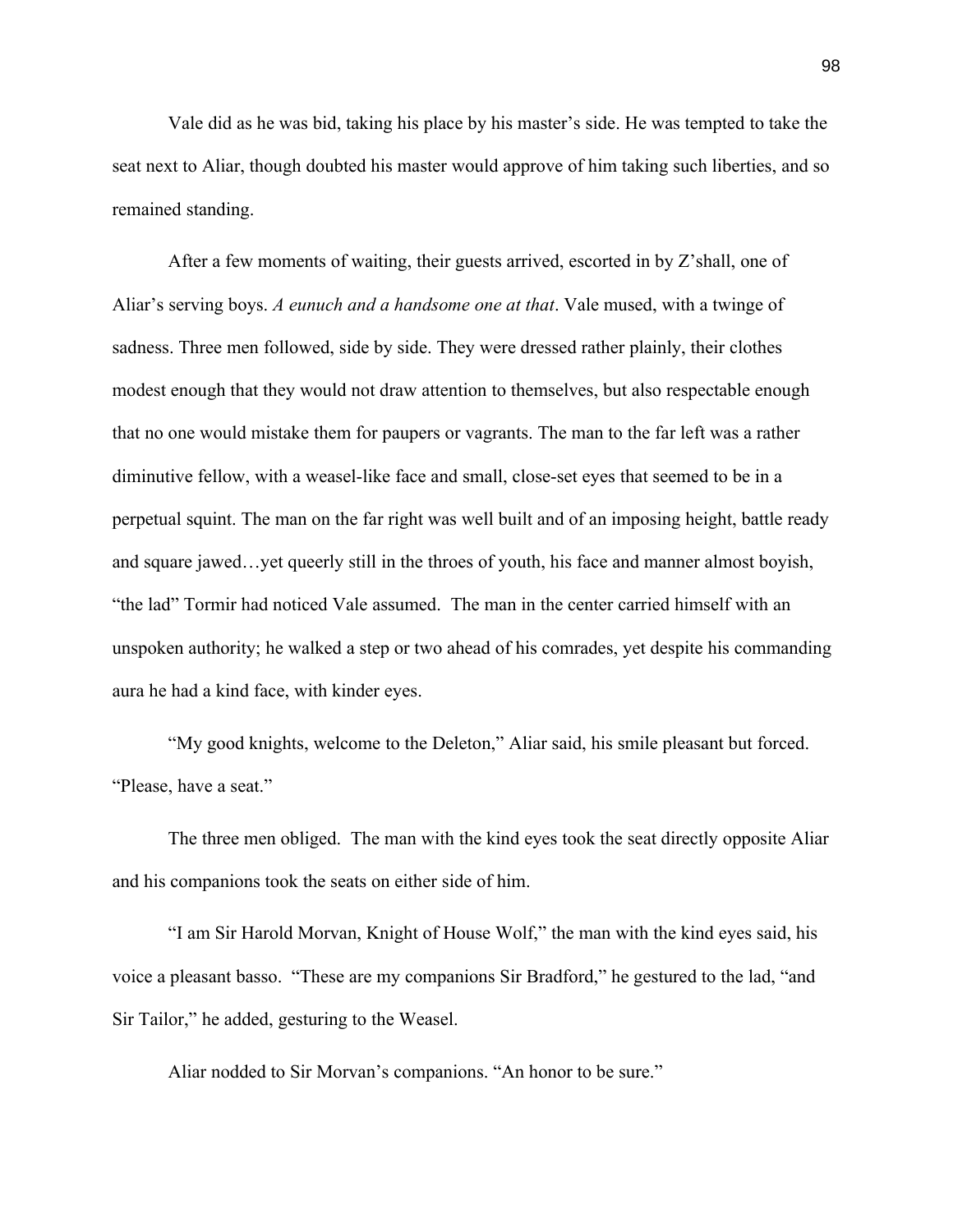Vale did as he was bid, taking his place by his master's side. He was tempted to take the seat next to Aliar, though doubted his master would approve of him taking such liberties, and so remained standing.

After a few moments of waiting, their guests arrived, escorted in by Z'shall, one of Aliar's serving boys. *A eunuch and a handsome one at that*. Vale mused, with a twinge of sadness. Three men followed, side by side. They were dressed rather plainly, their clothes modest enough that they would not draw attention to themselves, but also respectable enough that no one would mistake them for paupers or vagrants. The man to the far left was a rather diminutive fellow, with a weasel-like face and small, close-set eyes that seemed to be in a perpetual squint. The man on the far right was well built and of an imposing height, battle ready and square jawed…yet queerly still in the throes of youth, his face and manner almost boyish, "the lad" Tormir had noticed Vale assumed. The man in the center carried himself with an unspoken authority; he walked a step or two ahead of his comrades, yet despite his commanding aura he had a kind face, with kinder eyes.

"My good knights, welcome to the Deleton," Aliar said, his smile pleasant but forced. "Please, have a seat."

The three men obliged. The man with the kind eyes took the seat directly opposite Aliar and his companions took the seats on either side of him.

"I am Sir Harold Morvan, Knight of House Wolf," the man with the kind eyes said, his voice a pleasant basso. "These are my companions Sir Bradford," he gestured to the lad, "and Sir Tailor," he added, gesturing to the Weasel.

Aliar nodded to Sir Morvan's companions. "An honor to be sure."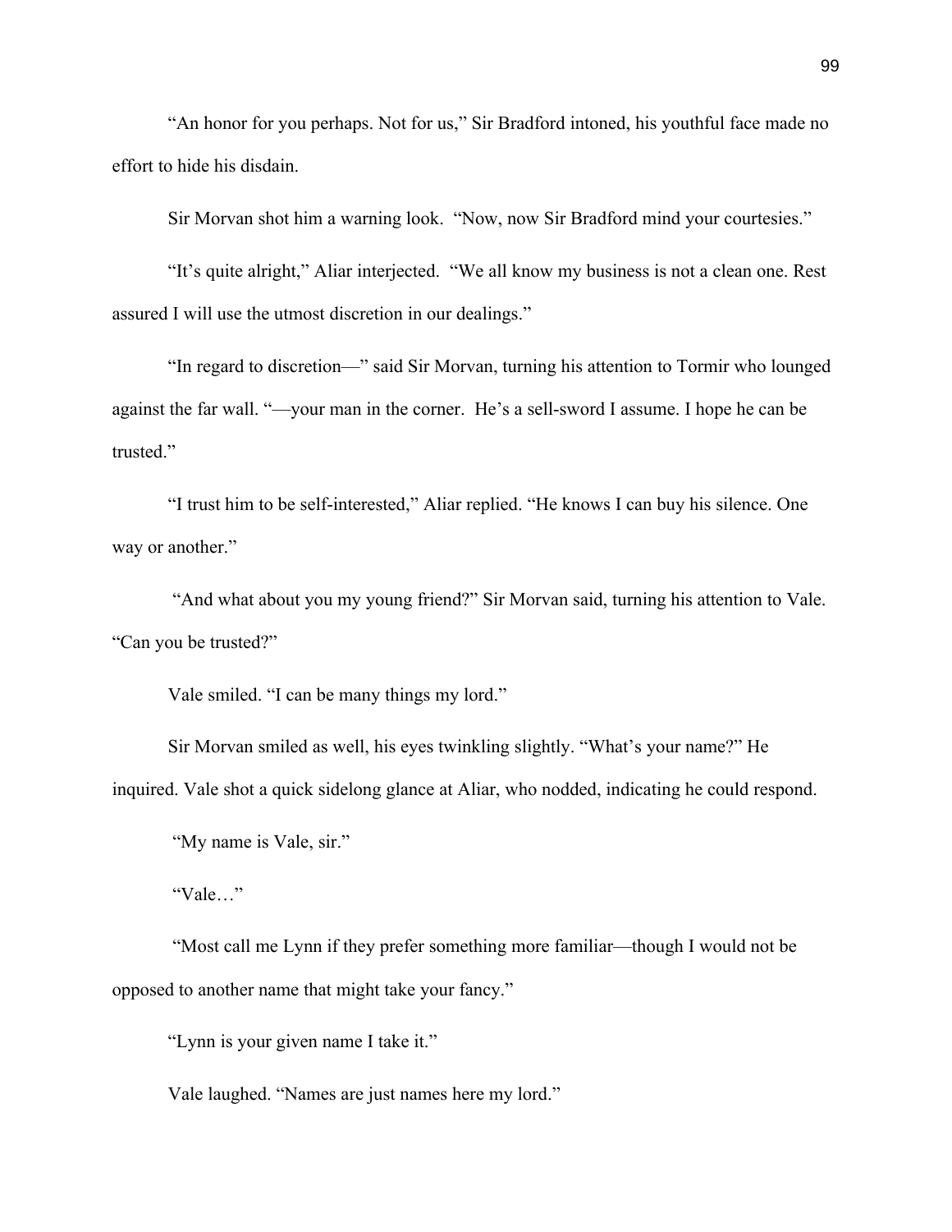"An honor for you perhaps. Not for us," Sir Bradford intoned, his youthful face made no effort to hide his disdain.

Sir Morvan shot him a warning look. "Now, now Sir Bradford mind your courtesies."

"It's quite alright," Aliar interjected. "We all know my business is not a clean one. Rest assured I will use the utmost discretion in our dealings."

"In regard to discretion—" said Sir Morvan, turning his attention to Tormir who lounged against the far wall. "—your man in the corner. He's a sell-sword I assume. I hope he can be trusted."

"I trust him to be self-interested," Aliar replied. "He knows I can buy his silence. One way or another."

"And what about you my young friend?" Sir Morvan said, turning his attention to Vale. "Can you be trusted?"

Vale smiled. "I can be many things my lord."

Sir Morvan smiled as well, his eyes twinkling slightly. "What's your name?" He inquired. Vale shot a quick sidelong glance at Aliar, who nodded, indicating he could respond.

"My name is Vale, sir."

"Vale…"

"Most call me Lynn if they prefer something more familiar—though I would not be opposed to another name that might take your fancy."

"Lynn is your given name I take it."

Vale laughed. "Names are just names here my lord."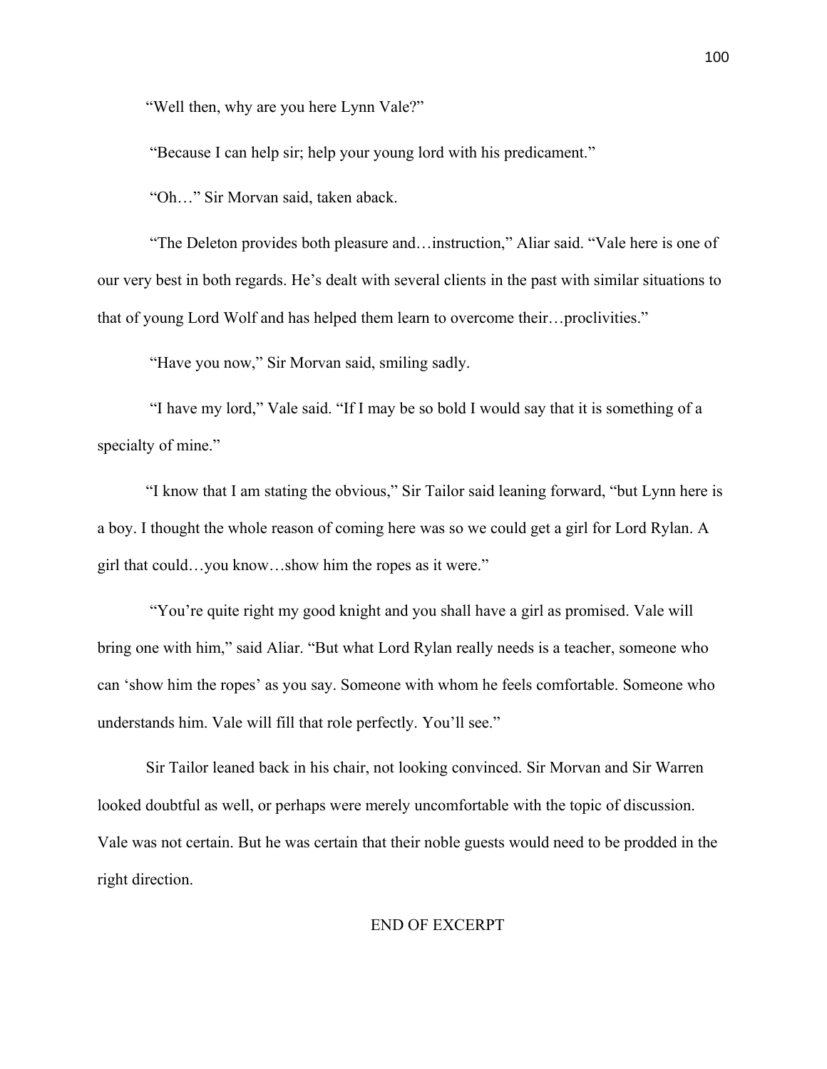"Well then, why are you here Lynn Vale?"

"Because I can help sir; help your young lord with his predicament."

"Oh…" Sir Morvan said, taken aback.

"The Deleton provides both pleasure and…instruction," Aliar said. "Vale here is one of our very best in both regards. He's dealt with several clients in the past with similar situations to that of young Lord Wolf and has helped them learn to overcome their…proclivities."

"Have you now," Sir Morvan said, smiling sadly.

"I have my lord," Vale said. "If I may be so bold I would say that it is something of a specialty of mine."

"I know that I am stating the obvious," Sir Tailor said leaning forward, "but Lynn here is a boy. I thought the whole reason of coming here was so we could get a girl for Lord Rylan. A girl that could…you know…show him the ropes as it were."

"You're quite right my good knight and you shall have a girl as promised. Vale will bring one with him," said Aliar. "But what Lord Rylan really needs is a teacher, someone who can 'show him the ropes' as you say. Someone with whom he feels comfortable. Someone who understands him. Vale will fill that role perfectly. You'll see."

Sir Tailor leaned back in his chair, not looking convinced. Sir Morvan and Sir Warren looked doubtful as well, or perhaps were merely uncomfortable with the topic of discussion. Vale was not certain. But he was certain that their noble guests would need to be prodded in the right direction.

END OF EXCERPT